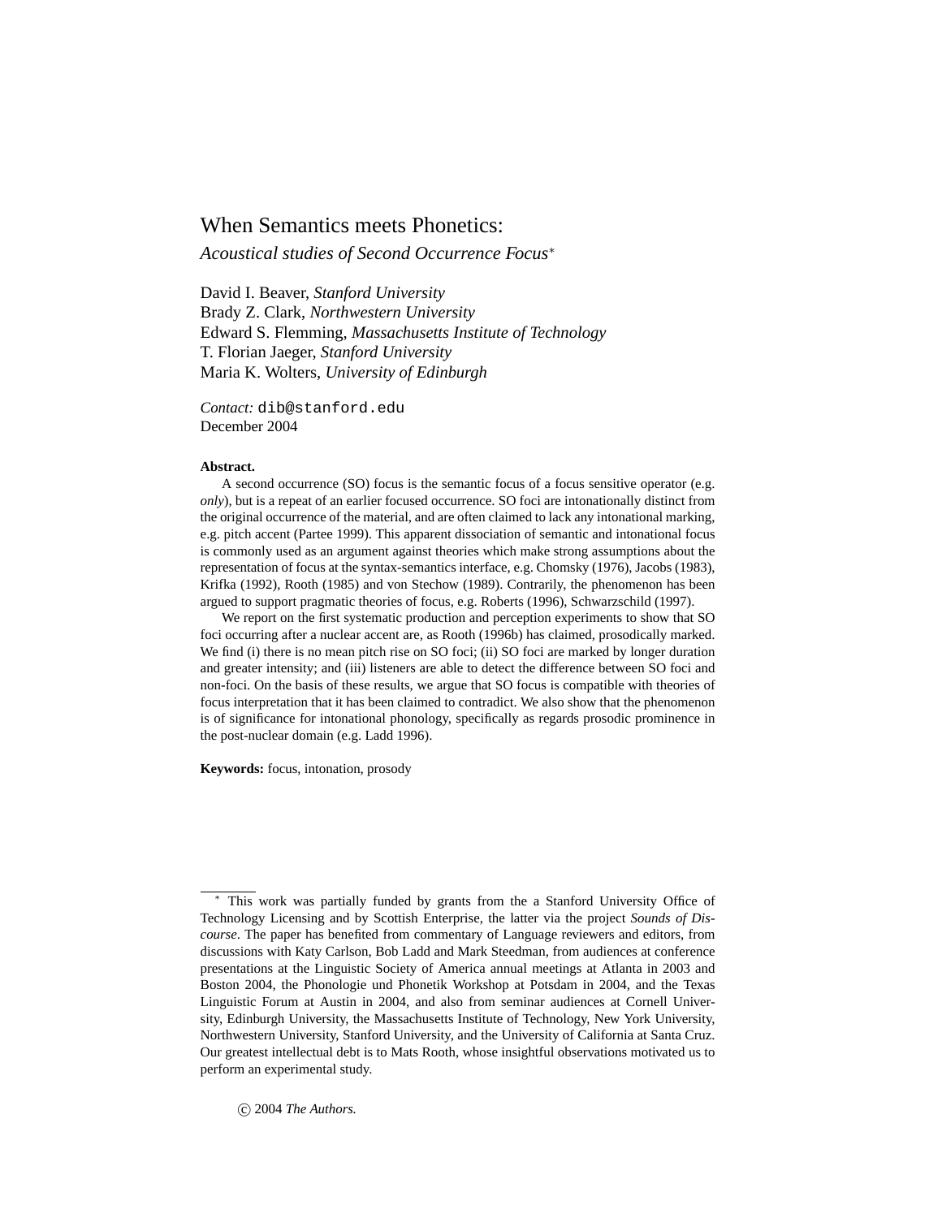# When Semantics meets Phonetics:

*Acoustical studies of Second Occurrence Focus*[*]

David I. Beaver, *Stanford University*
Brady Z. Clark, *Northwestern University*
Edward S. Flemming, *Massachusetts Institute of Technology*
T. Florian Jaeger, *Stanford University*
Maria K. Wolters, *University of Edinburgh*

*Contact:* `dib@stanford.edu`
December 2004

**Abstract.**

A second occurrence (SO) focus is the semantic focus of a focus sensitive operator (e.g. *only*), but is a repeat of an earlier focused occurrence. SO foci are intonationally distinct from the original occurrence of the material, and are often claimed to lack any intonational marking, e.g. pitch accent (Partee 1999). This apparent dissociation of semantic and intonational focus is commonly used as an argument against theories which make strong assumptions about the representation of focus at the syntax-semantics interface, e.g. Chomsky (1976), Jacobs (1983), Krifka (1992), Rooth (1985) and von Stechow (1989). Contrarily, the phenomenon has been argued to support pragmatic theories of focus, e.g. Roberts (1996), Schwarzschild (1997).

We report on the first systematic production and perception experiments to show that SO foci occurring after a nuclear accent are, as Rooth (1996b) has claimed, prosodically marked. We find (i) there is no mean pitch rise on SO foci; (ii) SO foci are marked by longer duration and greater intensity; and (iii) listeners are able to detect the difference between SO foci and non-foci. On the basis of these results, we argue that SO focus is compatible with theories of focus interpretation that it has been claimed to contradict. We also show that the phenomenon is of significance for intonational phonology, specifically as regards prosodic prominence in the post-nuclear domain (e.g. Ladd 1996).

**Keywords:** focus, intonation, prosody

---

[*] This work was partially funded by grants from the a Stanford University Office of Technology Licensing and by Scottish Enterprise, the latter via the project *Sounds of Discourse*. The paper has benefited from commentary of Language reviewers and editors, from discussions with Katy Carlson, Bob Ladd and Mark Steedman, from audiences at conference presentations at the Linguistic Society of America annual meetings at Atlanta in 2003 and Boston 2004, the Phonologie und Phonetik Workshop at Potsdam in 2004, and the Texas Linguistic Forum at Austin in 2004, and also from seminar audiences at Cornell University, Edinburgh University, the Massachusetts Institute of Technology, New York University, Northwestern University, Stanford University, and the University of California at Santa Cruz. Our greatest intellectual debt is to Mats Rooth, whose insightful observations motivated us to perform an experimental study.

© 2004 *The Authors.*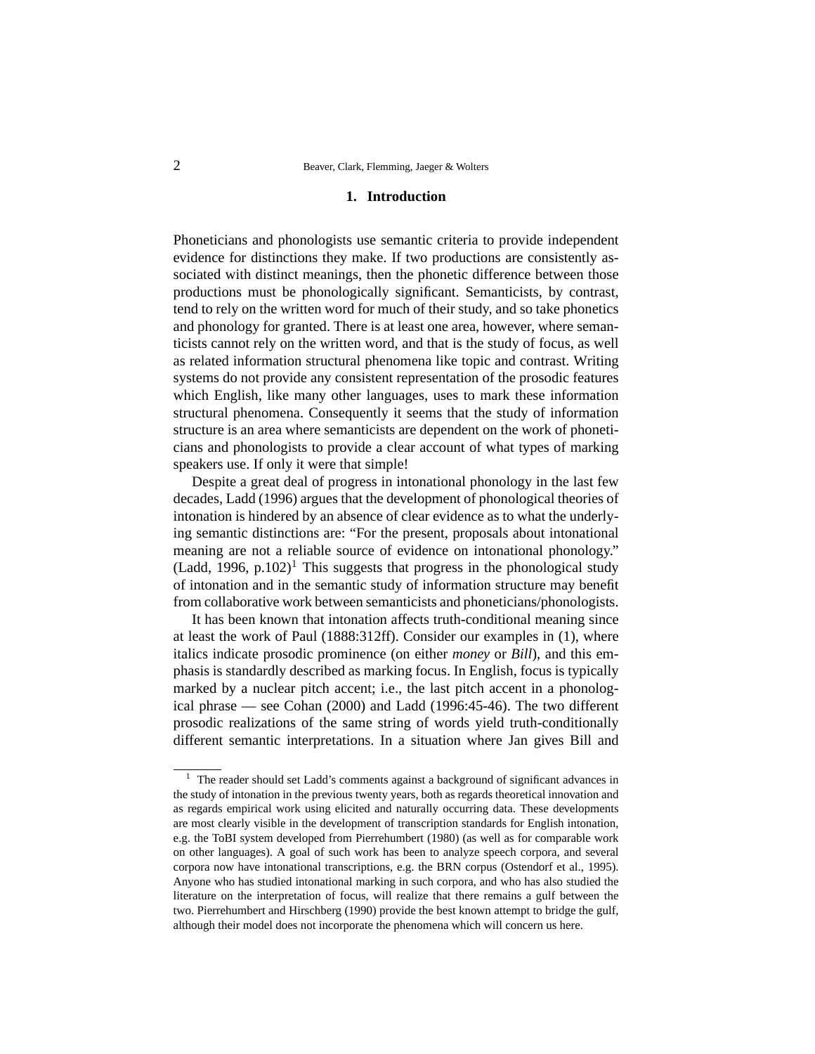## 1. Introduction

Phoneticians and phonologists use semantic criteria to provide independent evidence for distinctions they make. If two productions are consistently associated with distinct meanings, then the phonetic difference between those productions must be phonologically significant. Semanticists, by contrast, tend to rely on the written word for much of their study, and so take phonetics and phonology for granted. There is at least one area, however, where semanticists cannot rely on the written word, and that is the study of focus, as well as related information structural phenomena like topic and contrast. Writing systems do not provide any consistent representation of the prosodic features which English, like many other languages, uses to mark these information structural phenomena. Consequently it seems that the study of information structure is an area where semanticists are dependent on the work of phoneticians and phonologists to provide a clear account of what types of marking speakers use. If only it were that simple!

Despite a great deal of progress in intonational phonology in the last few decades, Ladd (1996) argues that the development of phonological theories of intonation is hindered by an absence of clear evidence as to what the underlying semantic distinctions are: "For the present, proposals about intonational meaning are not a reliable source of evidence on intonational phonology." (Ladd, 1996, p.102)[1] This suggests that progress in the phonological study of intonation and in the semantic study of information structure may benefit from collaborative work between semanticists and phoneticians/phonologists.

It has been known that intonation affects truth-conditional meaning since at least the work of Paul (1888:312ff). Consider our examples in (1), where italics indicate prosodic prominence (on either *money* or *Bill*), and this emphasis is standardly described as marking focus. In English, focus is typically marked by a nuclear pitch accent; i.e., the last pitch accent in a phonological phrase — see Cohan (2000) and Ladd (1996:45-46). The two different prosodic realizations of the same string of words yield truth-conditionally different semantic interpretations. In a situation where Jan gives Bill and

---

[1] The reader should set Ladd's comments against a background of significant advances in the study of intonation in the previous twenty years, both as regards theoretical innovation and as regards empirical work using elicited and naturally occurring data. These developments are most clearly visible in the development of transcription standards for English intonation, e.g. the ToBI system developed from Pierrehumbert (1980) (as well as for comparable work on other languages). A goal of such work has been to analyze speech corpora, and several corpora now have intonational transcriptions, e.g. the BRN corpus (Ostendorf et al., 1995). Anyone who has studied intonational marking in such corpora, and who has also studied the literature on the interpretation of focus, will realize that there remains a gulf between the two. Pierrehumbert and Hirschberg (1990) provide the best known attempt to bridge the gulf, although their model does not incorporate the phenomena which will concern us here.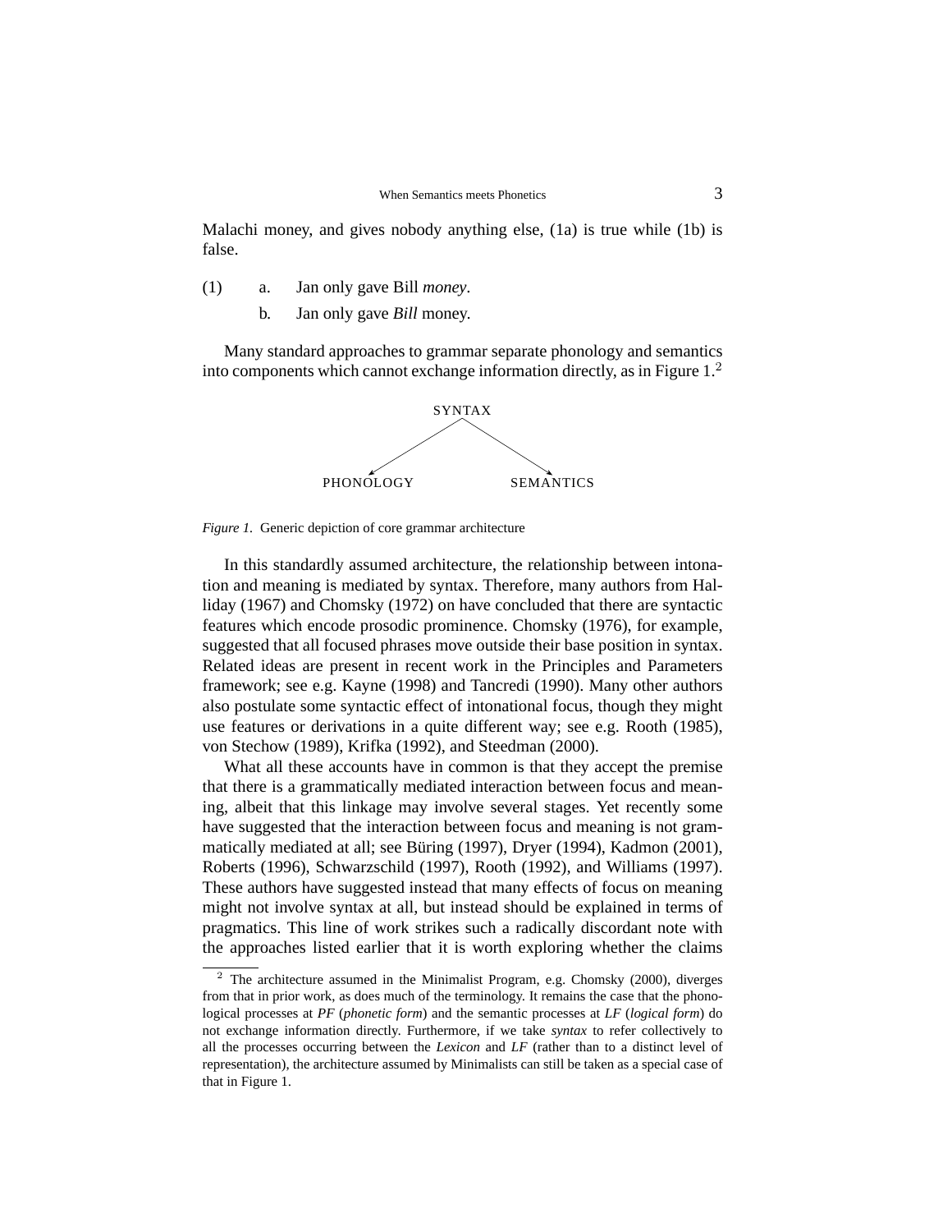Malachi money, and gives nobody anything else, (1a) is true while (1b) is false.

(1) a. Jan only gave Bill *money*.

b. Jan only gave *Bill* money.

Many standard approaches to grammar separate phonology and semantics into components which cannot exchange information directly, as in Figure 1.[2]

```
            SYNTAX
           /      \
          v        v
   PHONOLOGY    SEMANTICS
```

*Figure 1.* Generic depiction of core grammar architecture

In this standardly assumed architecture, the relationship between intonation and meaning is mediated by syntax. Therefore, many authors from Halliday (1967) and Chomsky (1972) on have concluded that there are syntactic features which encode prosodic prominence. Chomsky (1976), for example, suggested that all focused phrases move outside their base position in syntax. Related ideas are present in recent work in the Principles and Parameters framework; see e.g. Kayne (1998) and Tancredi (1990). Many other authors also postulate some syntactic effect of intonational focus, though they might use features or derivations in a quite different way; see e.g. Rooth (1985), von Stechow (1989), Krifka (1992), and Steedman (2000).

What all these accounts have in common is that they accept the premise that there is a grammatically mediated interaction between focus and meaning, albeit that this linkage may involve several stages. Yet recently some have suggested that the interaction between focus and meaning is not grammatically mediated at all; see Büring (1997), Dryer (1994), Kadmon (2001), Roberts (1996), Schwarzschild (1997), Rooth (1992), and Williams (1997). These authors have suggested instead that many effects of focus on meaning might not involve syntax at all, but instead should be explained in terms of pragmatics. This line of work strikes such a radically discordant note with the approaches listed earlier that it is worth exploring whether the claims

[2] The architecture assumed in the Minimalist Program, e.g. Chomsky (2000), diverges from that in prior work, as does much of the terminology. It remains the case that the phonological processes at *PF* (*phonetic form*) and the semantic processes at *LF* (*logical form*) do not exchange information directly. Furthermore, if we take *syntax* to refer collectively to all the processes occurring between the *Lexicon* and *LF* (rather than to a distinct level of representation), the architecture assumed by Minimalists can still be taken as a special case of that in Figure 1.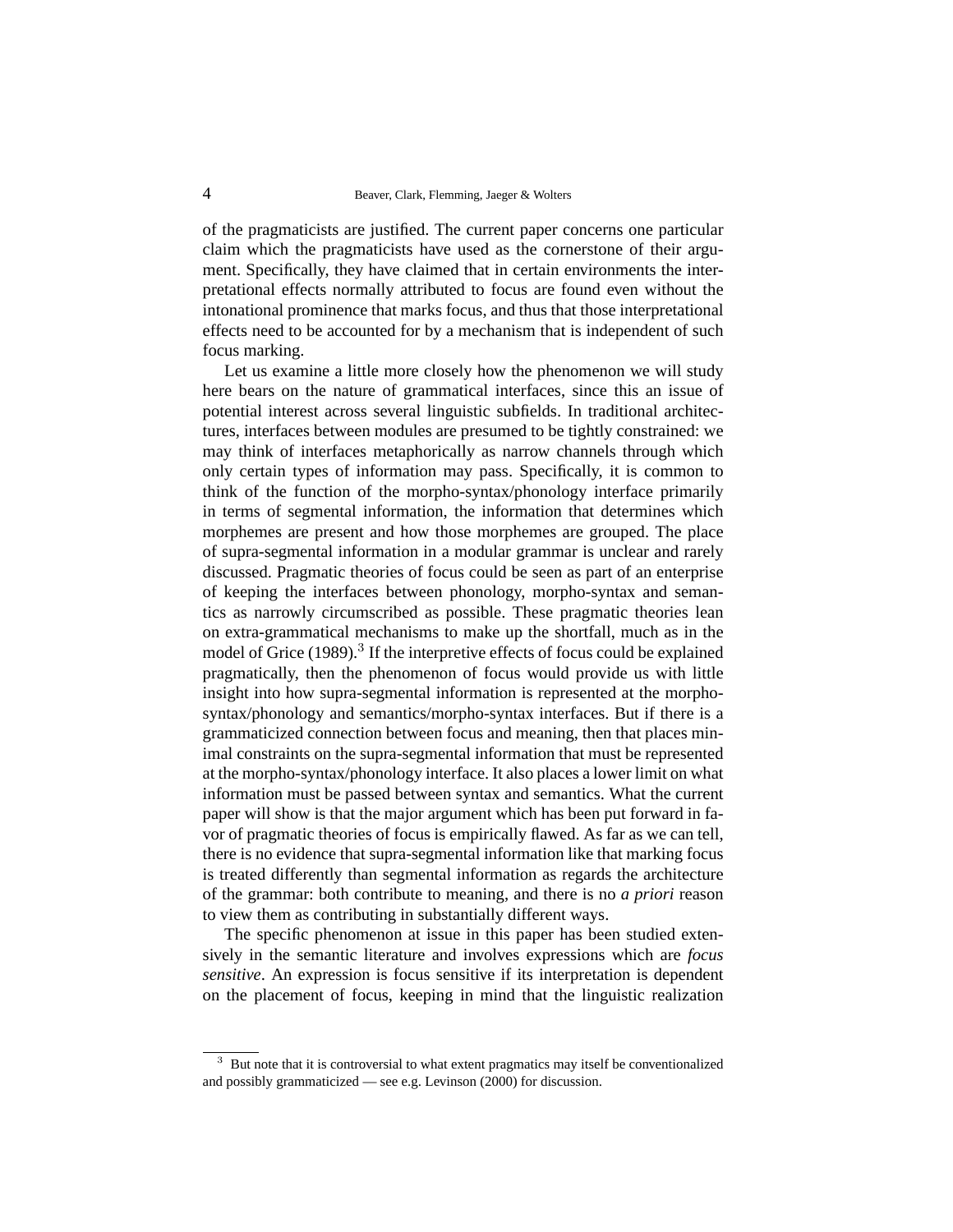of the pragmaticists are justified. The current paper concerns one particular claim which the pragmaticists have used as the cornerstone of their argument. Specifically, they have claimed that in certain environments the interpretational effects normally attributed to focus are found even without the intonational prominence that marks focus, and thus that those interpretational effects need to be accounted for by a mechanism that is independent of such focus marking.

Let us examine a little more closely how the phenomenon we will study here bears on the nature of grammatical interfaces, since this an issue of potential interest across several linguistic subfields. In traditional architectures, interfaces between modules are presumed to be tightly constrained: we may think of interfaces metaphorically as narrow channels through which only certain types of information may pass. Specifically, it is common to think of the function of the morpho-syntax/phonology interface primarily in terms of segmental information, the information that determines which morphemes are present and how those morphemes are grouped. The place of supra-segmental information in a modular grammar is unclear and rarely discussed. Pragmatic theories of focus could be seen as part of an enterprise of keeping the interfaces between phonology, morpho-syntax and semantics as narrowly circumscribed as possible. These pragmatic theories lean on extra-grammatical mechanisms to make up the shortfall, much as in the model of Grice (1989).[3] If the interpretive effects of focus could be explained pragmatically, then the phenomenon of focus would provide us with little insight into how supra-segmental information is represented at the morpho-syntax/phonology and semantics/morpho-syntax interfaces. But if there is a grammaticized connection between focus and meaning, then that places minimal constraints on the supra-segmental information that must be represented at the morpho-syntax/phonology interface. It also places a lower limit on what information must be passed between syntax and semantics. What the current paper will show is that the major argument which has been put forward in favor of pragmatic theories of focus is empirically flawed. As far as we can tell, there is no evidence that supra-segmental information like that marking focus is treated differently than segmental information as regards the architecture of the grammar: both contribute to meaning, and there is no *a priori* reason to view them as contributing in substantially different ways.

The specific phenomenon at issue in this paper has been studied extensively in the semantic literature and involves expressions which are *focus sensitive*. An expression is focus sensitive if its interpretation is dependent on the placement of focus, keeping in mind that the linguistic realization

[3] But note that it is controversial to what extent pragmatics may itself be conventionalized and possibly grammaticized — see e.g. Levinson (2000) for discussion.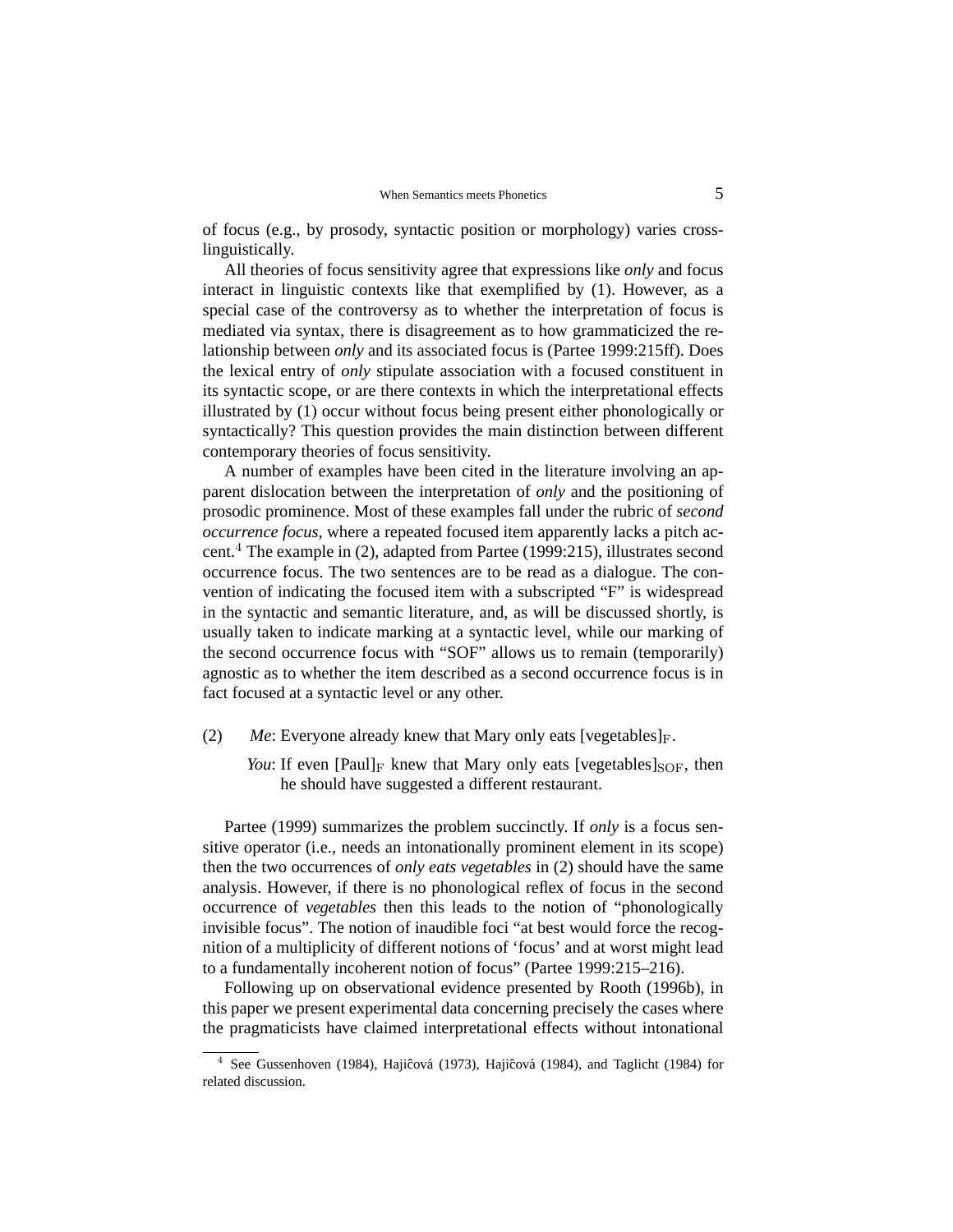of focus (e.g., by prosody, syntactic position or morphology) varies cross-linguistically.

All theories of focus sensitivity agree that expressions like *only* and focus interact in linguistic contexts like that exemplified by (1). However, as a special case of the controversy as to whether the interpretation of focus is mediated via syntax, there is disagreement as to how grammaticized the relationship between *only* and its associated focus is (Partee 1999:215ff). Does the lexical entry of *only* stipulate association with a focused constituent in its syntactic scope, or are there contexts in which the interpretational effects illustrated by (1) occur without focus being present either phonologically or syntactically? This question provides the main distinction between different contemporary theories of focus sensitivity.

A number of examples have been cited in the literature involving an apparent dislocation between the interpretation of *only* and the positioning of prosodic prominence. Most of these examples fall under the rubric of *second occurrence focus*, where a repeated focused item apparently lacks a pitch accent.[4] The example in (2), adapted from Partee (1999:215), illustrates second occurrence focus. The two sentences are to be read as a dialogue. The convention of indicating the focused item with a subscripted "F" is widespread in the syntactic and semantic literature, and, as will be discussed shortly, is usually taken to indicate marking at a syntactic level, while our marking of the second occurrence focus with "SOF" allows us to remain (temporarily) agnostic as to whether the item described as a second occurrence focus is in fact focused at a syntactic level or any other.

(2) *Me*: Everyone already knew that Mary only eats [vegetables]$_{\mathrm{F}}$.

*You*: If even [Paul]$_{\mathrm{F}}$ knew that Mary only eats [vegetables]$_{\mathrm{SOF}}$, then he should have suggested a different restaurant.

Partee (1999) summarizes the problem succinctly. If *only* is a focus sensitive operator (i.e., needs an intonationally prominent element in its scope) then the two occurrences of *only eats vegetables* in (2) should have the same analysis. However, if there is no phonological reflex of focus in the second occurrence of *vegetables* then this leads to the notion of "phonologically invisible focus". The notion of inaudible foci "at best would force the recognition of a multiplicity of different notions of 'focus' and at worst might lead to a fundamentally incoherent notion of focus" (Partee 1999:215–216).

Following up on observational evidence presented by Rooth (1996b), in this paper we present experimental data concerning precisely the cases where the pragmaticists have claimed interpretational effects without intonational

[4] See Gussenhoven (1984), Hajiĉová (1973), Hajiĉová (1984), and Taglicht (1984) for related discussion.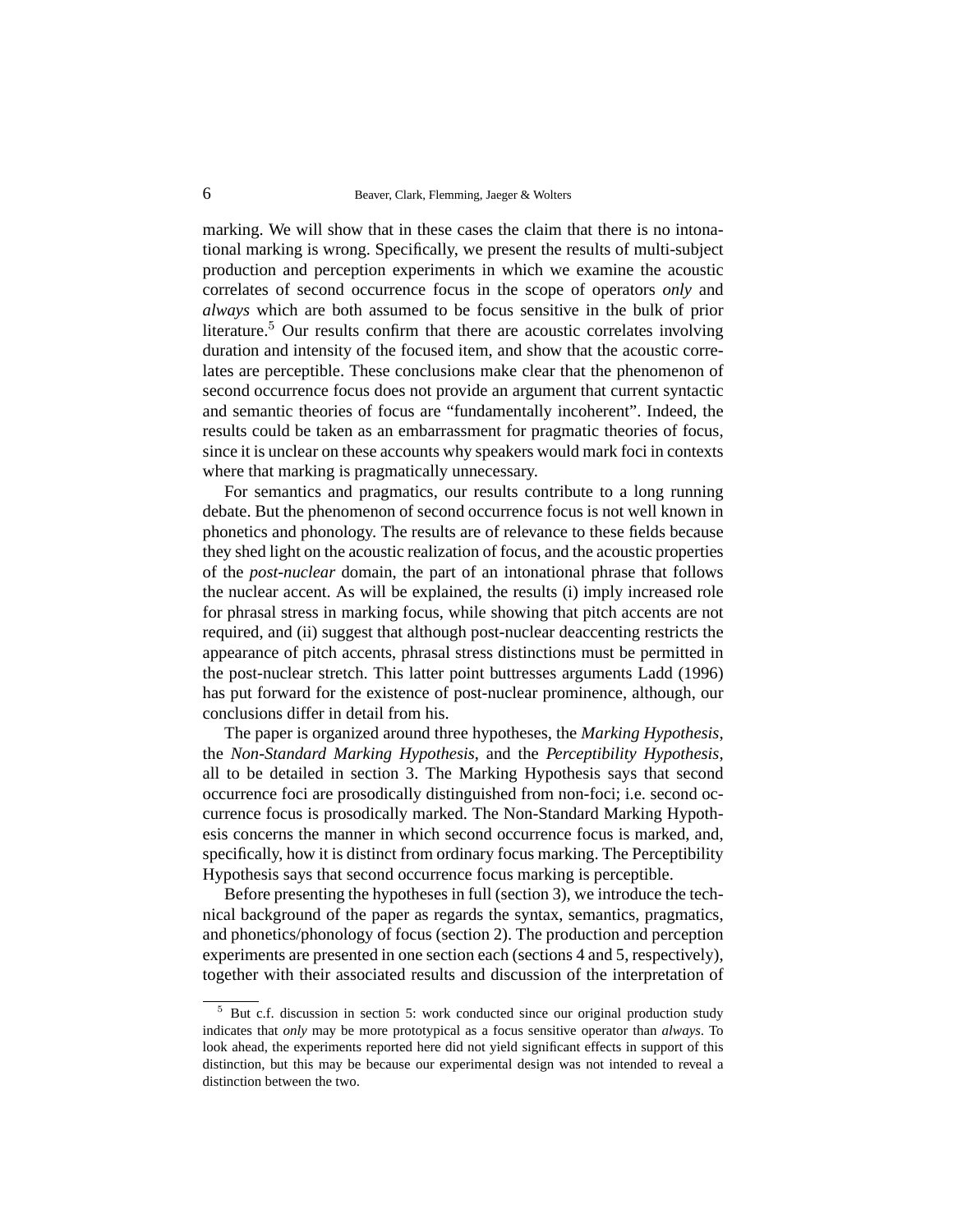marking. We will show that in these cases the claim that there is no intonational marking is wrong. Specifically, we present the results of multi-subject production and perception experiments in which we examine the acoustic correlates of second occurrence focus in the scope of operators *only* and *always* which are both assumed to be focus sensitive in the bulk of prior literature.[5] Our results confirm that there are acoustic correlates involving duration and intensity of the focused item, and show that the acoustic correlates are perceptible. These conclusions make clear that the phenomenon of second occurrence focus does not provide an argument that current syntactic and semantic theories of focus are "fundamentally incoherent". Indeed, the results could be taken as an embarrassment for pragmatic theories of focus, since it is unclear on these accounts why speakers would mark foci in contexts where that marking is pragmatically unnecessary.

For semantics and pragmatics, our results contribute to a long running debate. But the phenomenon of second occurrence focus is not well known in phonetics and phonology. The results are of relevance to these fields because they shed light on the acoustic realization of focus, and the acoustic properties of the *post-nuclear* domain, the part of an intonational phrase that follows the nuclear accent. As will be explained, the results (i) imply increased role for phrasal stress in marking focus, while showing that pitch accents are not required, and (ii) suggest that although post-nuclear deaccenting restricts the appearance of pitch accents, phrasal stress distinctions must be permitted in the post-nuclear stretch. This latter point buttresses arguments Ladd (1996) has put forward for the existence of post-nuclear prominence, although, our conclusions differ in detail from his.

The paper is organized around three hypotheses, the *Marking Hypothesis*, the *Non-Standard Marking Hypothesis*, and the *Perceptibility Hypothesis*, all to be detailed in section 3. The Marking Hypothesis says that second occurrence foci are prosodically distinguished from non-foci; i.e. second occurrence focus is prosodically marked. The Non-Standard Marking Hypothesis concerns the manner in which second occurrence focus is marked, and, specifically, how it is distinct from ordinary focus marking. The Perceptibility Hypothesis says that second occurrence focus marking is perceptible.

Before presenting the hypotheses in full (section 3), we introduce the technical background of the paper as regards the syntax, semantics, pragmatics, and phonetics/phonology of focus (section 2). The production and perception experiments are presented in one section each (sections 4 and 5, respectively), together with their associated results and discussion of the interpretation of

[5] But c.f. discussion in section 5: work conducted since our original production study indicates that *only* may be more prototypical as a focus sensitive operator than *always*. To look ahead, the experiments reported here did not yield significant effects in support of this distinction, but this may be because our experimental design was not intended to reveal a distinction between the two.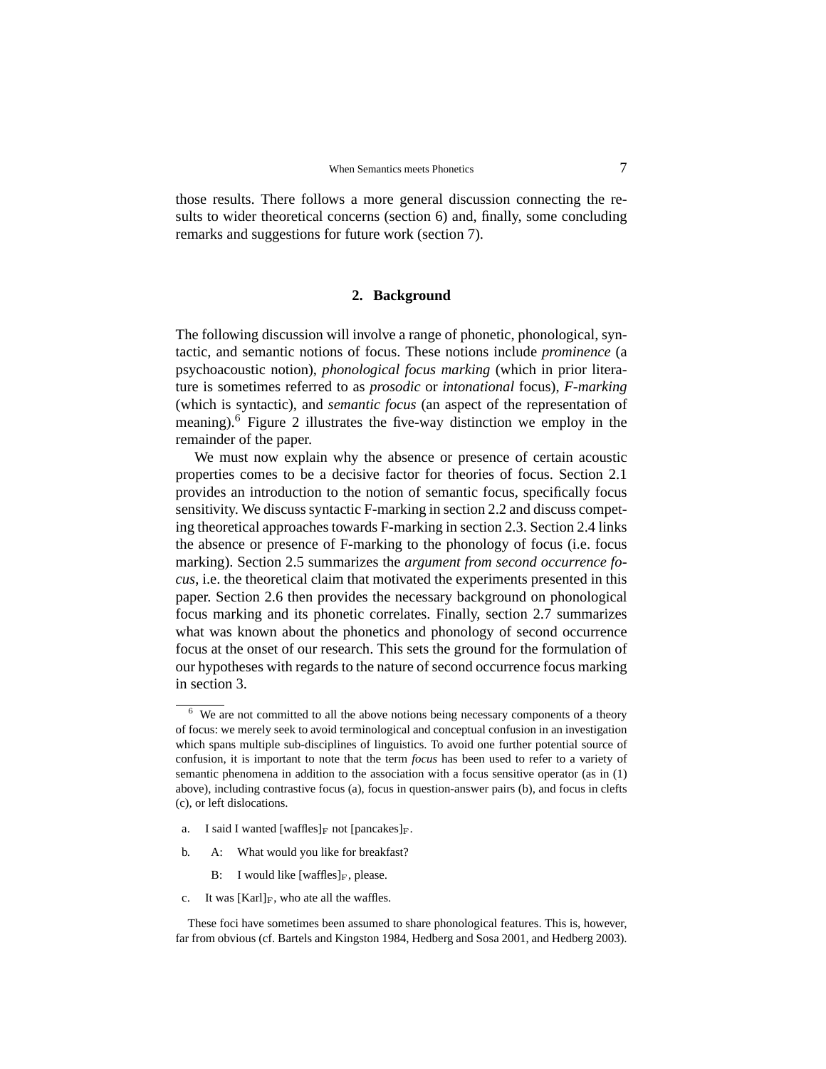those results. There follows a more general discussion connecting the results to wider theoretical concerns (section 6) and, finally, some concluding remarks and suggestions for future work (section 7).

## 2. Background

The following discussion will involve a range of phonetic, phonological, syntactic, and semantic notions of focus. These notions include *prominence* (a psychoacoustic notion), *phonological focus marking* (which in prior literature is sometimes referred to as *prosodic* or *intonational* focus), *F-marking* (which is syntactic), and *semantic focus* (an aspect of the representation of meaning).[6] Figure 2 illustrates the five-way distinction we employ in the remainder of the paper.

We must now explain why the absence or presence of certain acoustic properties comes to be a decisive factor for theories of focus. Section 2.1 provides an introduction to the notion of semantic focus, specifically focus sensitivity. We discuss syntactic F-marking in section 2.2 and discuss competing theoretical approaches towards F-marking in section 2.3. Section 2.4 links the absence or presence of F-marking to the phonology of focus (i.e. focus marking). Section 2.5 summarizes the *argument from second occurrence focus*, i.e. the theoretical claim that motivated the experiments presented in this paper. Section 2.6 then provides the necessary background on phonological focus marking and its phonetic correlates. Finally, section 2.7 summarizes what was known about the phonetics and phonology of second occurrence focus at the onset of our research. This sets the ground for the formulation of our hypotheses with regards to the nature of second occurrence focus marking in section 3.

---

[6] We are not committed to all the above notions being necessary components of a theory of focus: we merely seek to avoid terminological and conceptual confusion in an investigation which spans multiple sub-disciplines of linguistics. To avoid one further potential source of confusion, it is important to note that the term *focus* has been used to refer to a variety of semantic phenomena in addition to the association with a focus sensitive operator (as in (1) above), including contrastive focus (a), focus in question-answer pairs (b), and focus in clefts (c), or left dislocations.

a. I said I wanted [waffles]$_{F}$ not [pancakes]$_{F}$.

b. A: What would you like for breakfast?

   B: I would like [waffles]$_{F}$, please.

c. It was [Karl]$_{F}$, who ate all the waffles.

These foci have sometimes been assumed to share phonological features. This is, however, far from obvious (cf. Bartels and Kingston 1984, Hedberg and Sosa 2001, and Hedberg 2003).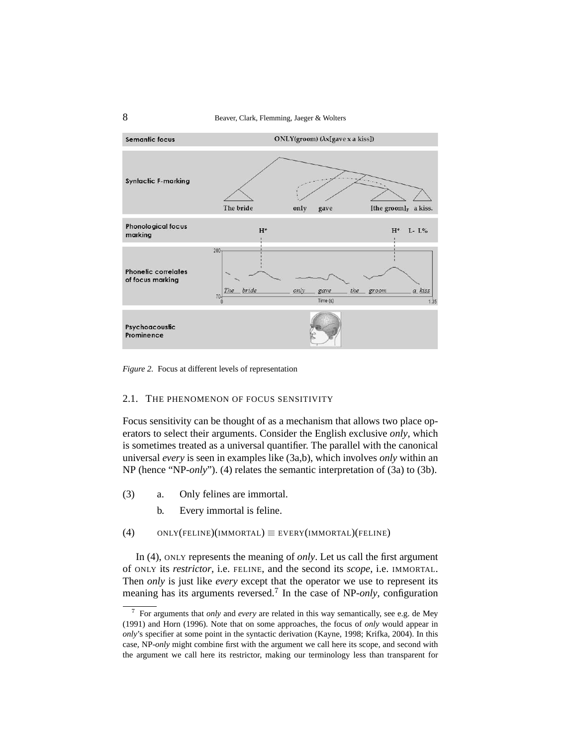Figure 2. Focus at different levels of representation

### 2.1. THE PHENOMENON OF FOCUS SENSITIVITY

Focus sensitivity can be thought of as a mechanism that allows two place operators to select their arguments. Consider the English exclusive *only*, which is sometimes treated as a universal quantifier. The parallel with the canonical universal *every* is seen in examples like (3a,b), which involves *only* within an NP (hence "NP-*only*"). (4) relates the semantic interpretation of (3a) to (3b).

(3) a. Only felines are immortal.

b. Every immortal is feline.

(4) ONLY(FELINE)(IMMORTAL) $\equiv$ EVERY(IMMORTAL)(FELINE)

In (4), ONLY represents the meaning of *only*. Let us call the first argument of ONLY its *restrictor*, i.e. FELINE, and the second its *scope*, i.e. IMMORTAL. Then *only* is just like *every* except that the operator we use to represent its meaning has its arguments reversed.[7] In the case of NP-*only*, configuration

[7] For arguments that *only* and *every* are related in this way semantically, see e.g. de Mey (1991) and Horn (1996). Note that on some approaches, the focus of *only* would appear in *only*'s specifier at some point in the syntactic derivation (Kayne, 1998; Krifka, 2004). In this case, NP-*only* might combine first with the argument we call here its scope, and second with the argument we call here its restrictor, making our terminology less than transparent for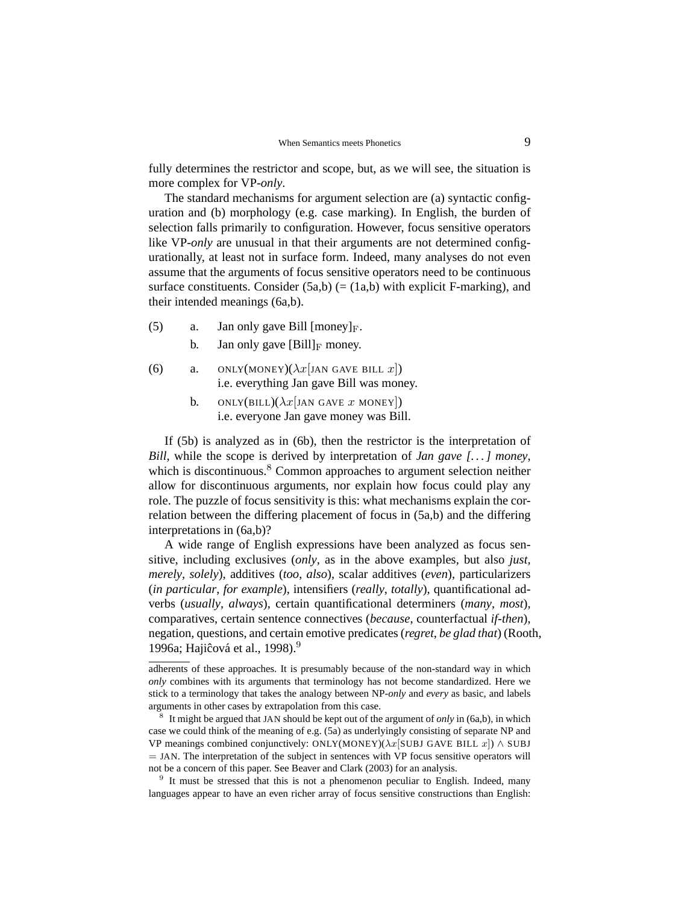fully determines the restrictor and scope, but, as we will see, the situation is more complex for VP-*only*.

The standard mechanisms for argument selection are (a) syntactic configuration and (b) morphology (e.g. case marking). In English, the burden of selection falls primarily to configuration. However, focus sensitive operators like VP-*only* are unusual in that their arguments are not determined configurationally, at least not in surface form. Indeed, many analyses do not even assume that the arguments of focus sensitive operators need to be continuous surface constituents. Consider (5a,b) (= (1a,b) with explicit F-marking), and their intended meanings (6a,b).

(5) a. Jan only gave Bill [money]$_{\mathrm{F}}$.

b. Jan only gave [Bill]$_{\mathrm{F}}$ money.

(6) a. ONLY(MONEY)($\lambda x$[JAN GAVE BILL $x$])
i.e. everything Jan gave Bill was money.

b. ONLY(BILL)($\lambda x$[JAN GAVE $x$ MONEY])
i.e. everyone Jan gave money was Bill.

If (5b) is analyzed as in (6b), then the restrictor is the interpretation of *Bill*, while the scope is derived by interpretation of *Jan gave [...] money*, which is discontinuous.[8] Common approaches to argument selection neither allow for discontinuous arguments, nor explain how focus could play any role. The puzzle of focus sensitivity is this: what mechanisms explain the correlation between the differing placement of focus in (5a,b) and the differing interpretations in (6a,b)?

A wide range of English expressions have been analyzed as focus sensitive, including exclusives (*only*, as in the above examples, but also *just*, *merely*, *solely*), additives (*too*, *also*), scalar additives (*even*), particularizers (*in particular*, *for example*), intensifiers (*really*, *totally*), quantificational adverbs (*usually*, *always*), certain quantificational determiners (*many*, *most*), comparatives, certain sentence connectives (*because*, counterfactual *if-then*), negation, questions, and certain emotive predicates (*regret*, *be glad that*) (Rooth, 1996a; Hajiĉová et al., 1998).[9]

---

adherents of these approaches. It is presumably because of the non-standard way in which *only* combines with its arguments that terminology has not become standardized. Here we stick to a terminology that takes the analogy between NP-*only* and *every* as basic, and labels arguments in other cases by extrapolation from this case.

[8] It might be argued that JAN should be kept out of the argument of *only* in (6a,b), in which case we could think of the meaning of e.g. (5a) as underlyingly consisting of separate NP and VP meanings combined conjunctively: ONLY(MONEY)($\lambda x$[SUBJ GAVE BILL $x$]) $\wedge$ SUBJ $=$ JAN. The interpretation of the subject in sentences with VP focus sensitive operators will not be a concern of this paper. See Beaver and Clark (2003) for an analysis.

[9] It must be stressed that this is not a phenomenon peculiar to English. Indeed, many languages appear to have an even richer array of focus sensitive constructions than English: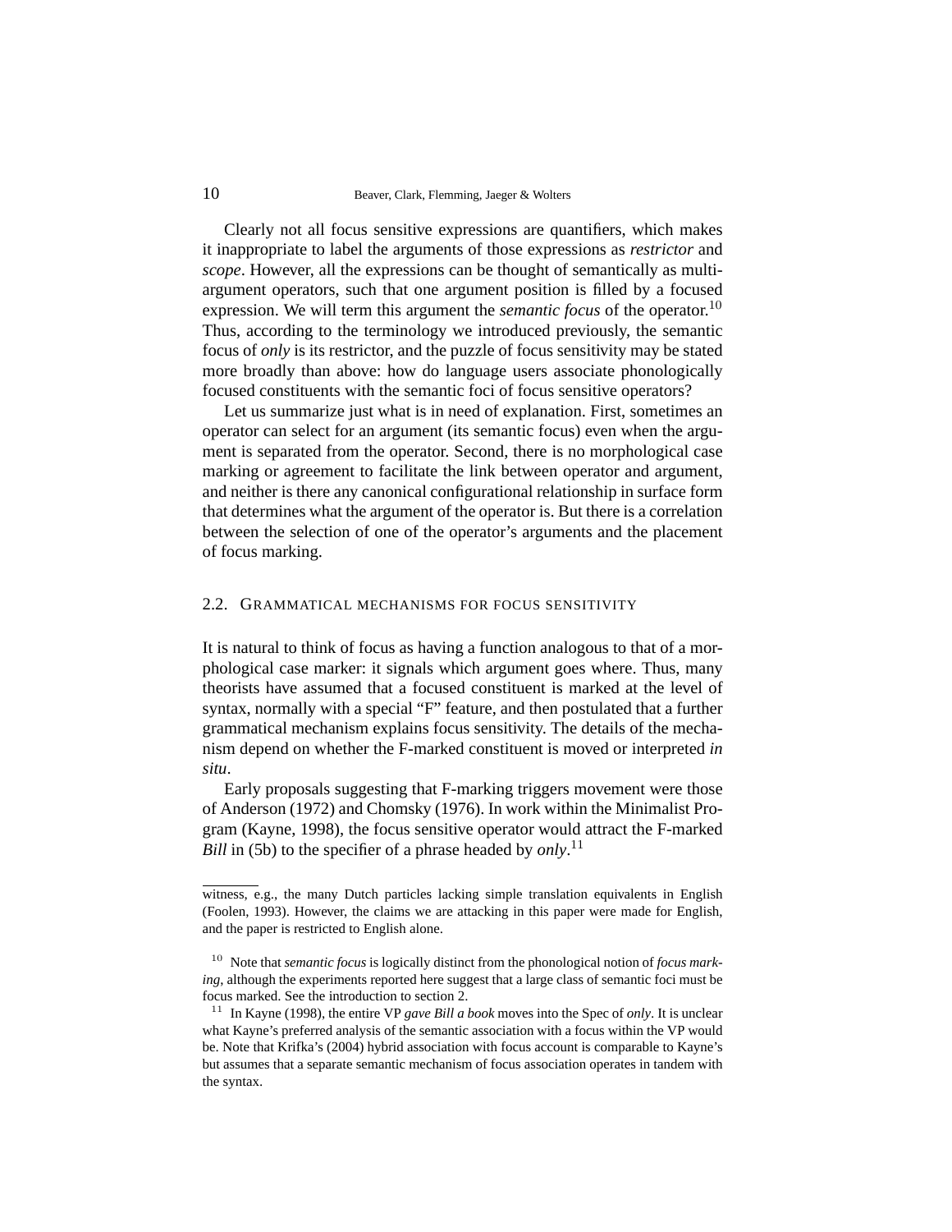Clearly not all focus sensitive expressions are quantifiers, which makes it inappropriate to label the arguments of those expressions as *restrictor* and *scope*. However, all the expressions can be thought of semantically as multi-argument operators, such that one argument position is filled by a focused expression. We will term this argument the *semantic focus* of the operator.[10] Thus, according to the terminology we introduced previously, the semantic focus of *only* is its restrictor, and the puzzle of focus sensitivity may be stated more broadly than above: how do language users associate phonologically focused constituents with the semantic foci of focus sensitive operators?

Let us summarize just what is in need of explanation. First, sometimes an operator can select for an argument (its semantic focus) even when the argument is separated from the operator. Second, there is no morphological case marking or agreement to facilitate the link between operator and argument, and neither is there any canonical configurational relationship in surface form that determines what the argument of the operator is. But there is a correlation between the selection of one of the operator's arguments and the placement of focus marking.

## 2.2. Grammatical mechanisms for focus sensitivity

It is natural to think of focus as having a function analogous to that of a morphological case marker: it signals which argument goes where. Thus, many theorists have assumed that a focused constituent is marked at the level of syntax, normally with a special "F" feature, and then postulated that a further grammatical mechanism explains focus sensitivity. The details of the mechanism depend on whether the F-marked constituent is moved or interpreted *in situ*.

Early proposals suggesting that F-marking triggers movement were those of Anderson (1972) and Chomsky (1976). In work within the Minimalist Program (Kayne, 1998), the focus sensitive operator would attract the F-marked *Bill* in (5b) to the specifier of a phrase headed by *only*.[11]

---

witness, e.g., the many Dutch particles lacking simple translation equivalents in English (Foolen, 1993). However, the claims we are attacking in this paper were made for English, and the paper is restricted to English alone.

[10] Note that *semantic focus* is logically distinct from the phonological notion of *focus marking*, although the experiments reported here suggest that a large class of semantic foci must be focus marked. See the introduction to section 2.

[11] In Kayne (1998), the entire VP *gave Bill a book* moves into the Spec of *only*. It is unclear what Kayne's preferred analysis of the semantic association with a focus within the VP would be. Note that Krifka's (2004) hybrid association with focus account is comparable to Kayne's but assumes that a separate semantic mechanism of focus association operates in tandem with the syntax.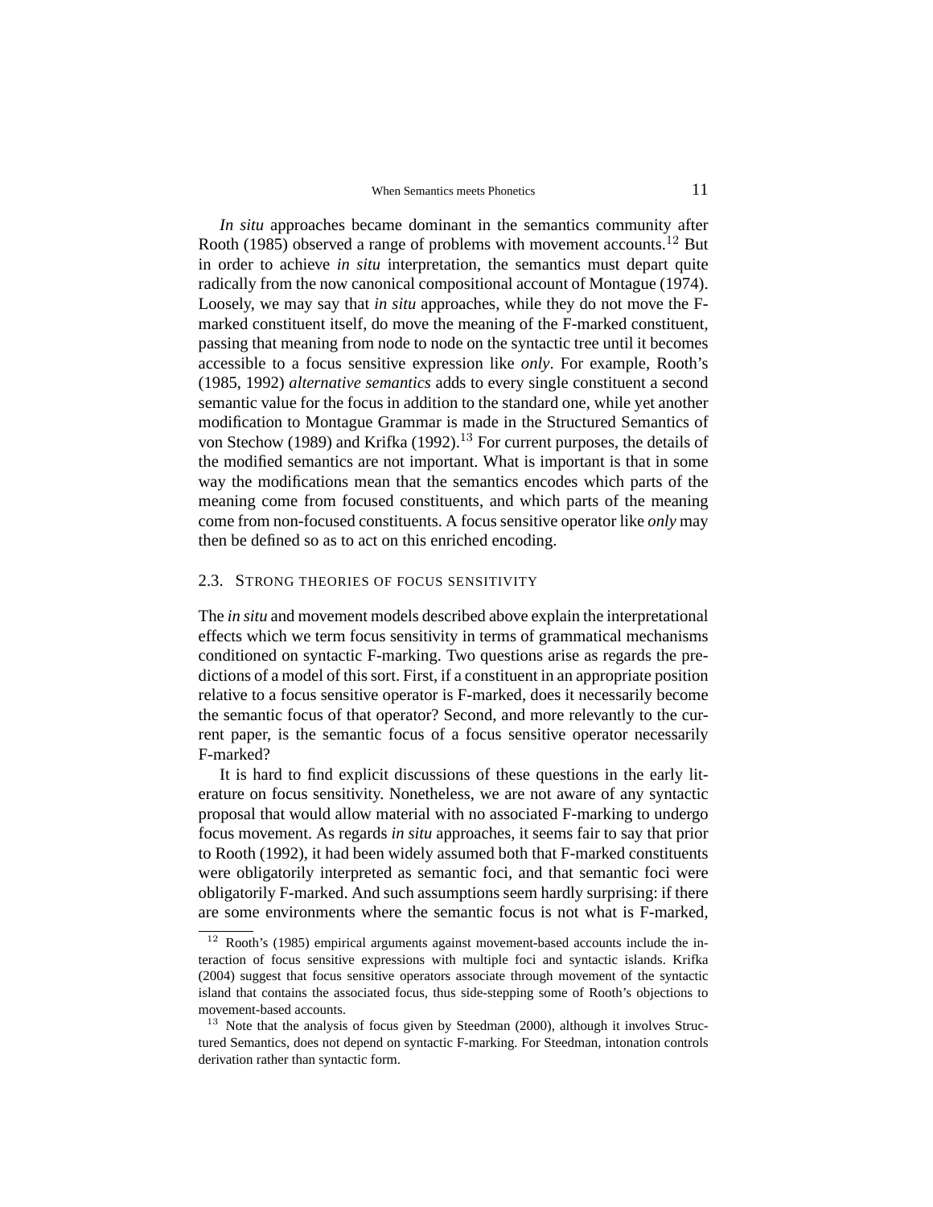*In situ* approaches became dominant in the semantics community after Rooth (1985) observed a range of problems with movement accounts.[12] But in order to achieve *in situ* interpretation, the semantics must depart quite radically from the now canonical compositional account of Montague (1974). Loosely, we may say that *in situ* approaches, while they do not move the F-marked constituent itself, do move the meaning of the F-marked constituent, passing that meaning from node to node on the syntactic tree until it becomes accessible to a focus sensitive expression like *only*. For example, Rooth's (1985, 1992) *alternative semantics* adds to every single constituent a second semantic value for the focus in addition to the standard one, while yet another modification to Montague Grammar is made in the Structured Semantics of von Stechow (1989) and Krifka (1992).[13] For current purposes, the details of the modified semantics are not important. What is important is that in some way the modifications mean that the semantics encodes which parts of the meaning come from focused constituents, and which parts of the meaning come from non-focused constituents. A focus sensitive operator like *only* may then be defined so as to act on this enriched encoding.

## 2.3. Strong theories of focus sensitivity

The *in situ* and movement models described above explain the interpretational effects which we term focus sensitivity in terms of grammatical mechanisms conditioned on syntactic F-marking. Two questions arise as regards the predictions of a model of this sort. First, if a constituent in an appropriate position relative to a focus sensitive operator is F-marked, does it necessarily become the semantic focus of that operator? Second, and more relevantly to the current paper, is the semantic focus of a focus sensitive operator necessarily F-marked?

It is hard to find explicit discussions of these questions in the early literature on focus sensitivity. Nonetheless, we are not aware of any syntactic proposal that would allow material with no associated F-marking to undergo focus movement. As regards *in situ* approaches, it seems fair to say that prior to Rooth (1992), it had been widely assumed both that F-marked constituents were obligatorily interpreted as semantic foci, and that semantic foci were obligatorily F-marked. And such assumptions seem hardly surprising: if there are some environments where the semantic focus is not what is F-marked,

[12] Rooth's (1985) empirical arguments against movement-based accounts include the interaction of focus sensitive expressions with multiple foci and syntactic islands. Krifka (2004) suggest that focus sensitive operators associate through movement of the syntactic island that contains the associated focus, thus side-stepping some of Rooth's objections to movement-based accounts.

[13] Note that the analysis of focus given by Steedman (2000), although it involves Structured Semantics, does not depend on syntactic F-marking. For Steedman, intonation controls derivation rather than syntactic form.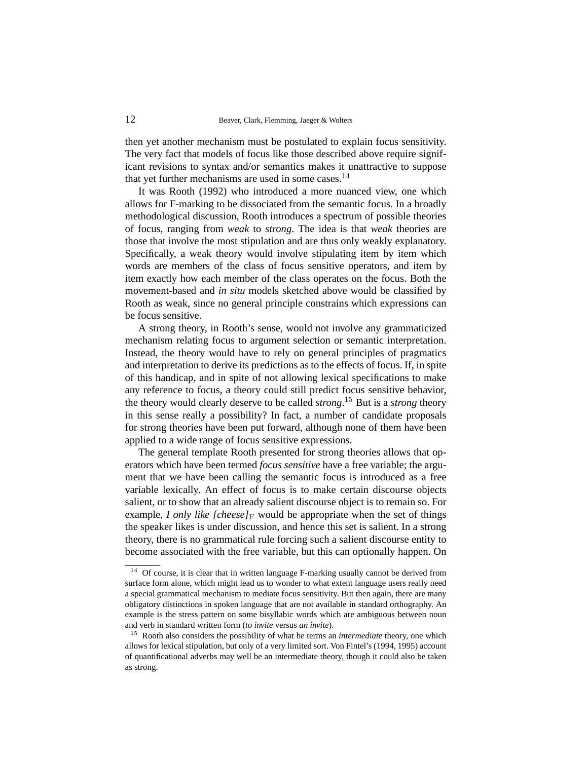then yet another mechanism must be postulated to explain focus sensitivity. The very fact that models of focus like those described above require significant revisions to syntax and/or semantics makes it unattractive to suppose that yet further mechanisms are used in some cases.[14]

It was Rooth (1992) who introduced a more nuanced view, one which allows for F-marking to be dissociated from the semantic focus. In a broadly methodological discussion, Rooth introduces a spectrum of possible theories of focus, ranging from *weak* to *strong*. The idea is that *weak* theories are those that involve the most stipulation and are thus only weakly explanatory. Specifically, a weak theory would involve stipulating item by item which words are members of the class of focus sensitive operators, and item by item exactly how each member of the class operates on the focus. Both the movement-based and *in situ* models sketched above would be classified by Rooth as weak, since no general principle constrains which expressions can be focus sensitive.

A strong theory, in Rooth's sense, would not involve any grammaticized mechanism relating focus to argument selection or semantic interpretation. Instead, the theory would have to rely on general principles of pragmatics and interpretation to derive its predictions as to the effects of focus. If, in spite of this handicap, and in spite of not allowing lexical specifications to make any reference to focus, a theory could still predict focus sensitive behavior, the theory would clearly deserve to be called *strong*.[15] But is a *strong* theory in this sense really a possibility? In fact, a number of candidate proposals for strong theories have been put forward, although none of them have been applied to a wide range of focus sensitive expressions.

The general template Rooth presented for strong theories allows that operators which have been termed *focus sensitive* have a free variable; the argument that we have been calling the semantic focus is introduced as a free variable lexically. An effect of focus is to make certain discourse objects salient, or to show that an already salient discourse object is to remain so. For example, *I only like [cheese]*$_{\mathrm{F}}$ would be appropriate when the set of things the speaker likes is under discussion, and hence this set is salient. In a strong theory, there is no grammatical rule forcing such a salient discourse entity to become associated with the free variable, but this can optionally happen. On

---

[14] Of course, it is clear that in written language F-marking usually cannot be derived from surface form alone, which might lead us to wonder to what extent language users really need a special grammatical mechanism to mediate focus sensitivity. But then again, there are many obligatory distinctions in spoken language that are not available in standard orthography. An example is the stress pattern on some bisyllabic words which are ambiguous between noun and verb in standard written form (*to invíte* versus *an ínvite*).

[15] Rooth also considers the possibility of what he terms an *intermediate* theory, one which allows for lexical stipulation, but only of a very limited sort. Von Fintel's (1994, 1995) account of quantificational adverbs may well be an intermediate theory, though it could also be taken as strong.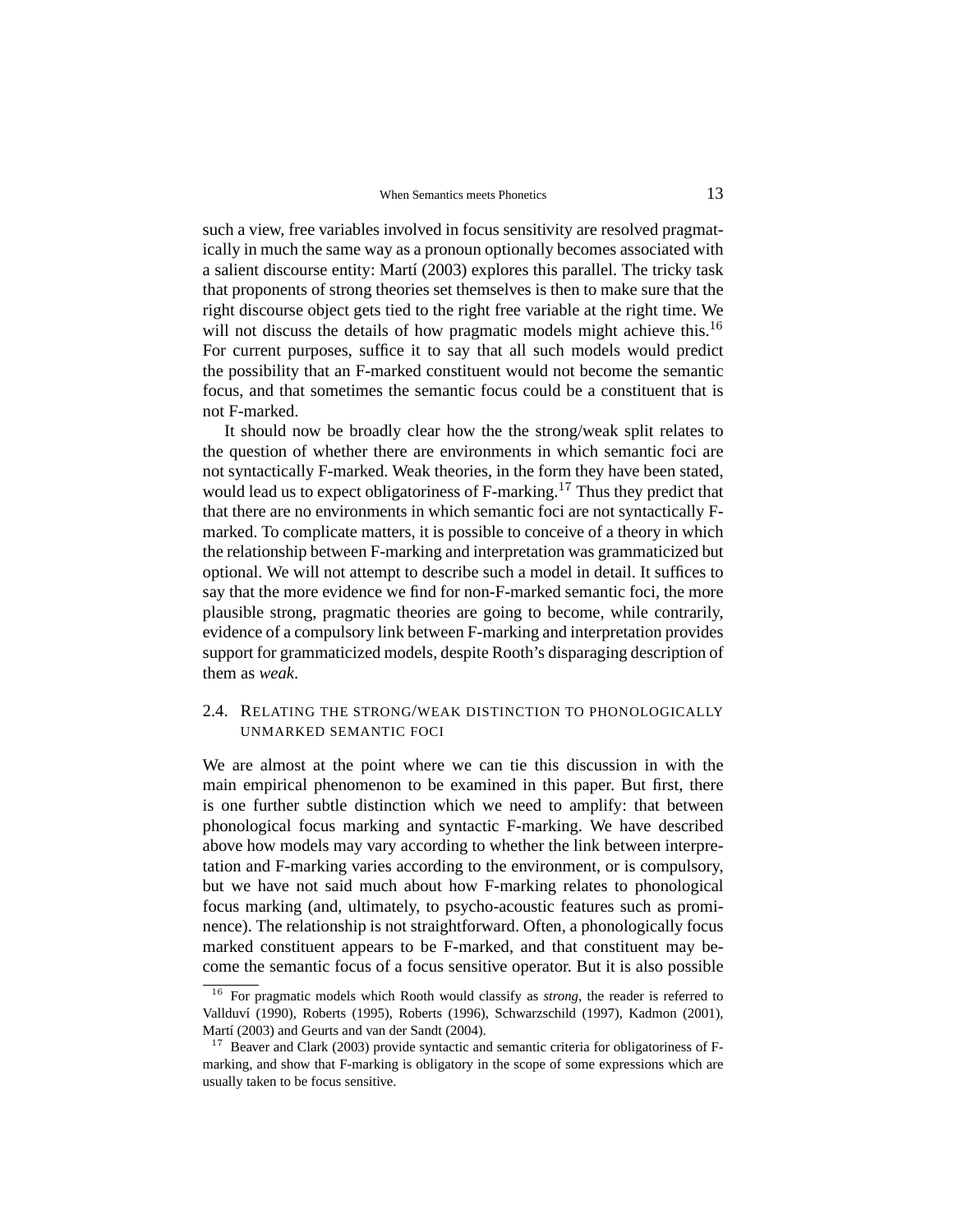such a view, free variables involved in focus sensitivity are resolved pragmatically in much the same way as a pronoun optionally becomes associated with a salient discourse entity: Martí (2003) explores this parallel. The tricky task that proponents of strong theories set themselves is then to make sure that the right discourse object gets tied to the right free variable at the right time. We will not discuss the details of how pragmatic models might achieve this.[16] For current purposes, suffice it to say that all such models would predict the possibility that an F-marked constituent would not become the semantic focus, and that sometimes the semantic focus could be a constituent that is not F-marked.

It should now be broadly clear how the the strong/weak split relates to the question of whether there are environments in which semantic foci are not syntactically F-marked. Weak theories, in the form they have been stated, would lead us to expect obligatoriness of F-marking.[17] Thus they predict that that there are no environments in which semantic foci are not syntactically F-marked. To complicate matters, it is possible to conceive of a theory in which the relationship between F-marking and interpretation was grammaticized but optional. We will not attempt to describe such a model in detail. It suffices to say that the more evidence we find for non-F-marked semantic foci, the more plausible strong, pragmatic theories are going to become, while contrarily, evidence of a compulsory link between F-marking and interpretation provides support for grammaticized models, despite Rooth's disparaging description of them as *weak*.

## 2.4. Relating the strong/weak distinction to phonologically unmarked semantic foci

We are almost at the point where we can tie this discussion in with the main empirical phenomenon to be examined in this paper. But first, there is one further subtle distinction which we need to amplify: that between phonological focus marking and syntactic F-marking. We have described above how models may vary according to whether the link between interpretation and F-marking varies according to the environment, or is compulsory, but we have not said much about how F-marking relates to phonological focus marking (and, ultimately, to psycho-acoustic features such as prominence). The relationship is not straightforward. Often, a phonologically focus marked constituent appears to be F-marked, and that constituent may become the semantic focus of a focus sensitive operator. But it is also possible

[16] For pragmatic models which Rooth would classify as *strong*, the reader is referred to Vallduví (1990), Roberts (1995), Roberts (1996), Schwarzschild (1997), Kadmon (2001), Martí (2003) and Geurts and van der Sandt (2004).

[17] Beaver and Clark (2003) provide syntactic and semantic criteria for obligatoriness of F-marking, and show that F-marking is obligatory in the scope of some expressions which are usually taken to be focus sensitive.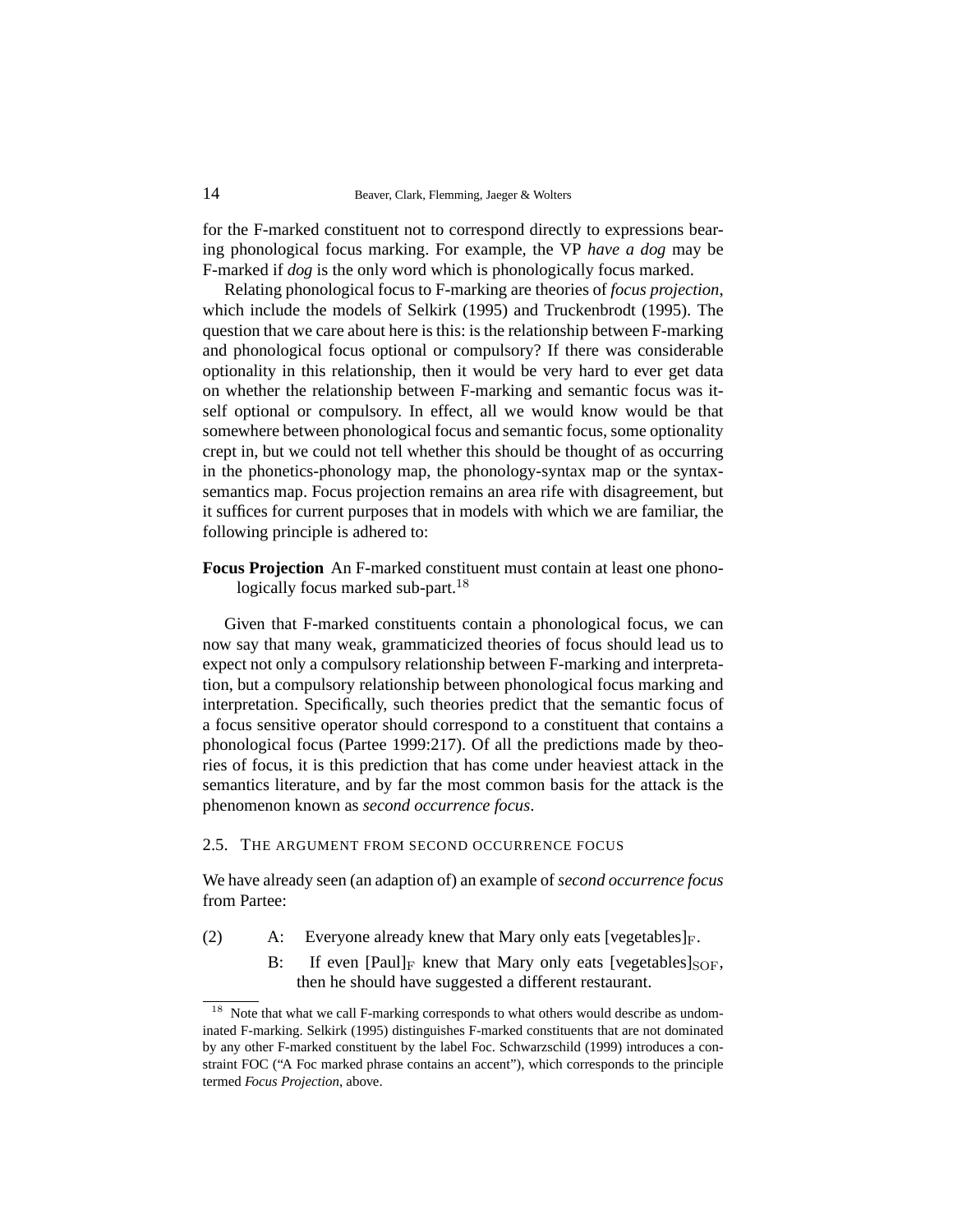for the F-marked constituent not to correspond directly to expressions bearing phonological focus marking. For example, the VP *have a dog* may be F-marked if *dog* is the only word which is phonologically focus marked.

Relating phonological focus to F-marking are theories of *focus projection*, which include the models of Selkirk (1995) and Truckenbrodt (1995). The question that we care about here is this: is the relationship between F-marking and phonological focus optional or compulsory? If there was considerable optionality in this relationship, then it would be very hard to ever get data on whether the relationship between F-marking and semantic focus was itself optional or compulsory. In effect, all we would know would be that somewhere between phonological focus and semantic focus, some optionality crept in, but we could not tell whether this should be thought of as occurring in the phonetics-phonology map, the phonology-syntax map or the syntax-semantics map. Focus projection remains an area rife with disagreement, but it suffices for current purposes that in models with which we are familiar, the following principle is adhered to:

**Focus Projection** An F-marked constituent must contain at least one phonologically focus marked sub-part.[18]

Given that F-marked constituents contain a phonological focus, we can now say that many weak, grammaticized theories of focus should lead us to expect not only a compulsory relationship between F-marking and interpretation, but a compulsory relationship between phonological focus marking and interpretation. Specifically, such theories predict that the semantic focus of a focus sensitive operator should correspond to a constituent that contains a phonological focus (Partee 1999:217). Of all the predictions made by theories of focus, it is this prediction that has come under heaviest attack in the semantics literature, and by far the most common basis for the attack is the phenomenon known as *second occurrence focus*.

## 2.5. The argument from second occurrence focus

We have already seen (an adaption of) an example of *second occurrence focus* from Partee:

(2) A: Everyone already knew that Mary only eats [vegetables]$_{\mathrm{F}}$.

B: If even [Paul]$_{\mathrm{F}}$ knew that Mary only eats [vegetables]$_{\mathrm{SOF}}$, then he should have suggested a different restaurant.

[18] Note that what we call F-marking corresponds to what others would describe as undominated F-marking. Selkirk (1995) distinguishes F-marked constituents that are not dominated by any other F-marked constituent by the label Foc. Schwarzschild (1999) introduces a constraint FOC ("A Foc marked phrase contains an accent"), which corresponds to the principle termed *Focus Projection*, above.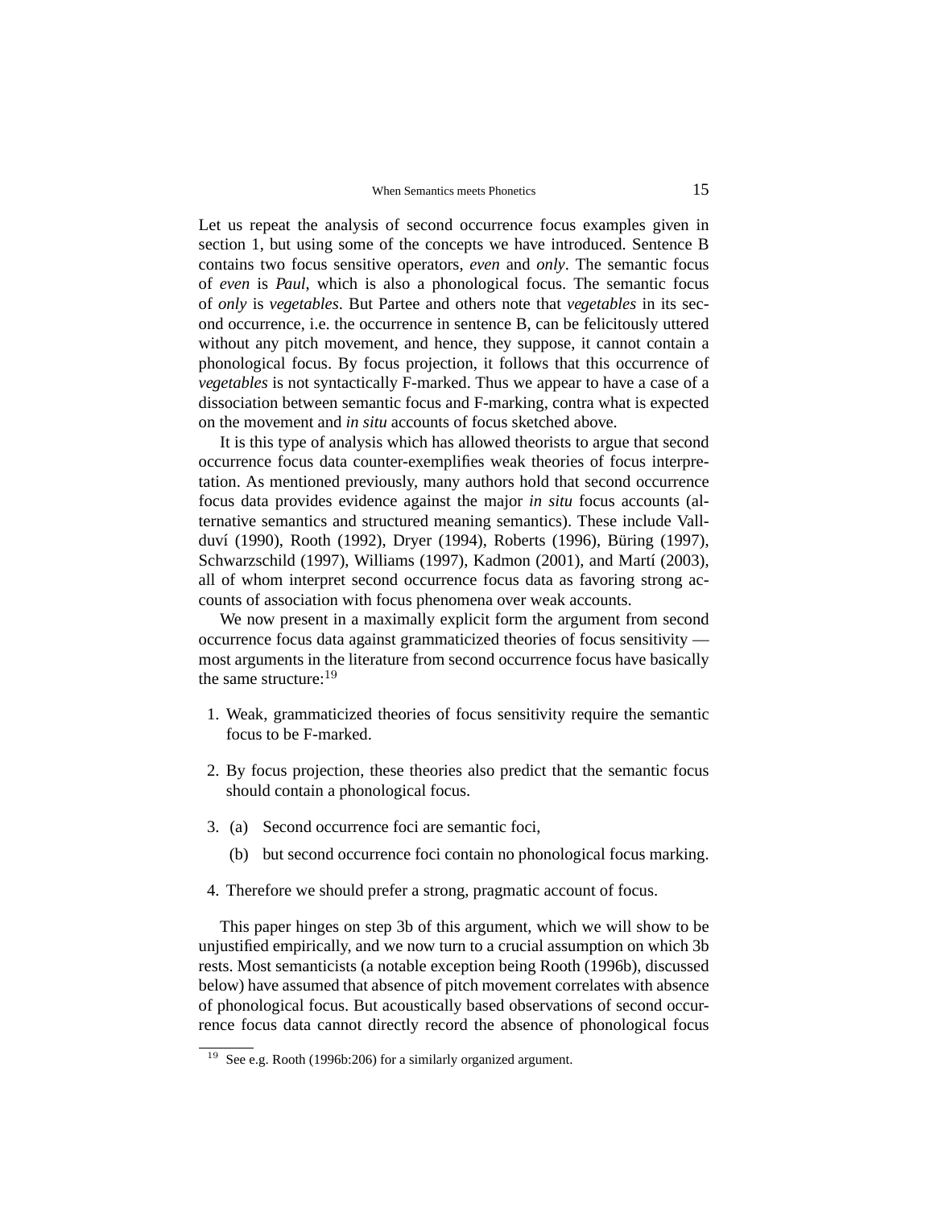Let us repeat the analysis of second occurrence focus examples given in section 1, but using some of the concepts we have introduced. Sentence B contains two focus sensitive operators, *even* and *only*. The semantic focus of *even* is *Paul*, which is also a phonological focus. The semantic focus of *only* is *vegetables*. But Partee and others note that *vegetables* in its second occurrence, i.e. the occurrence in sentence B, can be felicitously uttered without any pitch movement, and hence, they suppose, it cannot contain a phonological focus. By focus projection, it follows that this occurrence of *vegetables* is not syntactically F-marked. Thus we appear to have a case of a dissociation between semantic focus and F-marking, contra what is expected on the movement and *in situ* accounts of focus sketched above.

It is this type of analysis which has allowed theorists to argue that second occurrence focus data counter-exemplifies weak theories of focus interpretation. As mentioned previously, many authors hold that second occurrence focus data provides evidence against the major *in situ* focus accounts (alternative semantics and structured meaning semantics). These include Vallduví (1990), Rooth (1992), Dryer (1994), Roberts (1996), Büring (1997), Schwarzschild (1997), Williams (1997), Kadmon (2001), and Martí (2003), all of whom interpret second occurrence focus data as favoring strong accounts of association with focus phenomena over weak accounts.

We now present in a maximally explicit form the argument from second occurrence focus data against grammaticized theories of focus sensitivity — most arguments in the literature from second occurrence focus have basically the same structure:[19]

1. Weak, grammaticized theories of focus sensitivity require the semantic focus to be F-marked.
2. By focus projection, these theories also predict that the semantic focus should contain a phonological focus.
3. (a) Second occurrence foci are semantic foci,
   (b) but second occurrence foci contain no phonological focus marking.
4. Therefore we should prefer a strong, pragmatic account of focus.

This paper hinges on step 3b of this argument, which we will show to be unjustified empirically, and we now turn to a crucial assumption on which 3b rests. Most semanticists (a notable exception being Rooth (1996b), discussed below) have assumed that absence of pitch movement correlates with absence of phonological focus. But acoustically based observations of second occurrence focus data cannot directly record the absence of phonological focus

[19] See e.g. Rooth (1996b:206) for a similarly organized argument.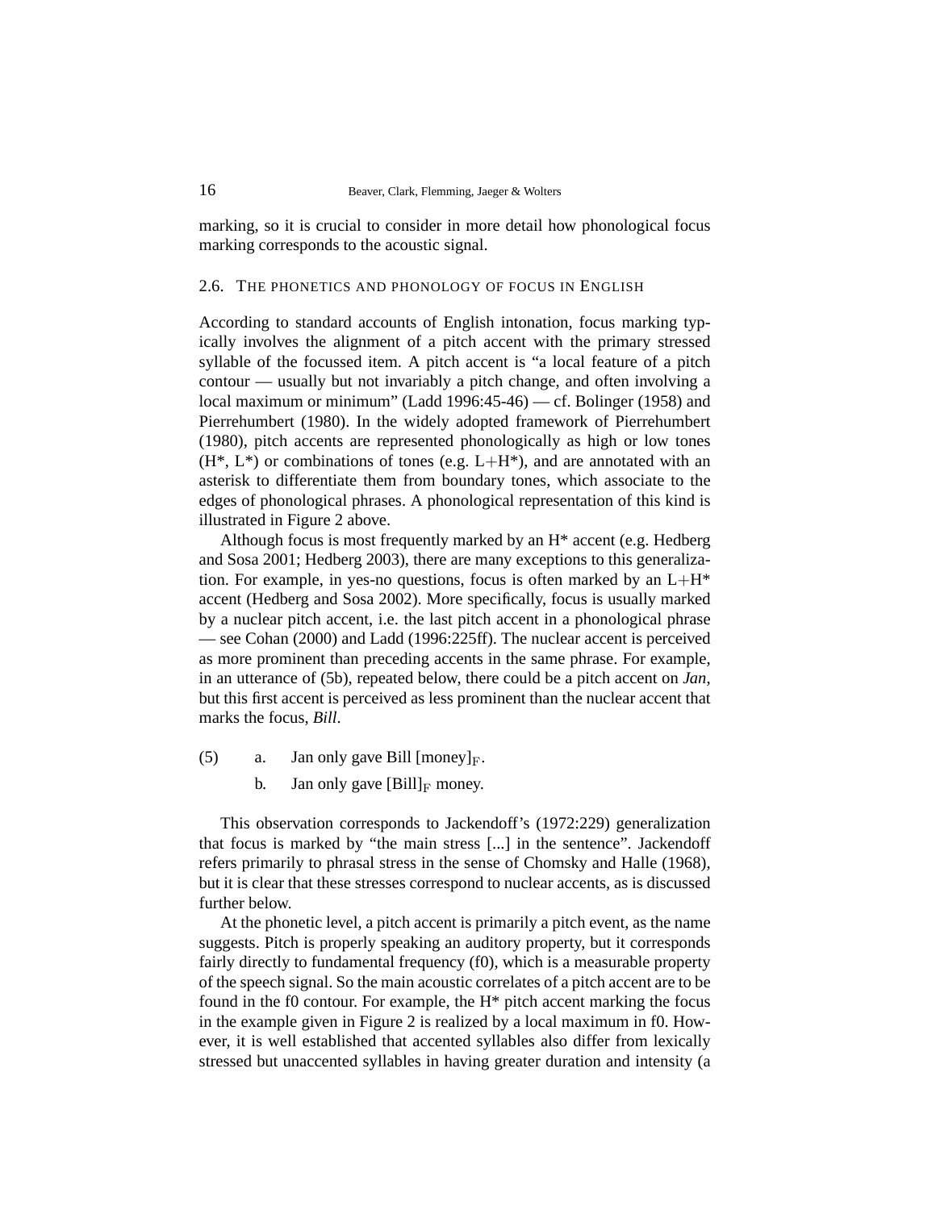marking, so it is crucial to consider in more detail how phonological focus marking corresponds to the acoustic signal.

### 2.6. The phonetics and phonology of focus in English

According to standard accounts of English intonation, focus marking typically involves the alignment of a pitch accent with the primary stressed syllable of the focussed item. A pitch accent is "a local feature of a pitch contour — usually but not invariably a pitch change, and often involving a local maximum or minimum" (Ladd 1996:45-46) — cf. Bolinger (1958) and Pierrehumbert (1980). In the widely adopted framework of Pierrehumbert (1980), pitch accents are represented phonologically as high or low tones (H*, L*) or combinations of tones (e.g. L+H*), and are annotated with an asterisk to differentiate them from boundary tones, which associate to the edges of phonological phrases. A phonological representation of this kind is illustrated in Figure 2 above.

Although focus is most frequently marked by an H* accent (e.g. Hedberg and Sosa 2001; Hedberg 2003), there are many exceptions to this generalization. For example, in yes-no questions, focus is often marked by an L+H* accent (Hedberg and Sosa 2002). More specifically, focus is usually marked by a nuclear pitch accent, i.e. the last pitch accent in a phonological phrase — see Cohan (2000) and Ladd (1996:225ff). The nuclear accent is perceived as more prominent than preceding accents in the same phrase. For example, in an utterance of (5b), repeated below, there could be a pitch accent on *Jan*, but this first accent is perceived as less prominent than the nuclear accent that marks the focus, *Bill*.

(5) a. Jan only gave Bill $[\text{money}]_{\text{F}}$.

b. Jan only gave $[\text{Bill}]_{\text{F}}$ money.

This observation corresponds to Jackendoff's (1972:229) generalization that focus is marked by "the main stress [...] in the sentence". Jackendoff refers primarily to phrasal stress in the sense of Chomsky and Halle (1968), but it is clear that these stresses correspond to nuclear accents, as is discussed further below.

At the phonetic level, a pitch accent is primarily a pitch event, as the name suggests. Pitch is properly speaking an auditory property, but it corresponds fairly directly to fundamental frequency (f0), which is a measurable property of the speech signal. So the main acoustic correlates of a pitch accent are to be found in the f0 contour. For example, the H* pitch accent marking the focus in the example given in Figure 2 is realized by a local maximum in f0. However, it is well established that accented syllables also differ from lexically stressed but unaccented syllables in having greater duration and intensity (a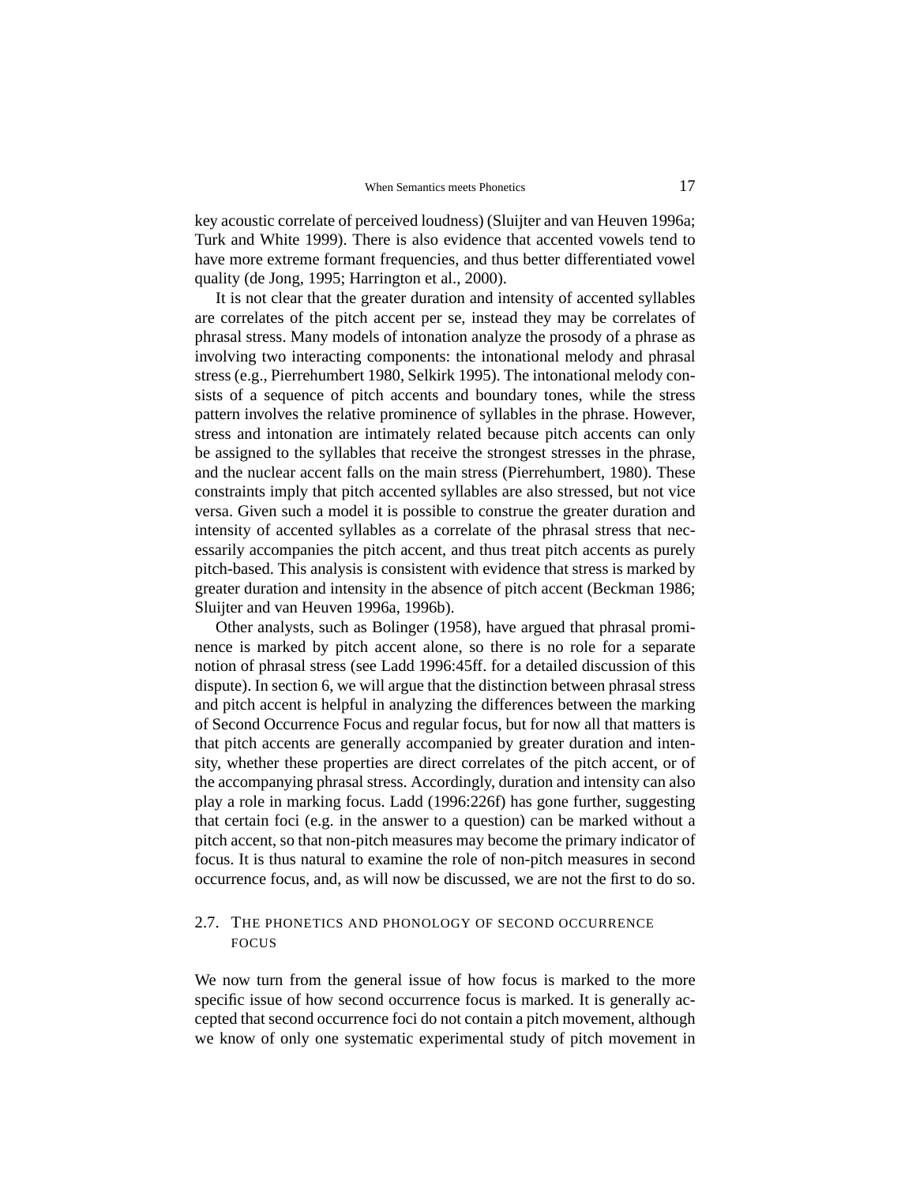key acoustic correlate of perceived loudness) (Sluijter and van Heuven 1996a; Turk and White 1999). There is also evidence that accented vowels tend to have more extreme formant frequencies, and thus better differentiated vowel quality (de Jong, 1995; Harrington et al., 2000).

It is not clear that the greater duration and intensity of accented syllables are correlates of the pitch accent per se, instead they may be correlates of phrasal stress. Many models of intonation analyze the prosody of a phrase as involving two interacting components: the intonational melody and phrasal stress (e.g., Pierrehumbert 1980, Selkirk 1995). The intonational melody consists of a sequence of pitch accents and boundary tones, while the stress pattern involves the relative prominence of syllables in the phrase. However, stress and intonation are intimately related because pitch accents can only be assigned to the syllables that receive the strongest stresses in the phrase, and the nuclear accent falls on the main stress (Pierrehumbert, 1980). These constraints imply that pitch accented syllables are also stressed, but not vice versa. Given such a model it is possible to construe the greater duration and intensity of accented syllables as a correlate of the phrasal stress that necessarily accompanies the pitch accent, and thus treat pitch accents as purely pitch-based. This analysis is consistent with evidence that stress is marked by greater duration and intensity in the absence of pitch accent (Beckman 1986; Sluijter and van Heuven 1996a, 1996b).

Other analysts, such as Bolinger (1958), have argued that phrasal prominence is marked by pitch accent alone, so there is no role for a separate notion of phrasal stress (see Ladd 1996:45ff. for a detailed discussion of this dispute). In section 6, we will argue that the distinction between phrasal stress and pitch accent is helpful in analyzing the differences between the marking of Second Occurrence Focus and regular focus, but for now all that matters is that pitch accents are generally accompanied by greater duration and intensity, whether these properties are direct correlates of the pitch accent, or of the accompanying phrasal stress. Accordingly, duration and intensity can also play a role in marking focus. Ladd (1996:226f) has gone further, suggesting that certain foci (e.g. in the answer to a question) can be marked without a pitch accent, so that non-pitch measures may become the primary indicator of focus. It is thus natural to examine the role of non-pitch measures in second occurrence focus, and, as will now be discussed, we are not the first to do so.

### 2.7. THE PHONETICS AND PHONOLOGY OF SECOND OCCURRENCE FOCUS

We now turn from the general issue of how focus is marked to the more specific issue of how second occurrence focus is marked. It is generally accepted that second occurrence foci do not contain a pitch movement, although we know of only one systematic experimental study of pitch movement in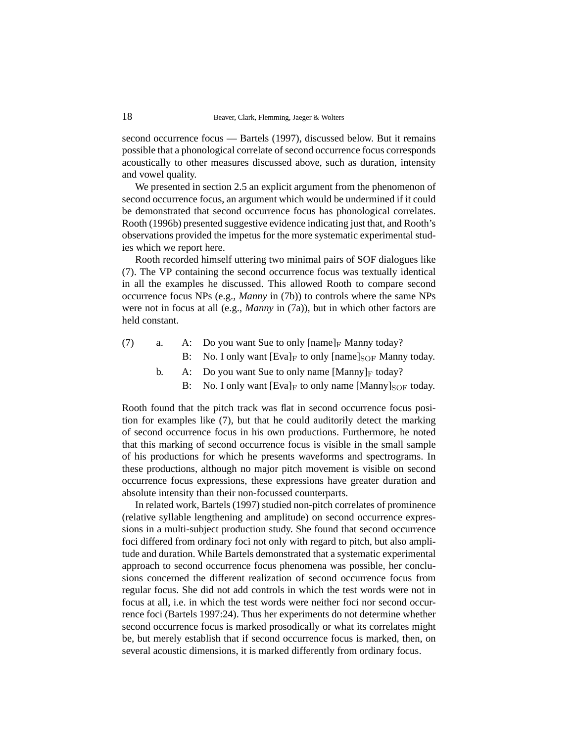second occurrence focus — Bartels (1997), discussed below. But it remains possible that a phonological correlate of second occurrence focus corresponds acoustically to other measures discussed above, such as duration, intensity and vowel quality.

We presented in section 2.5 an explicit argument from the phenomenon of second occurrence focus, an argument which would be undermined if it could be demonstrated that second occurrence focus has phonological correlates. Rooth (1996b) presented suggestive evidence indicating just that, and Rooth's observations provided the impetus for the more systematic experimental studies which we report here.

Rooth recorded himself uttering two minimal pairs of SOF dialogues like (7). The VP containing the second occurrence focus was textually identical in all the examples he discussed. This allowed Rooth to compare second occurrence focus NPs (e.g., *Manny* in (7b)) to controls where the same NPs were not in focus at all (e.g., *Manny* in (7a)), but in which other factors are held constant.

(7) a. A: Do you want Sue to only [name]$_{\mathrm{F}}$ Manny today?
   B: No. I only want [Eva]$_{\mathrm{F}}$ to only [name]$_{\mathrm{SOF}}$ Manny today.

  b. A: Do you want Sue to only name [Manny]$_{\mathrm{F}}$ today?
   B: No. I only want [Eva]$_{\mathrm{F}}$ to only name [Manny]$_{\mathrm{SOF}}$ today.

Rooth found that the pitch track was flat in second occurrence focus position for examples like (7), but that he could auditorily detect the marking of second occurrence focus in his own productions. Furthermore, he noted that this marking of second occurrence focus is visible in the small sample of his productions for which he presents waveforms and spectrograms. In these productions, although no major pitch movement is visible on second occurrence focus expressions, these expressions have greater duration and absolute intensity than their non-focussed counterparts.

In related work, Bartels (1997) studied non-pitch correlates of prominence (relative syllable lengthening and amplitude) on second occurrence expressions in a multi-subject production study. She found that second occurrence foci differed from ordinary foci not only with regard to pitch, but also amplitude and duration. While Bartels demonstrated that a systematic experimental approach to second occurrence focus phenomena was possible, her conclusions concerned the different realization of second occurrence focus from regular focus. She did not add controls in which the test words were not in focus at all, i.e. in which the test words were neither foci nor second occurrence foci (Bartels 1997:24). Thus her experiments do not determine whether second occurrence focus is marked prosodically or what its correlates might be, but merely establish that if second occurrence focus is marked, then, on several acoustic dimensions, it is marked differently from ordinary focus.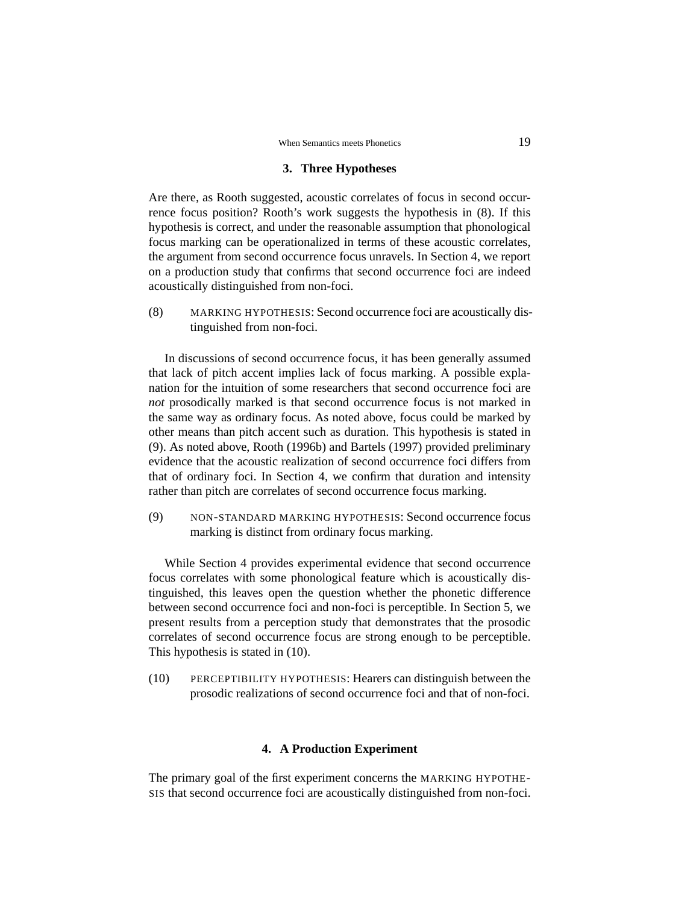## 3. Three Hypotheses

Are there, as Rooth suggested, acoustic correlates of focus in second occurrence focus position? Rooth's work suggests the hypothesis in (8). If this hypothesis is correct, and under the reasonable assumption that phonological focus marking can be operationalized in terms of these acoustic correlates, the argument from second occurrence focus unravels. In Section 4, we report on a production study that confirms that second occurrence foci are indeed acoustically distinguished from non-foci.

(8) MARKING HYPOTHESIS: Second occurrence foci are acoustically distinguished from non-foci.

In discussions of second occurrence focus, it has been generally assumed that lack of pitch accent implies lack of focus marking. A possible explanation for the intuition of some researchers that second occurrence foci are *not* prosodically marked is that second occurrence focus is not marked in the same way as ordinary focus. As noted above, focus could be marked by other means than pitch accent such as duration. This hypothesis is stated in (9). As noted above, Rooth (1996b) and Bartels (1997) provided preliminary evidence that the acoustic realization of second occurrence foci differs from that of ordinary foci. In Section 4, we confirm that duration and intensity rather than pitch are correlates of second occurrence focus marking.

(9) NON-STANDARD MARKING HYPOTHESIS: Second occurrence focus marking is distinct from ordinary focus marking.

While Section 4 provides experimental evidence that second occurrence focus correlates with some phonological feature which is acoustically distinguished, this leaves open the question whether the phonetic difference between second occurrence foci and non-foci is perceptible. In Section 5, we present results from a perception study that demonstrates that the prosodic correlates of second occurrence focus are strong enough to be perceptible. This hypothesis is stated in (10).

(10) PERCEPTIBILITY HYPOTHESIS: Hearers can distinguish between the prosodic realizations of second occurrence foci and that of non-foci.

## 4. A Production Experiment

The primary goal of the first experiment concerns the MARKING HYPOTHESIS that second occurrence foci are acoustically distinguished from non-foci.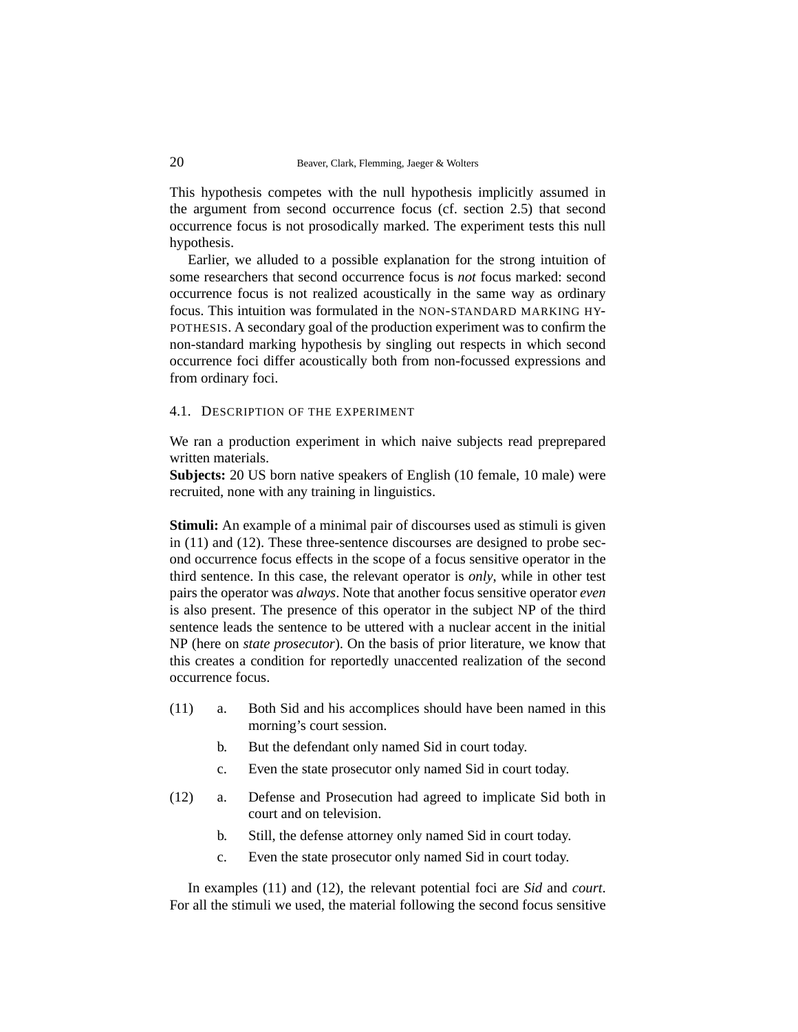This hypothesis competes with the null hypothesis implicitly assumed in the argument from second occurrence focus (cf. section 2.5) that second occurrence focus is not prosodically marked. The experiment tests this null hypothesis.

Earlier, we alluded to a possible explanation for the strong intuition of some researchers that second occurrence focus is *not* focus marked: second occurrence focus is not realized acoustically in the same way as ordinary focus. This intuition was formulated in the NON-STANDARD MARKING HYPOTHESIS. A secondary goal of the production experiment was to confirm the non-standard marking hypothesis by singling out respects in which second occurrence foci differ acoustically both from non-focussed expressions and from ordinary foci.

### 4.1. DESCRIPTION OF THE EXPERIMENT

We ran a production experiment in which naive subjects read preprepared written materials.

**Subjects:** 20 US born native speakers of English (10 female, 10 male) were recruited, none with any training in linguistics.

**Stimuli:** An example of a minimal pair of discourses used as stimuli is given in (11) and (12). These three-sentence discourses are designed to probe second occurrence focus effects in the scope of a focus sensitive operator in the third sentence. In this case, the relevant operator is *only*, while in other test pairs the operator was *always*. Note that another focus sensitive operator *even* is also present. The presence of this operator in the subject NP of the third sentence leads the sentence to be uttered with a nuclear accent in the initial NP (here on *state prosecutor*). On the basis of prior literature, we know that this creates a condition for reportedly unaccented realization of the second occurrence focus.

(11)
  a. Both Sid and his accomplices should have been named in this morning's court session.
  b. But the defendant only named Sid in court today.
  c. Even the state prosecutor only named Sid in court today.

(12)
  a. Defense and Prosecution had agreed to implicate Sid both in court and on television.
  b. Still, the defense attorney only named Sid in court today.
  c. Even the state prosecutor only named Sid in court today.

In examples (11) and (12), the relevant potential foci are *Sid* and *court*. For all the stimuli we used, the material following the second focus sensitive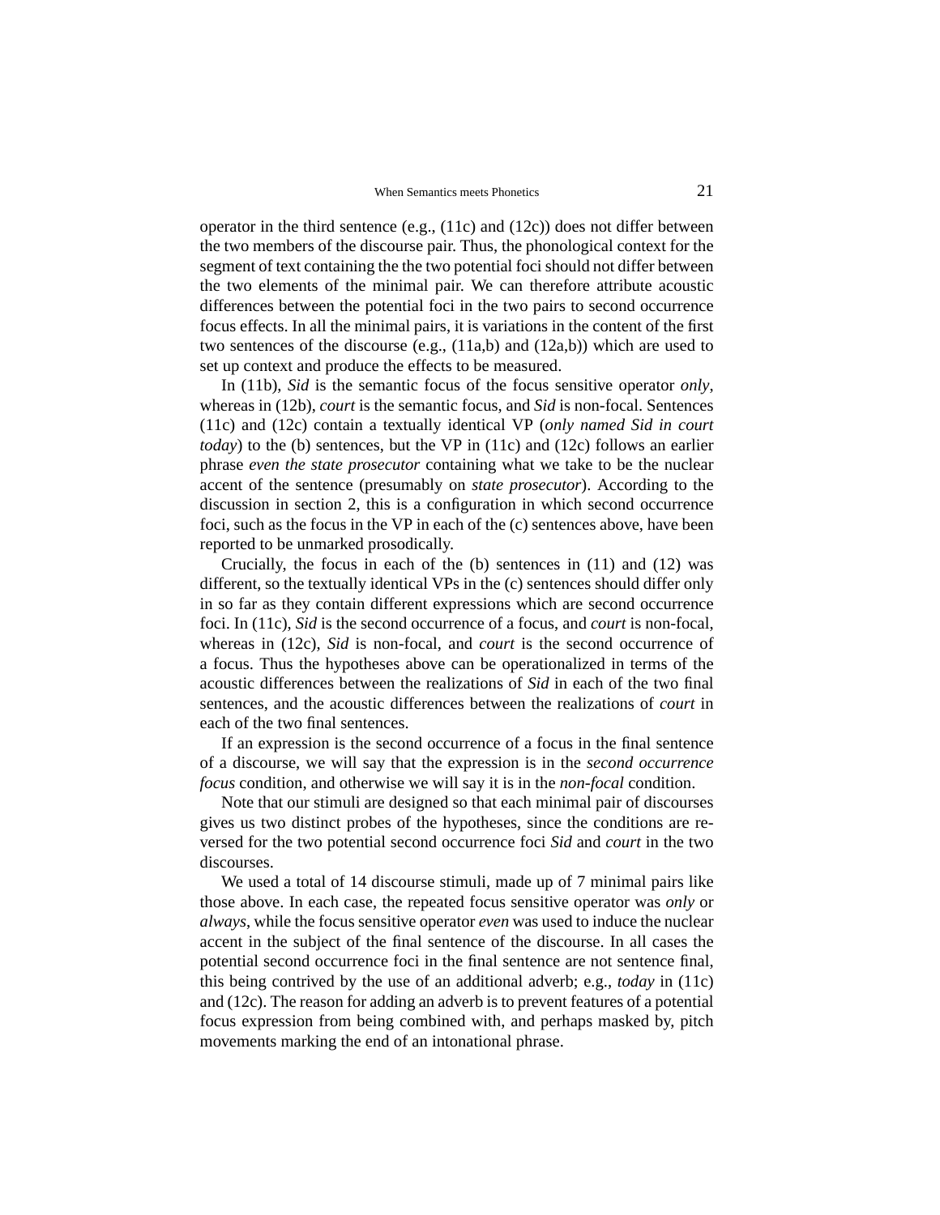operator in the third sentence (e.g., (11c) and (12c)) does not differ between the two members of the discourse pair. Thus, the phonological context for the segment of text containing the the two potential foci should not differ between the two elements of the minimal pair. We can therefore attribute acoustic differences between the potential foci in the two pairs to second occurrence focus effects. In all the minimal pairs, it is variations in the content of the first two sentences of the discourse (e.g., (11a,b) and (12a,b)) which are used to set up context and produce the effects to be measured.

In (11b), *Sid* is the semantic focus of the focus sensitive operator *only*, whereas in (12b), *court* is the semantic focus, and *Sid* is non-focal. Sentences (11c) and (12c) contain a textually identical VP (*only named Sid in court today*) to the (b) sentences, but the VP in (11c) and (12c) follows an earlier phrase *even the state prosecutor* containing what we take to be the nuclear accent of the sentence (presumably on *state prosecutor*). According to the discussion in section 2, this is a configuration in which second occurrence foci, such as the focus in the VP in each of the (c) sentences above, have been reported to be unmarked prosodically.

Crucially, the focus in each of the (b) sentences in (11) and (12) was different, so the textually identical VPs in the (c) sentences should differ only in so far as they contain different expressions which are second occurrence foci. In (11c), *Sid* is the second occurrence of a focus, and *court* is non-focal, whereas in (12c), *Sid* is non-focal, and *court* is the second occurrence of a focus. Thus the hypotheses above can be operationalized in terms of the acoustic differences between the realizations of *Sid* in each of the two final sentences, and the acoustic differences between the realizations of *court* in each of the two final sentences.

If an expression is the second occurrence of a focus in the final sentence of a discourse, we will say that the expression is in the *second occurrence focus* condition, and otherwise we will say it is in the *non-focal* condition.

Note that our stimuli are designed so that each minimal pair of discourses gives us two distinct probes of the hypotheses, since the conditions are reversed for the two potential second occurrence foci *Sid* and *court* in the two discourses.

We used a total of 14 discourse stimuli, made up of 7 minimal pairs like those above. In each case, the repeated focus sensitive operator was *only* or *always*, while the focus sensitive operator *even* was used to induce the nuclear accent in the subject of the final sentence of the discourse. In all cases the potential second occurrence foci in the final sentence are not sentence final, this being contrived by the use of an additional adverb; e.g., *today* in (11c) and (12c). The reason for adding an adverb is to prevent features of a potential focus expression from being combined with, and perhaps masked by, pitch movements marking the end of an intonational phrase.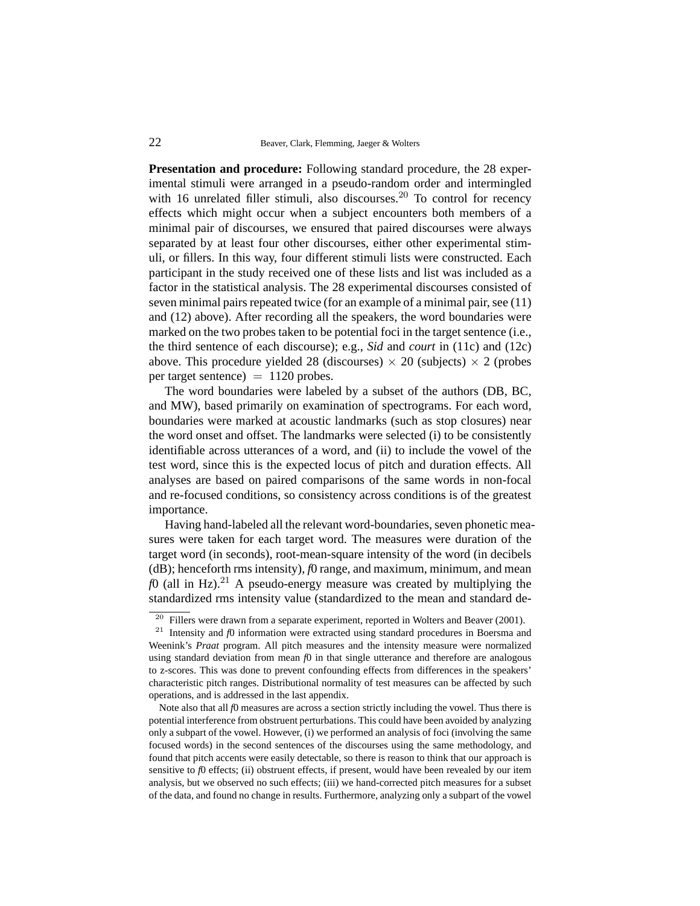**Presentation and procedure:** Following standard procedure, the 28 experimental stimuli were arranged in a pseudo-random order and intermingled with 16 unrelated filler stimuli, also discourses.[20] To control for recency effects which might occur when a subject encounters both members of a minimal pair of discourses, we ensured that paired discourses were always separated by at least four other discourses, either other experimental stimuli, or fillers. In this way, four different stimuli lists were constructed. Each participant in the study received one of these lists and list was included as a factor in the statistical analysis. The 28 experimental discourses consisted of seven minimal pairs repeated twice (for an example of a minimal pair, see (11) and (12) above). After recording all the speakers, the word boundaries were marked on the two probes taken to be potential foci in the target sentence (i.e., the third sentence of each discourse); e.g., *Sid* and *court* in (11c) and (12c) above. This procedure yielded 28 (discourses) $\times$ 20 (subjects) $\times$ 2 (probes per target sentence) $=$ 1120 probes.

The word boundaries were labeled by a subset of the authors (DB, BC, and MW), based primarily on examination of spectrograms. For each word, boundaries were marked at acoustic landmarks (such as stop closures) near the word onset and offset. The landmarks were selected (i) to be consistently identifiable across utterances of a word, and (ii) to include the vowel of the test word, since this is the expected locus of pitch and duration effects. All analyses are based on paired comparisons of the same words in non-focal and re-focused conditions, so consistency across conditions is of the greatest importance.

Having hand-labeled all the relevant word-boundaries, seven phonetic measures were taken for each target word. The measures were duration of the target word (in seconds), root-mean-square intensity of the word (in decibels (dB); henceforth rms intensity), *f*0 range, and maximum, minimum, and mean *f*0 (all in Hz).[21] A pseudo-energy measure was created by multiplying the standardized rms intensity value (standardized to the mean and standard de-

[20] Fillers were drawn from a separate experiment, reported in Wolters and Beaver (2001).

[21] Intensity and *f*0 information were extracted using standard procedures in Boersma and Weenink's *Praat* program. All pitch measures and the intensity measure were normalized using standard deviation from mean *f*0 in that single utterance and therefore are analogous to z-scores. This was done to prevent confounding effects from differences in the speakers' characteristic pitch ranges. Distributional normality of test measures can be affected by such operations, and is addressed in the last appendix.

Note also that all *f*0 measures are across a section strictly including the vowel. Thus there is potential interference from obstruent perturbations. This could have been avoided by analyzing only a subpart of the vowel. However, (i) we performed an analysis of foci (involving the same focused words) in the second sentences of the discourses using the same methodology, and found that pitch accents were easily detectable, so there is reason to think that our approach is sensitive to *f*0 effects; (ii) obstruent effects, if present, would have been revealed by our item analysis, but we observed no such effects; (iii) we hand-corrected pitch measures for a subset of the data, and found no change in results. Furthermore, analyzing only a subpart of the vowel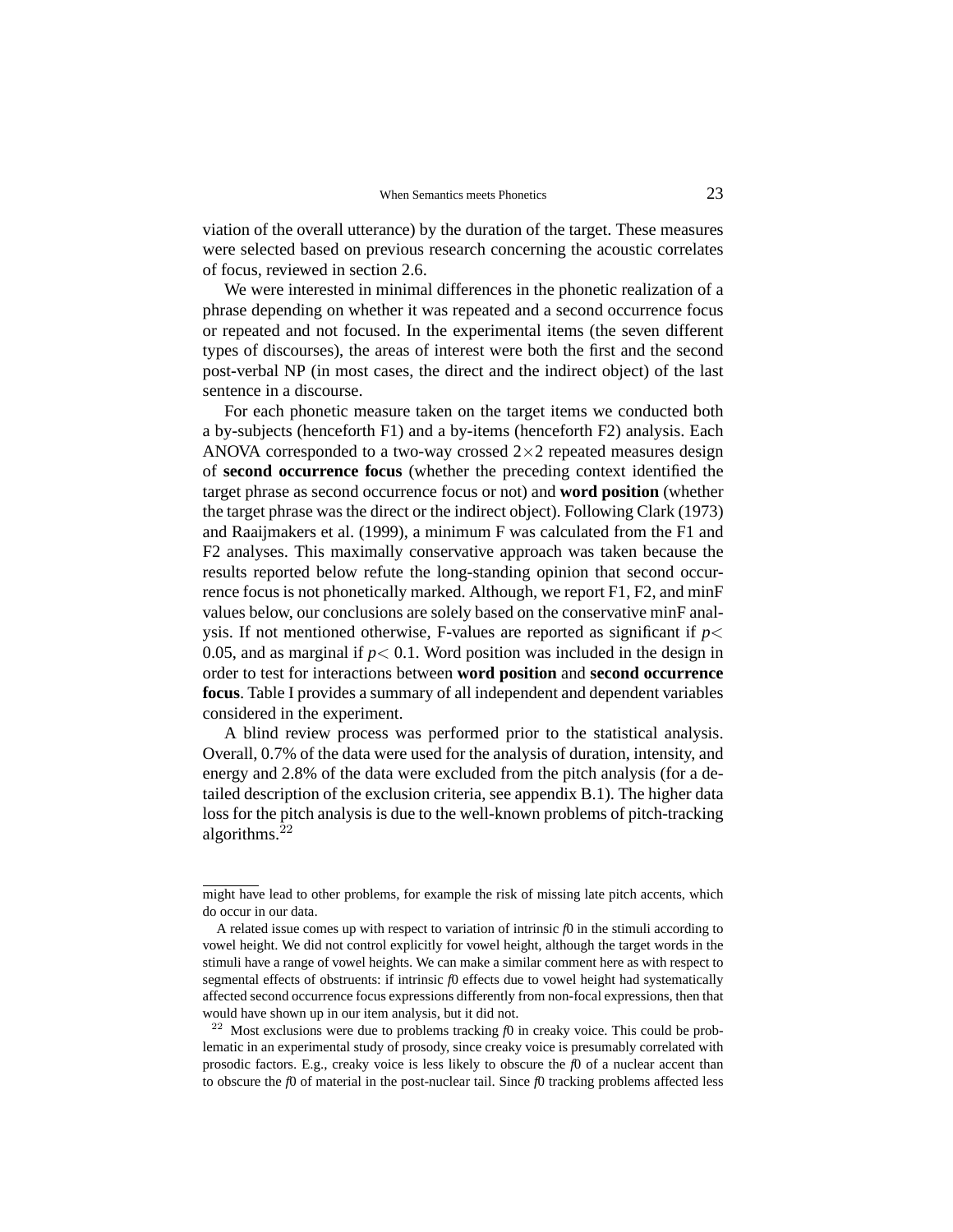viation of the overall utterance) by the duration of the target. These measures were selected based on previous research concerning the acoustic correlates of focus, reviewed in section 2.6.

We were interested in minimal differences in the phonetic realization of a phrase depending on whether it was repeated and a second occurrence focus or repeated and not focused. In the experimental items (the seven different types of discourses), the areas of interest were both the first and the second post-verbal NP (in most cases, the direct and the indirect object) of the last sentence in a discourse.

For each phonetic measure taken on the target items we conducted both a by-subjects (henceforth F1) and a by-items (henceforth F2) analysis. Each ANOVA corresponded to a two-way crossed $2{\times}2$ repeated measures design of **second occurrence focus** (whether the preceding context identified the target phrase as second occurrence focus or not) and **word position** (whether the target phrase was the direct or the indirect object). Following Clark (1973) and Raaijmakers et al. (1999), a minimum F was calculated from the F1 and F2 analyses. This maximally conservative approach was taken because the results reported below refute the long-standing opinion that second occurrence focus is not phonetically marked. Although, we report F1, F2, and minF values below, our conclusions are solely based on the conservative minF analysis. If not mentioned otherwise, F-values are reported as significant if $p<$ 0.05, and as marginal if $p<$ 0.1. Word position was included in the design in order to test for interactions between **word position** and **second occurrence focus**. Table I provides a summary of all independent and dependent variables considered in the experiment.

A blind review process was performed prior to the statistical analysis. Overall, 0.7% of the data were used for the analysis of duration, intensity, and energy and 2.8% of the data were excluded from the pitch analysis (for a detailed description of the exclusion criteria, see appendix B.1). The higher data loss for the pitch analysis is due to the well-known problems of pitch-tracking algorithms.[22]

---

might have lead to other problems, for example the risk of missing late pitch accents, which do occur in our data.

A related issue comes up with respect to variation of intrinsic *f*0 in the stimuli according to vowel height. We did not control explicitly for vowel height, although the target words in the stimuli have a range of vowel heights. We can make a similar comment here as with respect to segmental effects of obstruents: if intrinsic *f*0 effects due to vowel height had systematically affected second occurrence focus expressions differently from non-focal expressions, then that would have shown up in our item analysis, but it did not.

[22] Most exclusions were due to problems tracking *f*0 in creaky voice. This could be problematic in an experimental study of prosody, since creaky voice is presumably correlated with prosodic factors. E.g., creaky voice is less likely to obscure the *f*0 of a nuclear accent than to obscure the *f*0 of material in the post-nuclear tail. Since *f*0 tracking problems affected less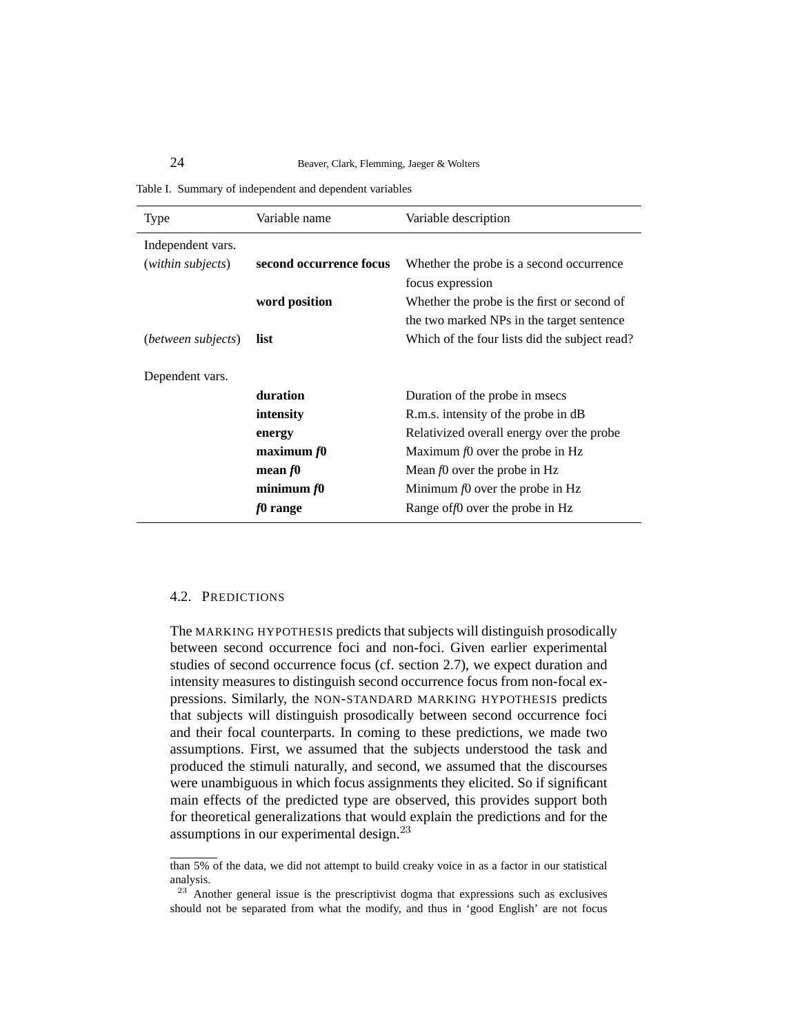Table I. Summary of independent and dependent variables

| Type | Variable name | Variable description |
|---|---|---|
| Independent vars. | | |
| (*within subjects*) | **second occurrence focus** | Whether the probe is a second occurrence focus expression |
| | **word position** | Whether the probe is the first or second of the two marked NPs in the target sentence |
| (*between subjects*) | **list** | Which of the four lists did the subject read? |
| Dependent vars. | | |
| | **duration** | Duration of the probe in msecs |
| | **intensity** | R.m.s. intensity of the probe in dB |
| | **energy** | Relativized overall energy over the probe |
| | **maximum *f*0** | Maximum *f*0 over the probe in Hz |
| | **mean *f*0** | Mean *f*0 over the probe in Hz |
| | **minimum *f*0** | Minimum *f*0 over the probe in Hz |
| | ***f*0 range** | Range of*f*0 over the probe in Hz |

### 4.2. PREDICTIONS

The MARKING HYPOTHESIS predicts that subjects will distinguish prosodically between second occurrence foci and non-foci. Given earlier experimental studies of second occurrence focus (cf. section 2.7), we expect duration and intensity measures to distinguish second occurrence focus from non-focal expressions. Similarly, the NON-STANDARD MARKING HYPOTHESIS predicts that subjects will distinguish prosodically between second occurrence foci and their focal counterparts. In coming to these predictions, we made two assumptions. First, we assumed that the subjects understood the task and produced the stimuli naturally, and second, we assumed that the discourses were unambiguous in which focus assignments they elicited. So if significant main effects of the predicted type are observed, this provides support both for theoretical generalizations that would explain the predictions and for the assumptions in our experimental design.[23]

than 5% of the data, we did not attempt to build creaky voice in as a factor in our statistical analysis.

[23] Another general issue is the prescriptivist dogma that expressions such as exclusives should not be separated from what the modify, and thus in 'good English' are not focus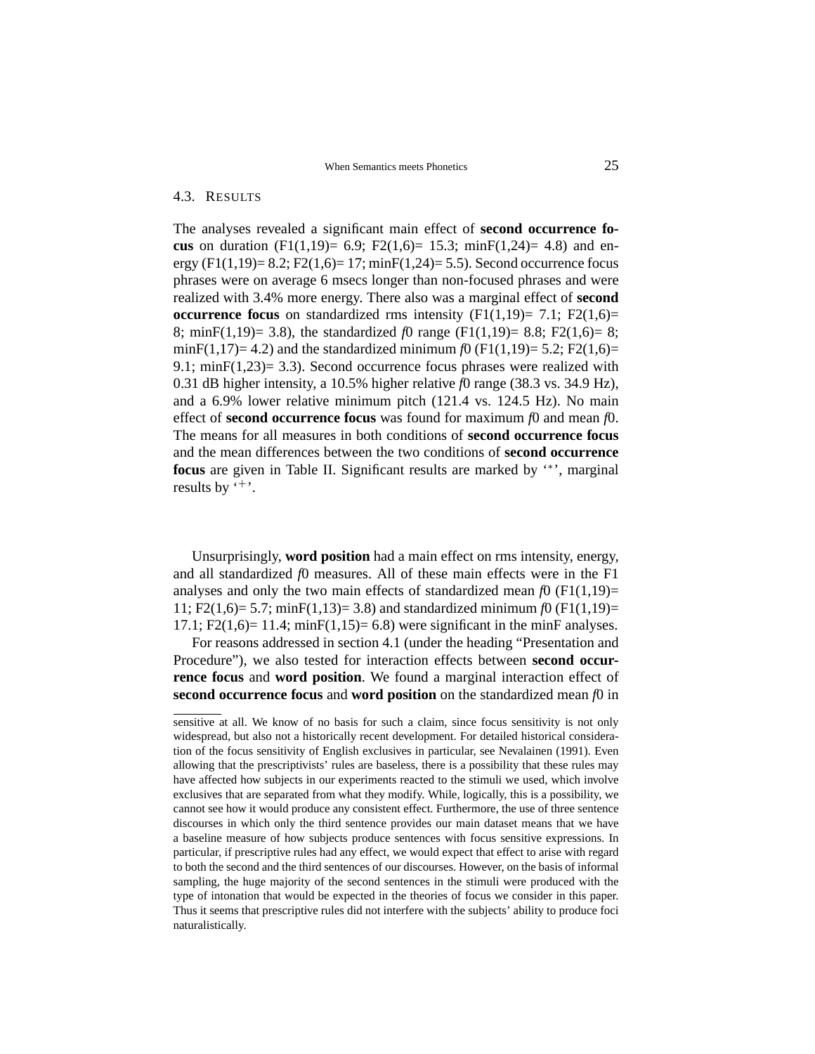### 4.3. RESULTS

The analyses revealed a significant main effect of **second occurrence focus** on duration ($F1(1,19) = 6.9$; $F2(1,6) = 15.3$; $minF(1,24) = 4.8$) and energy ($F1(1,19) = 8.2$; $F2(1,6) = 17$; $minF(1,24) = 5.5$). Second occurrence focus phrases were on average 6 msecs longer than non-focused phrases and were realized with 3.4% more energy. There also was a marginal effect of **second occurrence focus** on standardized rms intensity ($F1(1,19) = 7.1$; $F2(1,6) = 8$; $minF(1,19) = 3.8$), the standardized *f*0 range ($F1(1,19) = 8.8$; $F2(1,6) = 8$; $minF(1,17) = 4.2$) and the standardized minimum *f*0 ($F1(1,19) = 5.2$; $F2(1,6) = 9.1$; $minF(1,23) = 3.3$). Second occurrence focus phrases were realized with 0.31 dB higher intensity, a 10.5% higher relative *f*0 range (38.3 vs. 34.9 Hz), and a 6.9% lower relative minimum pitch (121.4 vs. 124.5 Hz). No main effect of **second occurrence focus** was found for maximum *f*0 and mean *f*0. The means for all measures in both conditions of **second occurrence focus** and the mean differences between the two conditions of **second occurrence focus** are given in Table II. Significant results are marked by '$^*$', marginal results by '$^+$'.

Unsurprisingly, **word position** had a main effect on rms intensity, energy, and all standardized *f*0 measures. All of these main effects were in the F1 analyses and only the two main effects of standardized mean *f*0 ($F1(1,19) = 11$; $F2(1,6) = 5.7$; $minF(1,13) = 3.8$) and standardized minimum *f*0 ($F1(1,19) = 17.1$; $F2(1,6) = 11.4$; $minF(1,15) = 6.8$) were significant in the minF analyses.

For reasons addressed in section 4.1 (under the heading "Presentation and Procedure"), we also tested for interaction effects between **second occurrence focus** and **word position**. We found a marginal interaction effect of **second occurrence focus** and **word position** on the standardized mean *f*0 in

sensitive at all. We know of no basis for such a claim, since focus sensitivity is not only widespread, but also not a historically recent development. For detailed historical consideration of the focus sensitivity of English exclusives in particular, see Nevalainen (1991). Even allowing that the prescriptivists' rules are baseless, there is a possibility that these rules may have affected how subjects in our experiments reacted to the stimuli we used, which involve exclusives that are separated from what they modify. While, logically, this is a possibility, we cannot see how it would produce any consistent effect. Furthermore, the use of three sentence discourses in which only the third sentence provides our main dataset means that we have a baseline measure of how subjects produce sentences with focus sensitive expressions. In particular, if prescriptive rules had any effect, we would expect that effect to arise with regard to both the second and the third sentences of our discourses. However, on the basis of informal sampling, the huge majority of the second sentences in the stimuli were produced with the type of intonation that would be expected in the theories of focus we consider in this paper. Thus it seems that prescriptive rules did not interfere with the subjects' ability to produce foci naturalistically.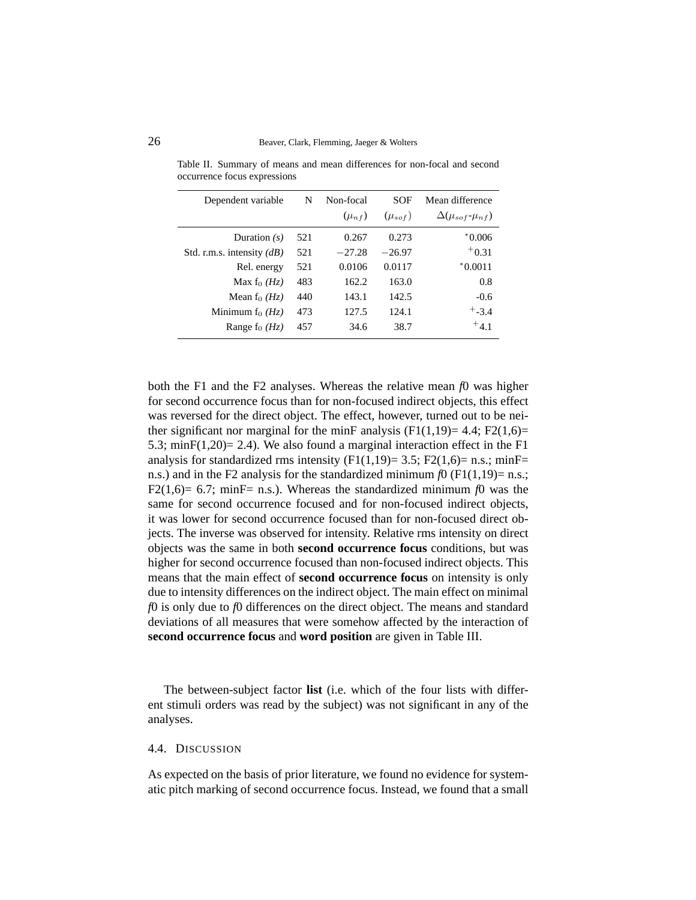Table II. Summary of means and mean differences for non-focal and second occurrence focus expressions

| Dependent variable | N | Non-focal ($\mu_{nf}$) | SOF ($\mu_{sof}$) | Mean difference $\Delta(\mu_{sof}$-$\mu_{nf})$ |
|---|---|---|---|---|
| Duration *(s)* | 521 | 0.267 | 0.273 | $^{*}$0.006 |
| Std. r.m.s. intensity *(dB)* | 521 | $-27.28$ | $-26.97$ | $^{+}$0.31 |
| Rel. energy | 521 | 0.0106 | 0.0117 | $^{*}$0.0011 |
| Max $f_0$ *(Hz)* | 483 | 162.2 | 163.0 | 0.8 |
| Mean $f_0$ *(Hz)* | 440 | 143.1 | 142.5 | -0.6 |
| Minimum $f_0$ *(Hz)* | 473 | 127.5 | 124.1 | $^{+}$-3.4 |
| Range $f_0$ *(Hz)* | 457 | 34.6 | 38.7 | $^{+}$4.1 |

both the F1 and the F2 analyses. Whereas the relative mean *f*0 was higher for second occurrence focus than for non-focused indirect objects, this effect was reversed for the direct object. The effect, however, turned out to be neither significant nor marginal for the minF analysis ($F1(1,19)= 4.4$; $F2(1,6)= 5.3$; $minF(1,20)= 2.4$). We also found a marginal interaction effect in the F1 analysis for standardized rms intensity ($F1(1,19)= 3.5$; F2(1,6)= n.s.; minF= n.s.) and in the F2 analysis for the standardized minimum *f*0 (F1(1,19)= n.s.; $F2(1,6)= 6.7$; minF= n.s.). Whereas the standardized minimum *f*0 was the same for second occurrence focused and for non-focused indirect objects, it was lower for second occurrence focused than for non-focused direct objects. The inverse was observed for intensity. Relative rms intensity on direct objects was the same in both **second occurrence focus** conditions, but was higher for second occurrence focused than non-focused indirect objects. This means that the main effect of **second occurrence focus** on intensity is only due to intensity differences on the indirect object. The main effect on minimal *f*0 is only due to *f*0 differences on the direct object. The means and standard deviations of all measures that were somehow affected by the interaction of **second occurrence focus** and **word position** are given in Table III.

The between-subject factor **list** (i.e. which of the four lists with different stimuli orders was read by the subject) was not significant in any of the analyses.

### 4.4. Discussion

As expected on the basis of prior literature, we found no evidence for systematic pitch marking of second occurrence focus. Instead, we found that a small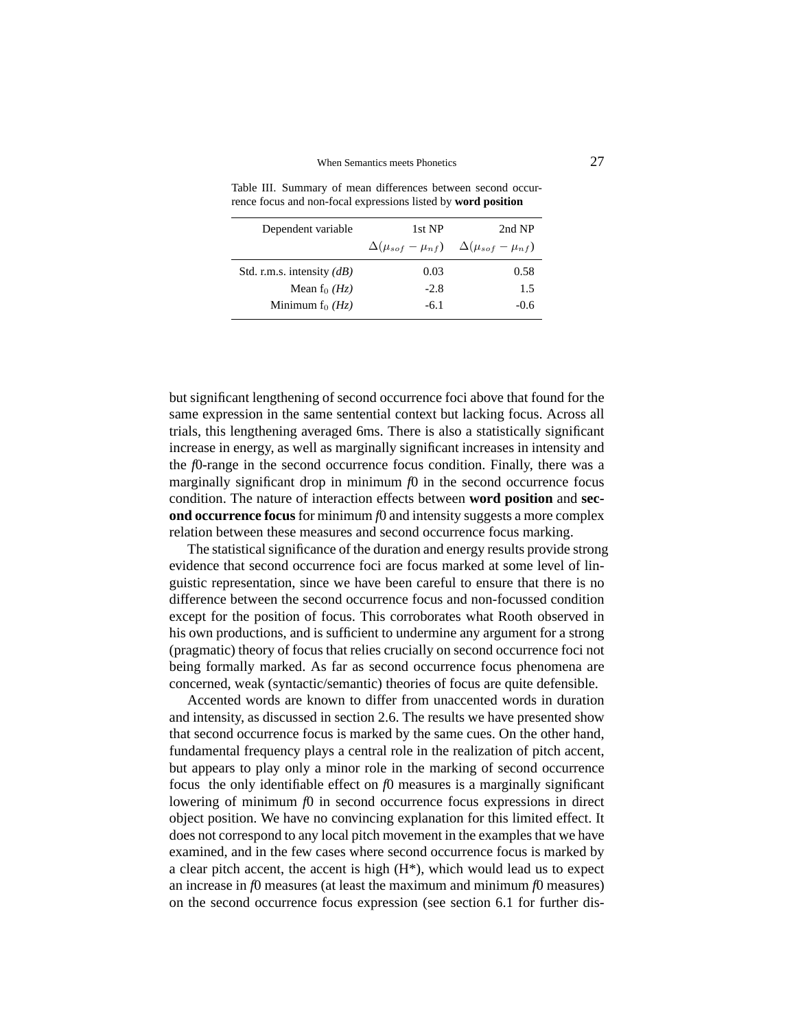Table III. Summary of mean differences between second occurrence focus and non-focal expressions listed by **word position**

| Dependent variable | 1st NP $\Delta(\mu_{sof} - \mu_{nf})$ | 2nd NP $\Delta(\mu_{sof} - \mu_{nf})$ |
|---|---|---|
| Std. r.m.s. intensity *(dB)* | 0.03 | 0.58 |
| Mean $f_0$ *(Hz)* | -2.8 | 1.5 |
| Minimum $f_0$ *(Hz)* | -6.1 | -0.6 |

but significant lengthening of second occurrence foci above that found for the same expression in the same sentential context but lacking focus. Across all trials, this lengthening averaged 6ms. There is also a statistically significant increase in energy, as well as marginally significant increases in intensity and the *f*0-range in the second occurrence focus condition. Finally, there was a marginally significant drop in minimum *f*0 in the second occurrence focus condition. The nature of interaction effects between **word position** and **second occurrence focus** for minimum *f*0 and intensity suggests a more complex relation between these measures and second occurrence focus marking.

The statistical significance of the duration and energy results provide strong evidence that second occurrence foci are focus marked at some level of linguistic representation, since we have been careful to ensure that there is no difference between the second occurrence focus and non-focussed condition except for the position of focus. This corroborates what Rooth observed in his own productions, and is sufficient to undermine any argument for a strong (pragmatic) theory of focus that relies crucially on second occurrence foci not being formally marked. As far as second occurrence focus phenomena are concerned, weak (syntactic/semantic) theories of focus are quite defensible.

Accented words are known to differ from unaccented words in duration and intensity, as discussed in section 2.6. The results we have presented show that second occurrence focus is marked by the same cues. On the other hand, fundamental frequency plays a central role in the realization of pitch accent, but appears to play only a minor role in the marking of second occurrence focus  the only identifiable effect on *f*0 measures is a marginally significant lowering of minimum *f*0 in second occurrence focus expressions in direct object position. We have no convincing explanation for this limited effect. It does not correspond to any local pitch movement in the examples that we have examined, and in the few cases where second occurrence focus is marked by a clear pitch accent, the accent is high (H*), which would lead us to expect an increase in *f*0 measures (at least the maximum and minimum *f*0 measures) on the second occurrence focus expression (see section 6.1 for further dis-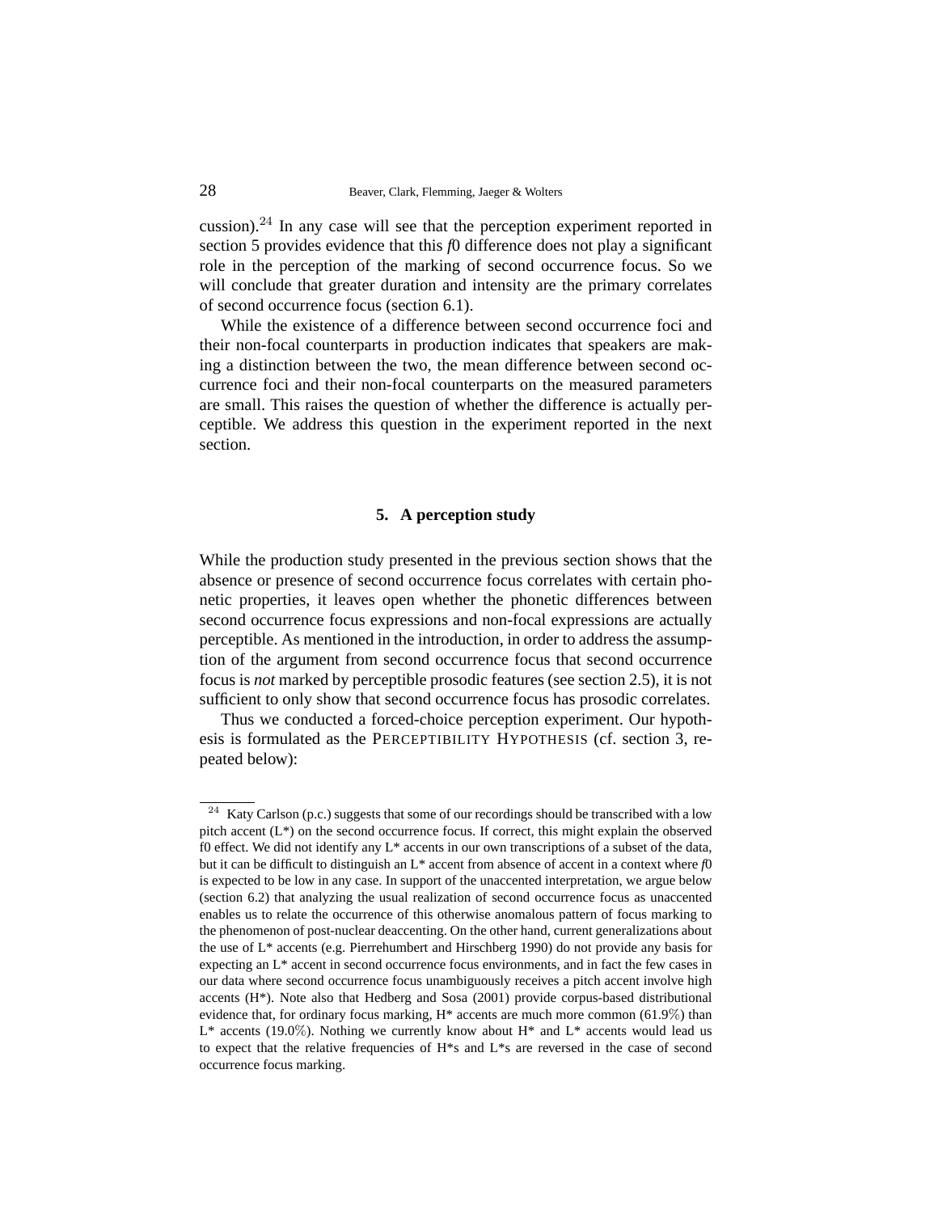cussion).[24] In any case will see that the perception experiment reported in section 5 provides evidence that this *f*0 difference does not play a significant role in the perception of the marking of second occurrence focus. So we will conclude that greater duration and intensity are the primary correlates of second occurrence focus (section 6.1).

While the existence of a difference between second occurrence foci and their non-focal counterparts in production indicates that speakers are making a distinction between the two, the mean difference between second occurrence foci and their non-focal counterparts on the measured parameters are small. This raises the question of whether the difference is actually perceptible. We address this question in the experiment reported in the next section.

## 5. A perception study

While the production study presented in the previous section shows that the absence or presence of second occurrence focus correlates with certain phonetic properties, it leaves open whether the phonetic differences between second occurrence focus expressions and non-focal expressions are actually perceptible. As mentioned in the introduction, in order to address the assumption of the argument from second occurrence focus that second occurrence focus is *not* marked by perceptible prosodic features (see section 2.5), it is not sufficient to only show that second occurrence focus has prosodic correlates.

Thus we conducted a forced-choice perception experiment. Our hypothesis is formulated as the PERCEPTIBILITY HYPOTHESIS (cf. section 3, repeated below):

---

[24] Katy Carlson (p.c.) suggests that some of our recordings should be transcribed with a low pitch accent (L*) on the second occurrence focus. If correct, this might explain the observed f0 effect. We did not identify any L* accents in our own transcriptions of a subset of the data, but it can be difficult to distinguish an L* accent from absence of accent in a context where *f*0 is expected to be low in any case. In support of the unaccented interpretation, we argue below (section 6.2) that analyzing the usual realization of second occurrence focus as unaccented enables us to relate the occurrence of this otherwise anomalous pattern of focus marking to the phenomenon of post-nuclear deaccenting. On the other hand, current generalizations about the use of L* accents (e.g. Pierrehumbert and Hirschberg 1990) do not provide any basis for expecting an L* accent in second occurrence focus environments, and in fact the few cases in our data where second occurrence focus unambiguously receives a pitch accent involve high accents (H*). Note also that Hedberg and Sosa (2001) provide corpus-based distributional evidence that, for ordinary focus marking, H* accents are much more common (61.9%) than L* accents (19.0%). Nothing we currently know about H* and L* accents would lead us to expect that the relative frequencies of H*s and L*s are reversed in the case of second occurrence focus marking.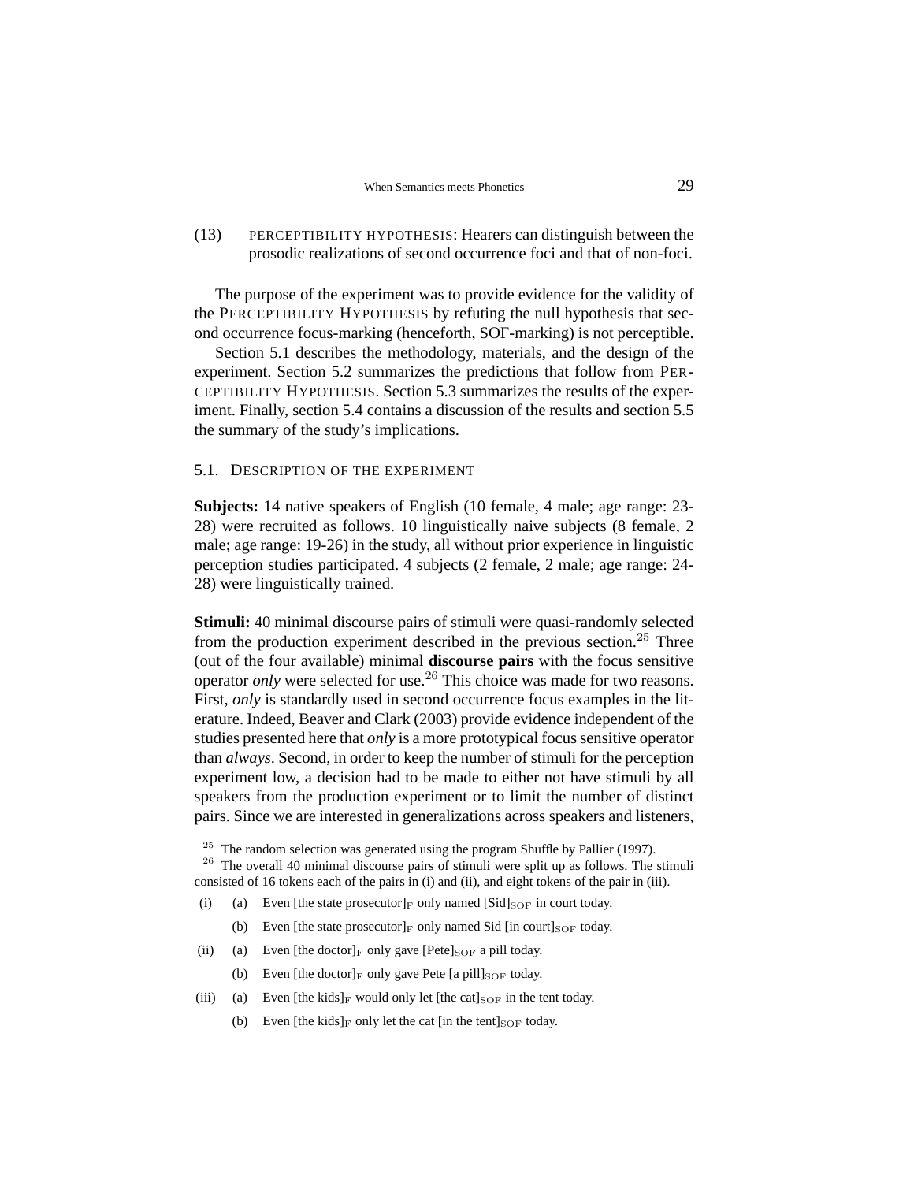(13) PERCEPTIBILITY HYPOTHESIS: Hearers can distinguish between the prosodic realizations of second occurrence foci and that of non-foci.

The purpose of the experiment was to provide evidence for the validity of the PERCEPTIBILITY HYPOTHESIS by refuting the null hypothesis that second occurrence focus-marking (henceforth, SOF-marking) is not perceptible.

Section 5.1 describes the methodology, materials, and the design of the experiment. Section 5.2 summarizes the predictions that follow from PERCEPTIBILITY HYPOTHESIS. Section 5.3 summarizes the results of the experiment. Finally, section 5.4 contains a discussion of the results and section 5.5 the summary of the study's implications.

### 5.1. DESCRIPTION OF THE EXPERIMENT

**Subjects:** 14 native speakers of English (10 female, 4 male; age range: 23-28) were recruited as follows. 10 linguistically naive subjects (8 female, 2 male; age range: 19-26) in the study, all without prior experience in linguistic perception studies participated. 4 subjects (2 female, 2 male; age range: 24-28) were linguistically trained.

**Stimuli:** 40 minimal discourse pairs of stimuli were quasi-randomly selected from the production experiment described in the previous section.[25] Three (out of the four available) minimal **discourse pairs** with the focus sensitive operator *only* were selected for use.[26] This choice was made for two reasons. First, *only* is standardly used in second occurrence focus examples in the literature. Indeed, Beaver and Clark (2003) provide evidence independent of the studies presented here that *only* is a more prototypical focus sensitive operator than *always*. Second, in order to keep the number of stimuli for the perception experiment low, a decision had to be made to either not have stimuli by all speakers from the production experiment or to limit the number of distinct pairs. Since we are interested in generalizations across speakers and listeners,

---

[25] The random selection was generated using the program Shuffle by Pallier (1997).

[26] The overall 40 minimal discourse pairs of stimuli were split up as follows. The stimuli consisted of 16 tokens each of the pairs in (i) and (ii), and eight tokens of the pair in (iii).

(i) (a) Even [the state prosecutor]$_{\mathrm{F}}$ only named [Sid]$_{\mathrm{SOF}}$ in court today.

(b) Even [the state prosecutor]$_{\mathrm{F}}$ only named Sid [in court]$_{\mathrm{SOF}}$ today.

(ii) (a) Even [the doctor]$_{\mathrm{F}}$ only gave [Pete]$_{\mathrm{SOF}}$ a pill today.

(b) Even [the doctor]$_{\mathrm{F}}$ only gave Pete [a pill]$_{\mathrm{SOF}}$ today.

(iii) (a) Even [the kids]$_{\mathrm{F}}$ would only let [the cat]$_{\mathrm{SOF}}$ in the tent today.

(b) Even [the kids]$_{\mathrm{F}}$ only let the cat [in the tent]$_{\mathrm{SOF}}$ today.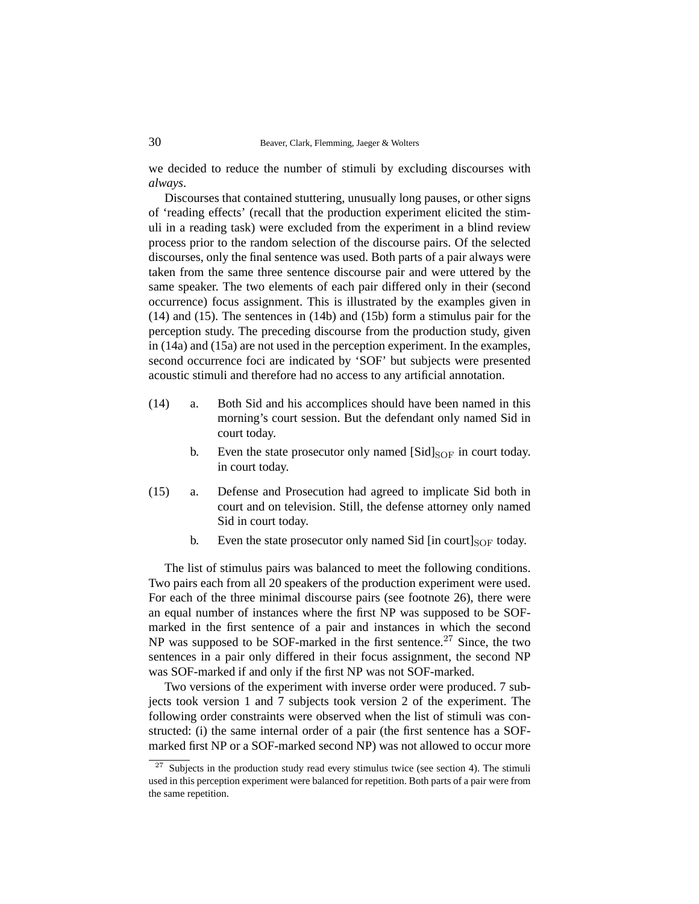we decided to reduce the number of stimuli by excluding discourses with *always*.

Discourses that contained stuttering, unusually long pauses, or other signs of 'reading effects' (recall that the production experiment elicited the stimuli in a reading task) were excluded from the experiment in a blind review process prior to the random selection of the discourse pairs. Of the selected discourses, only the final sentence was used. Both parts of a pair always were taken from the same three sentence discourse pair and were uttered by the same speaker. The two elements of each pair differed only in their (second occurrence) focus assignment. This is illustrated by the examples given in (14) and (15). The sentences in (14b) and (15b) form a stimulus pair for the perception study. The preceding discourse from the production study, given in (14a) and (15a) are not used in the perception experiment. In the examples, second occurrence foci are indicated by 'SOF' but subjects were presented acoustic stimuli and therefore had no access to any artificial annotation.

(14) a. Both Sid and his accomplices should have been named in this morning's court session. But the defendant only named Sid in court today.

b. Even the state prosecutor only named [Sid]$_{\mathrm{SOF}}$ in court today. in court today.

(15) a. Defense and Prosecution had agreed to implicate Sid both in court and on television. Still, the defense attorney only named Sid in court today.

b. Even the state prosecutor only named Sid [in court]$_{\mathrm{SOF}}$ today.

The list of stimulus pairs was balanced to meet the following conditions. Two pairs each from all 20 speakers of the production experiment were used. For each of the three minimal discourse pairs (see footnote 26), there were an equal number of instances where the first NP was supposed to be SOF-marked in the first sentence of a pair and instances in which the second NP was supposed to be SOF-marked in the first sentence.[27] Since, the two sentences in a pair only differed in their focus assignment, the second NP was SOF-marked if and only if the first NP was not SOF-marked.

Two versions of the experiment with inverse order were produced. 7 subjects took version 1 and 7 subjects took version 2 of the experiment. The following order constraints were observed when the list of stimuli was constructed: (i) the same internal order of a pair (the first sentence has a SOF-marked first NP or a SOF-marked second NP) was not allowed to occur more

[27] Subjects in the production study read every stimulus twice (see section 4). The stimuli used in this perception experiment were balanced for repetition. Both parts of a pair were from the same repetition.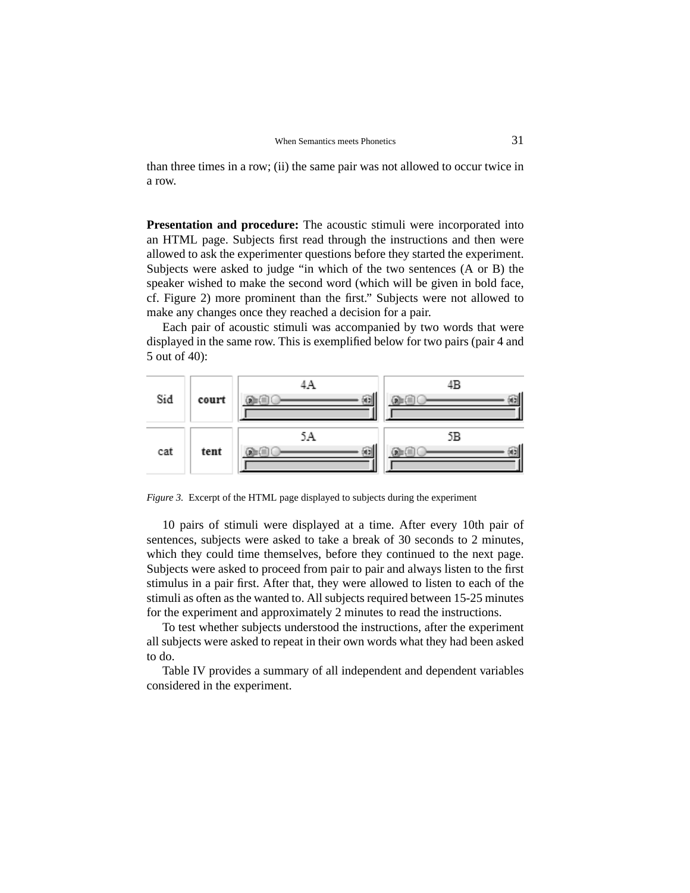than three times in a row; (ii) the same pair was not allowed to occur twice in a row.

**Presentation and procedure:** The acoustic stimuli were incorporated into an HTML page. Subjects first read through the instructions and then were allowed to ask the experimenter questions before they started the experiment. Subjects were asked to judge "in which of the two sentences (A or B) the speaker wished to make the second word (which will be given in bold face, cf. Figure 2) more prominent than the first." Subjects were not allowed to make any changes once they reached a decision for a pair.

Each pair of acoustic stimuli was accompanied by two words that were displayed in the same row. This is exemplified below for two pairs (pair 4 and 5 out of 40):

| | | | |
|---|---|---|---|
| Sid | **court** | 4A | 4B |
| cat | **tent** | 5A | 5B |

*Figure 3.* Excerpt of the HTML page displayed to subjects during the experiment

10 pairs of stimuli were displayed at a time. After every 10th pair of sentences, subjects were asked to take a break of 30 seconds to 2 minutes, which they could time themselves, before they continued to the next page. Subjects were asked to proceed from pair to pair and always listen to the first stimulus in a pair first. After that, they were allowed to listen to each of the stimuli as often as the wanted to. All subjects required between 15-25 minutes for the experiment and approximately 2 minutes to read the instructions.

To test whether subjects understood the instructions, after the experiment all subjects were asked to repeat in their own words what they had been asked to do.

Table IV provides a summary of all independent and dependent variables considered in the experiment.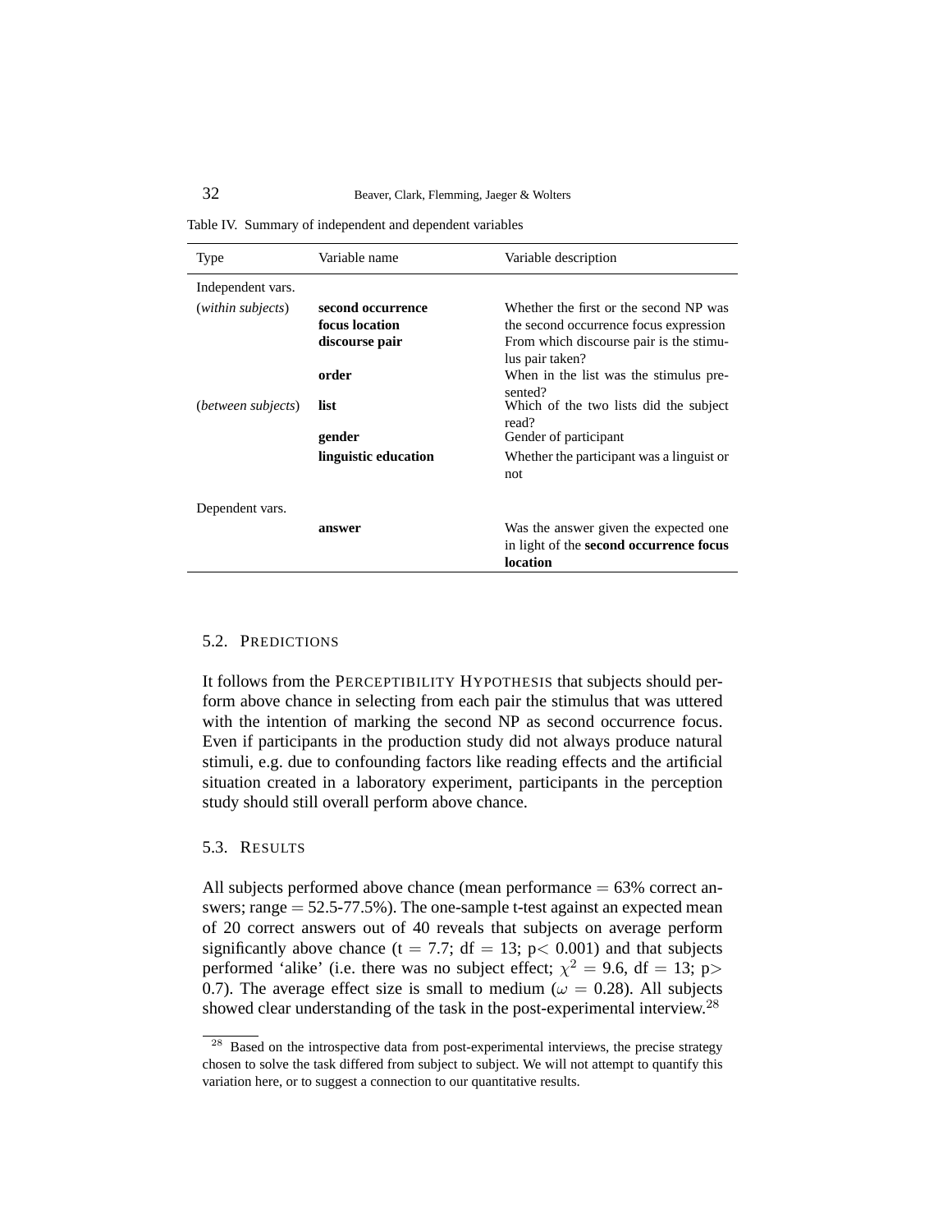Table IV. Summary of independent and dependent variables

| Type | Variable name | Variable description |
|---|---|---|
| Independent vars. | | |
| (*within subjects*) | **second occurrence focus location** | Whether the first or the second NP was the second occurrence focus expression |
| | **discourse pair** | From which discourse pair is the stimulus pair taken? |
| | **order** | When in the list was the stimulus presented? |
| (*between subjects*) | **list** | Which of the two lists did the subject read? |
| | **gender** | Gender of participant |
| | **linguistic education** | Whether the participant was a linguist or not |
| Dependent vars. | | |
| | **answer** | Was the answer given the expected one in light of the **second occurrence focus location** |

### 5.2. Predictions

It follows from the PERCEPTIBILITY HYPOTHESIS that subjects should perform above chance in selecting from each pair the stimulus that was uttered with the intention of marking the second NP as second occurrence focus. Even if participants in the production study did not always produce natural stimuli, e.g. due to confounding factors like reading effects and the artificial situation created in a laboratory experiment, participants in the perception study should still overall perform above chance.

### 5.3. Results

All subjects performed above chance (mean performance = 63% correct answers; range = 52.5-77.5%). The one-sample t-test against an expected mean of 20 correct answers out of 40 reveals that subjects on average perform significantly above chance ($t = 7.7$; $df = 13$; $p < 0.001$) and that subjects performed 'alike' (i.e. there was no subject effect; $\chi^2 = 9.6$, $df = 13$; $p > 0.7$). The average effect size is small to medium ($\omega = 0.28$). All subjects showed clear understanding of the task in the post-experimental interview.[28]

[28] Based on the introspective data from post-experimental interviews, the precise strategy chosen to solve the task differed from subject to subject. We will not attempt to quantify this variation here, or to suggest a connection to our quantitative results.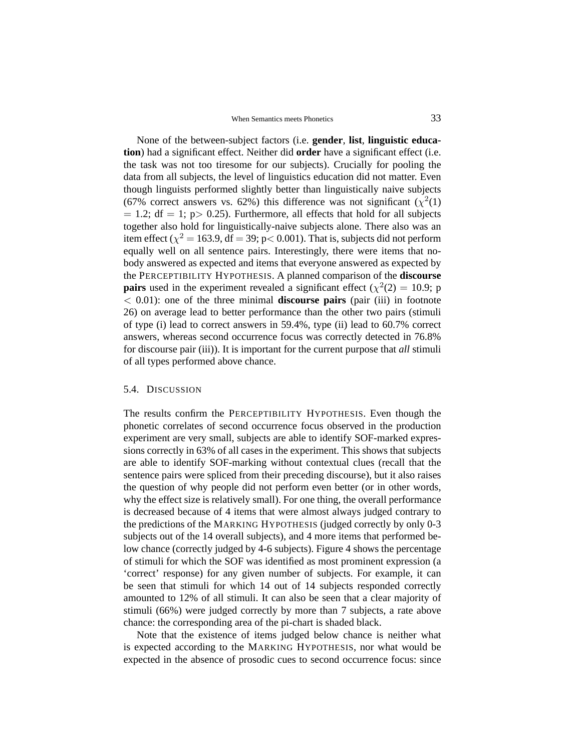None of the between-subject factors (i.e. **gender**, **list**, **linguistic education**) had a significant effect. Neither did **order** have a significant effect (i.e. the task was not too tiresome for our subjects). Crucially for pooling the data from all subjects, the level of linguistics education did not matter. Even though linguists performed slightly better than linguistically naive subjects (67% correct answers vs. 62%) this difference was not significant ($\chi^2(1) = 1.2$; df = 1; $p > 0.25$). Furthermore, all effects that hold for all subjects together also hold for linguistically-naive subjects alone. There also was an item effect ($\chi^2 = 163.9$, df = 39; $p < 0.001$). That is, subjects did not perform equally well on all sentence pairs. Interestingly, there were items that nobody answered as expected and items that everyone answered as expected by the PERCEPTIBILITY HYPOTHESIS. A planned comparison of the **discourse pairs** used in the experiment revealed a significant effect ($\chi^2(2) = 10.9$; $p < 0.01$): one of the three minimal **discourse pairs** (pair (iii) in footnote 26) on average lead to better performance than the other two pairs (stimuli of type (i) lead to correct answers in 59.4%, type (ii) lead to 60.7% correct answers, whereas second occurrence focus was correctly detected in 76.8% for discourse pair (iii)). It is important for the current purpose that *all* stimuli of all types performed above chance.

### 5.4. DISCUSSION

The results confirm the PERCEPTIBILITY HYPOTHESIS. Even though the phonetic correlates of second occurrence focus observed in the production experiment are very small, subjects are able to identify SOF-marked expressions correctly in 63% of all cases in the experiment. This shows that subjects are able to identify SOF-marking without contextual clues (recall that the sentence pairs were spliced from their preceding discourse), but it also raises the question of why people did not perform even better (or in other words, why the effect size is relatively small). For one thing, the overall performance is decreased because of 4 items that were almost always judged contrary to the predictions of the MARKING HYPOTHESIS (judged correctly by only 0-3 subjects out of the 14 overall subjects), and 4 more items that performed below chance (correctly judged by 4-6 subjects). Figure 4 shows the percentage of stimuli for which the SOF was identified as most prominent expression (a 'correct' response) for any given number of subjects. For example, it can be seen that stimuli for which 14 out of 14 subjects responded correctly amounted to 12% of all stimuli. It can also be seen that a clear majority of stimuli (66%) were judged correctly by more than 7 subjects, a rate above chance: the corresponding area of the pi-chart is shaded black.

Note that the existence of items judged below chance is neither what is expected according to the MARKING HYPOTHESIS, nor what would be expected in the absence of prosodic cues to second occurrence focus: since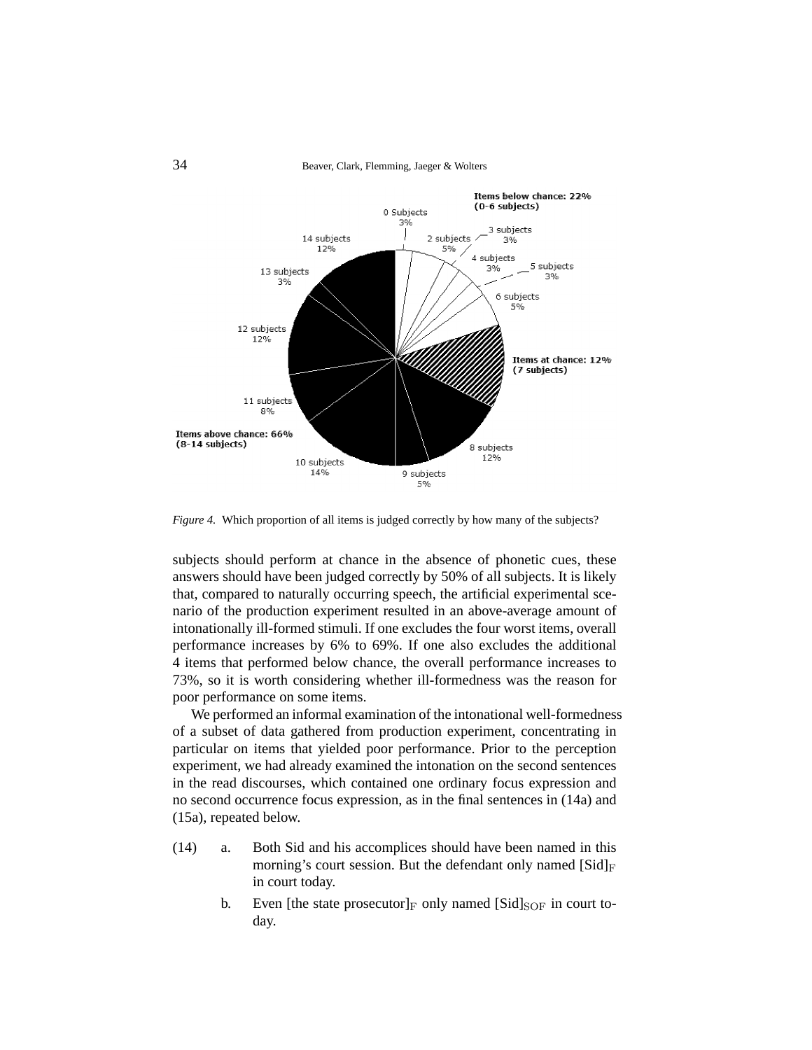*Figure 4.* Which proportion of all items is judged correctly by how many of the subjects?

subjects should perform at chance in the absence of phonetic cues, these answers should have been judged correctly by 50% of all subjects. It is likely that, compared to naturally occurring speech, the artificial experimental scenario of the production experiment resulted in an above-average amount of intonationally ill-formed stimuli. If one excludes the four worst items, overall performance increases by 6% to 69%. If one also excludes the additional 4 items that performed below chance, the overall performance increases to 73%, so it is worth considering whether ill-formedness was the reason for poor performance on some items.

We performed an informal examination of the intonational well-formedness of a subset of data gathered from production experiment, concentrating in particular on items that yielded poor performance. Prior to the perception experiment, we had already examined the intonation on the second sentences in the read discourses, which contained one ordinary focus expression and no second occurrence focus expression, as in the final sentences in (14a) and (15a), repeated below.

(14) a. Both Sid and his accomplices should have been named in this morning's court session. But the defendant only named $[\text{Sid}]_{\text{F}}$ in court today.

b. Even [the state prosecutor]$_{\text{F}}$ only named $[\text{Sid}]_{\text{SOF}}$ in court today.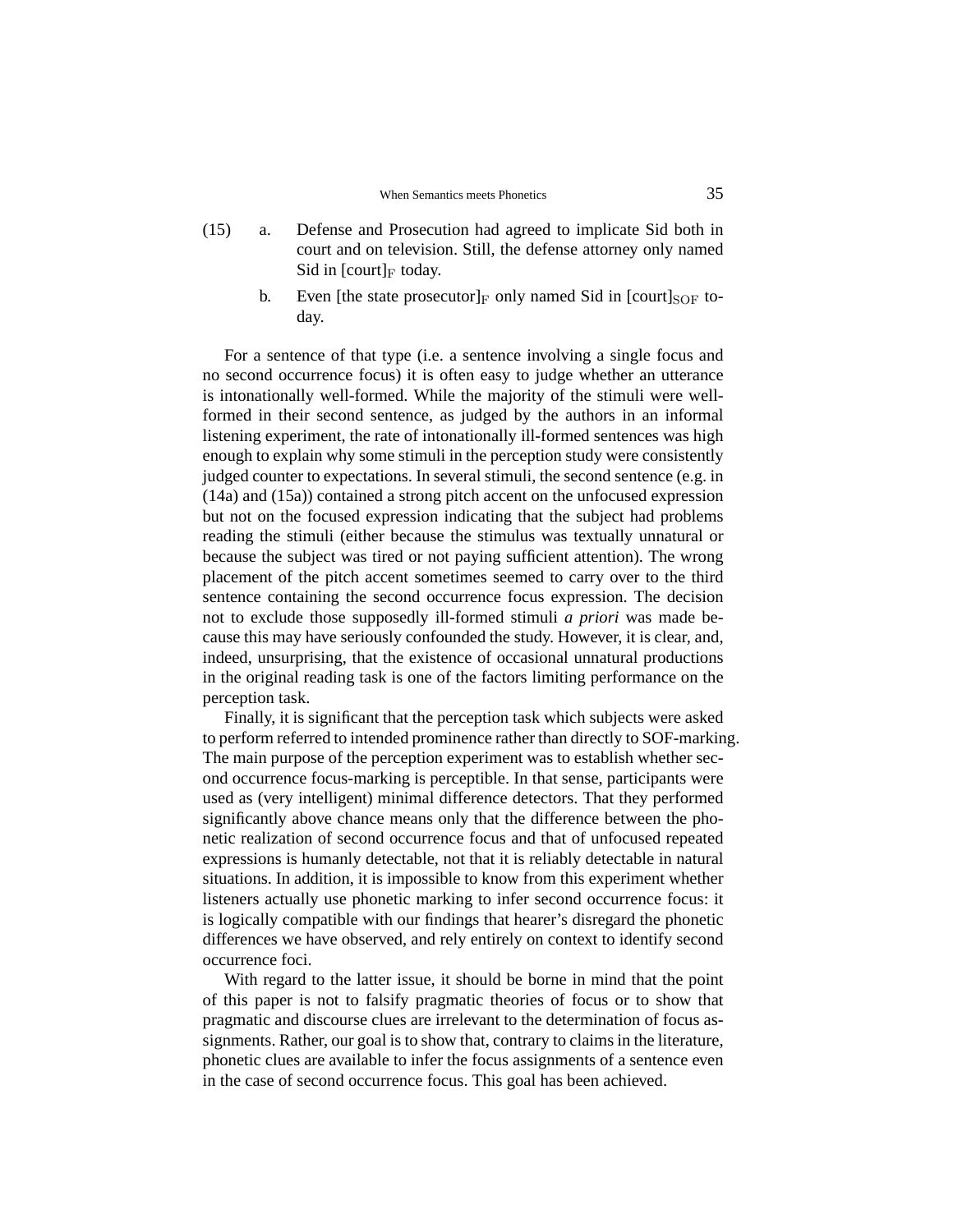(15) a. Defense and Prosecution had agreed to implicate Sid both in court and on television. Still, the defense attorney only named Sid in [court]$_{\mathrm{F}}$ today.

b. Even [the state prosecutor]$_{\mathrm{F}}$ only named Sid in [court]$_{\mathrm{SOF}}$ today.

For a sentence of that type (i.e. a sentence involving a single focus and no second occurrence focus) it is often easy to judge whether an utterance is intonationally well-formed. While the majority of the stimuli were well-formed in their second sentence, as judged by the authors in an informal listening experiment, the rate of intonationally ill-formed sentences was high enough to explain why some stimuli in the perception study were consistently judged counter to expectations. In several stimuli, the second sentence (e.g. in (14a) and (15a)) contained a strong pitch accent on the unfocused expression but not on the focused expression indicating that the subject had problems reading the stimuli (either because the stimulus was textually unnatural or because the subject was tired or not paying sufficient attention). The wrong placement of the pitch accent sometimes seemed to carry over to the third sentence containing the second occurrence focus expression. The decision not to exclude those supposedly ill-formed stimuli *a priori* was made because this may have seriously confounded the study. However, it is clear, and, indeed, unsurprising, that the existence of occasional unnatural productions in the original reading task is one of the factors limiting performance on the perception task.

Finally, it is significant that the perception task which subjects were asked to perform referred to intended prominence rather than directly to SOF-marking. The main purpose of the perception experiment was to establish whether second occurrence focus-marking is perceptible. In that sense, participants were used as (very intelligent) minimal difference detectors. That they performed significantly above chance means only that the difference between the phonetic realization of second occurrence focus and that of unfocused repeated expressions is humanly detectable, not that it is reliably detectable in natural situations. In addition, it is impossible to know from this experiment whether listeners actually use phonetic marking to infer second occurrence focus: it is logically compatible with our findings that hearer's disregard the phonetic differences we have observed, and rely entirely on context to identify second occurrence foci.

With regard to the latter issue, it should be borne in mind that the point of this paper is not to falsify pragmatic theories of focus or to show that pragmatic and discourse clues are irrelevant to the determination of focus assignments. Rather, our goal is to show that, contrary to claims in the literature, phonetic clues are available to infer the focus assignments of a sentence even in the case of second occurrence focus. This goal has been achieved.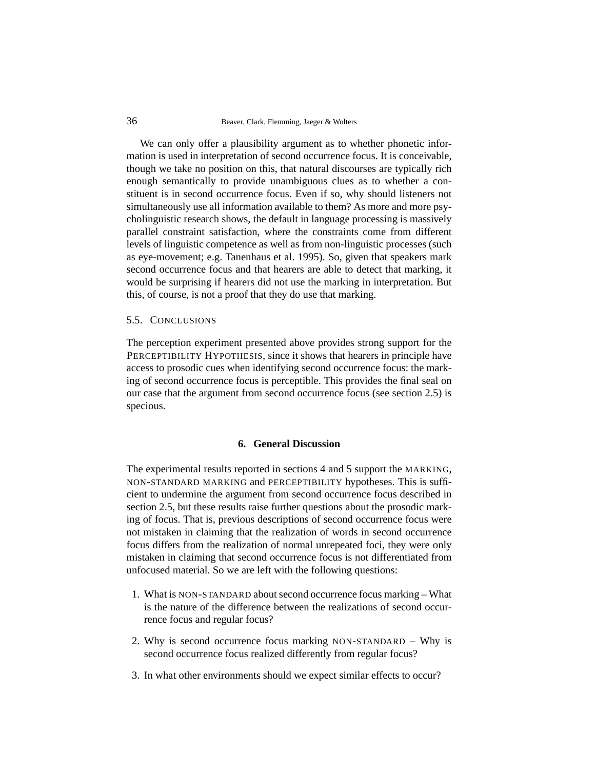We can only offer a plausibility argument as to whether phonetic information is used in interpretation of second occurrence focus. It is conceivable, though we take no position on this, that natural discourses are typically rich enough semantically to provide unambiguous clues as to whether a constituent is in second occurrence focus. Even if so, why should listeners not simultaneously use all information available to them? As more and more psycholinguistic research shows, the default in language processing is massively parallel constraint satisfaction, where the constraints come from different levels of linguistic competence as well as from non-linguistic processes (such as eye-movement; e.g. Tanenhaus et al. 1995). So, given that speakers mark second occurrence focus and that hearers are able to detect that marking, it would be surprising if hearers did not use the marking in interpretation. But this, of course, is not a proof that they do use that marking.

### 5.5. Conclusions

The perception experiment presented above provides strong support for the PERCEPTIBILITY HYPOTHESIS, since it shows that hearers in principle have access to prosodic cues when identifying second occurrence focus: the marking of second occurrence focus is perceptible. This provides the final seal on our case that the argument from second occurrence focus (see section 2.5) is specious.

## 6. General Discussion

The experimental results reported in sections 4 and 5 support the MARKING, NON-STANDARD MARKING and PERCEPTIBILITY hypotheses. This is sufficient to undermine the argument from second occurrence focus described in section 2.5, but these results raise further questions about the prosodic marking of focus. That is, previous descriptions of second occurrence focus were not mistaken in claiming that the realization of words in second occurrence focus differs from the realization of normal unrepeated foci, they were only mistaken in claiming that second occurrence focus is not differentiated from unfocused material. So we are left with the following questions:

1. What is NON-STANDARD about second occurrence focus marking – What is the nature of the difference between the realizations of second occurrence focus and regular focus?
2. Why is second occurrence focus marking NON-STANDARD – Why is second occurrence focus realized differently from regular focus?
3. In what other environments should we expect similar effects to occur?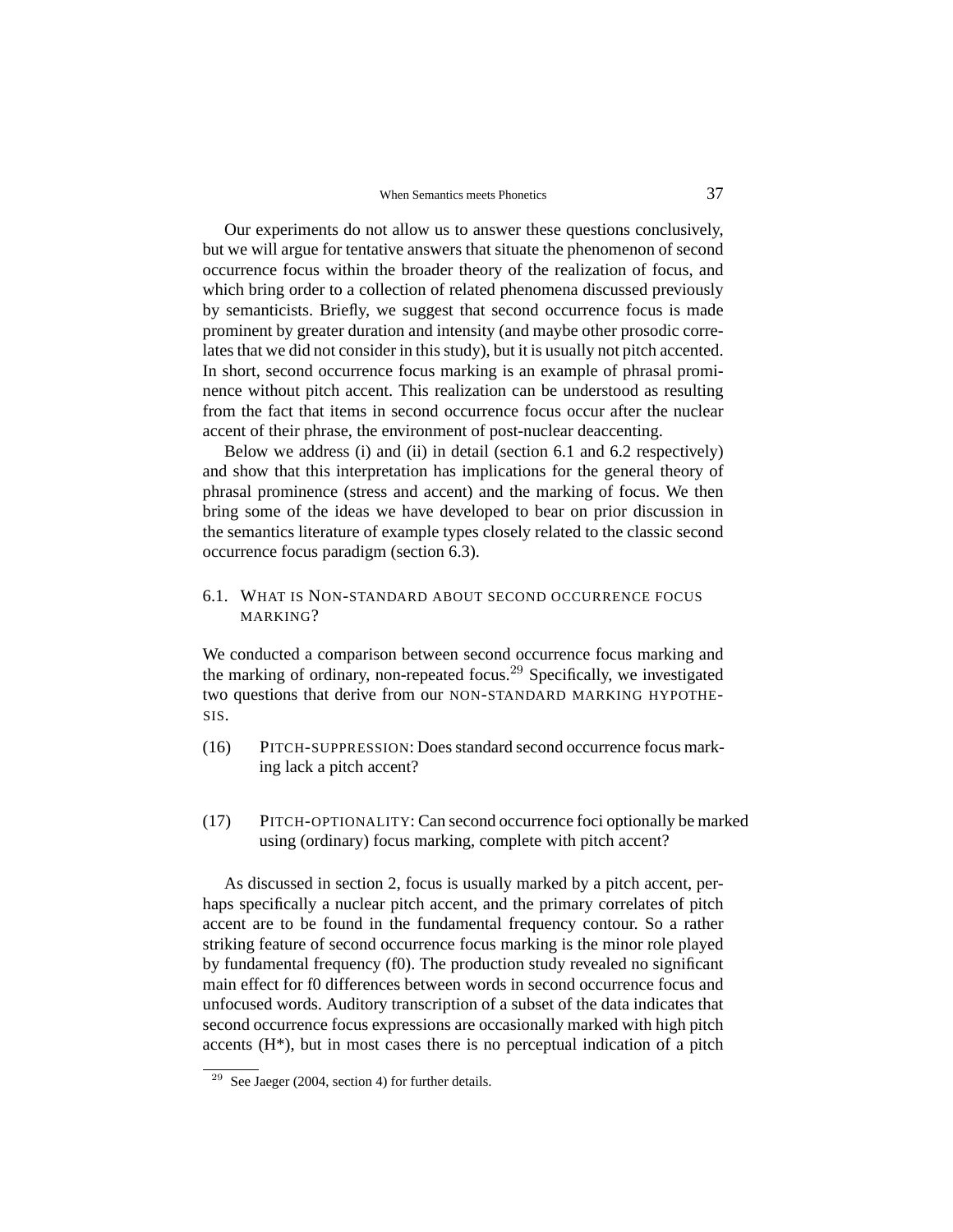Our experiments do not allow us to answer these questions conclusively, but we will argue for tentative answers that situate the phenomenon of second occurrence focus within the broader theory of the realization of focus, and which bring order to a collection of related phenomena discussed previously by semanticists. Briefly, we suggest that second occurrence focus is made prominent by greater duration and intensity (and maybe other prosodic correlates that we did not consider in this study), but it is usually not pitch accented. In short, second occurrence focus marking is an example of phrasal prominence without pitch accent. This realization can be understood as resulting from the fact that items in second occurrence focus occur after the nuclear accent of their phrase, the environment of post-nuclear deaccenting.

Below we address (i) and (ii) in detail (section 6.1 and 6.2 respectively) and show that this interpretation has implications for the general theory of phrasal prominence (stress and accent) and the marking of focus. We then bring some of the ideas we have developed to bear on prior discussion in the semantics literature of example types closely related to the classic second occurrence focus paradigm (section 6.3).

### 6.1. WHAT IS NON-STANDARD ABOUT SECOND OCCURRENCE FOCUS MARKING?

We conducted a comparison between second occurrence focus marking and the marking of ordinary, non-repeated focus.[29] Specifically, we investigated two questions that derive from our NON-STANDARD MARKING HYPOTHESIS.

(16) PITCH-SUPPRESSION: Does standard second occurrence focus marking lack a pitch accent?

(17) PITCH-OPTIONALITY: Can second occurrence foci optionally be marked using (ordinary) focus marking, complete with pitch accent?

As discussed in section 2, focus is usually marked by a pitch accent, perhaps specifically a nuclear pitch accent, and the primary correlates of pitch accent are to be found in the fundamental frequency contour. So a rather striking feature of second occurrence focus marking is the minor role played by fundamental frequency (f0). The production study revealed no significant main effect for f0 differences between words in second occurrence focus and unfocused words. Auditory transcription of a subset of the data indicates that second occurrence focus expressions are occasionally marked with high pitch accents (H*), but in most cases there is no perceptual indication of a pitch

[29] See Jaeger (2004, section 4) for further details.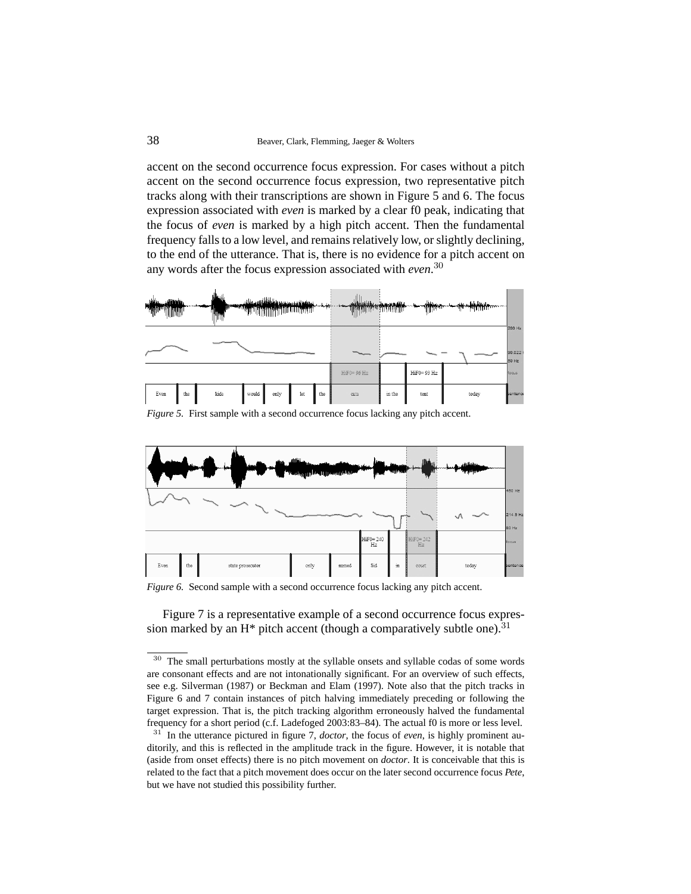accent on the second occurrence focus expression. For cases without a pitch accent on the second occurrence focus expression, two representative pitch tracks along with their transcriptions are shown in Figure 5 and 6. The focus expression associated with *even* is marked by a clear f0 peak, indicating that the focus of *even* is marked by a high pitch accent. Then the fundamental frequency falls to a low level, and remains relatively low, or slightly declining, to the end of the utterance. That is, there is no evidence for a pitch accent on any words after the focus expression associated with *even*.[30]

*Figure 5.* First sample with a second occurrence focus lacking any pitch accent.

*Figure 6.* Second sample with a second occurrence focus lacking any pitch accent.

Figure 7 is a representative example of a second occurrence focus expression marked by an H* pitch accent (though a comparatively subtle one).[31]

---

[30] The small perturbations mostly at the syllable onsets and syllable codas of some words are consonant effects and are not intonationally significant. For an overview of such effects, see e.g. Silverman (1987) or Beckman and Elam (1997). Note also that the pitch tracks in Figure 6 and 7 contain instances of pitch halving immediately preceding or following the target expression. That is, the pitch tracking algorithm erroneously halved the fundamental frequency for a short period (c.f. Ladefoged 2003:83–84). The actual f0 is more or less level.

[31] In the utterance pictured in figure 7, *doctor*, the focus of *even*, is highly prominent auditorily, and this is reflected in the amplitude track in the figure. However, it is notable that (aside from onset effects) there is no pitch movement on *doctor*. It is conceivable that this is related to the fact that a pitch movement does occur on the later second occurrence focus *Pete*, but we have not studied this possibility further.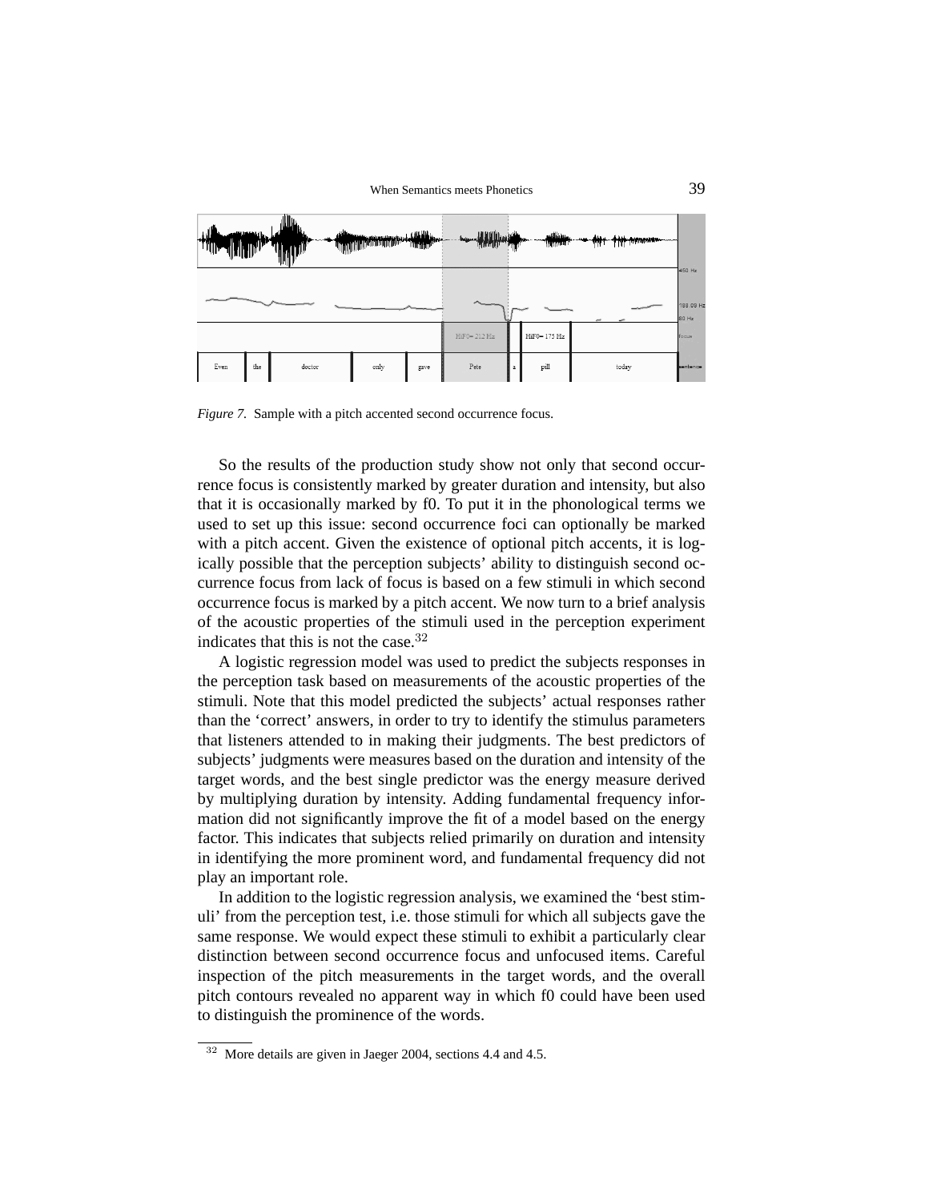*Figure 7.* Sample with a pitch accented second occurrence focus.

So the results of the production study show not only that second occurrence focus is consistently marked by greater duration and intensity, but also that it is occasionally marked by f0. To put it in the phonological terms we used to set up this issue: second occurrence foci can optionally be marked with a pitch accent. Given the existence of optional pitch accents, it is logically possible that the perception subjects' ability to distinguish second occurrence focus from lack of focus is based on a few stimuli in which second occurrence focus is marked by a pitch accent. We now turn to a brief analysis of the acoustic properties of the stimuli used in the perception experiment indicates that this is not the case.[32]

A logistic regression model was used to predict the subjects responses in the perception task based on measurements of the acoustic properties of the stimuli. Note that this model predicted the subjects' actual responses rather than the 'correct' answers, in order to try to identify the stimulus parameters that listeners attended to in making their judgments. The best predictors of subjects' judgments were measures based on the duration and intensity of the target words, and the best single predictor was the energy measure derived by multiplying duration by intensity. Adding fundamental frequency information did not significantly improve the fit of a model based on the energy factor. This indicates that subjects relied primarily on duration and intensity in identifying the more prominent word, and fundamental frequency did not play an important role.

In addition to the logistic regression analysis, we examined the 'best stimuli' from the perception test, i.e. those stimuli for which all subjects gave the same response. We would expect these stimuli to exhibit a particularly clear distinction between second occurrence focus and unfocused items. Careful inspection of the pitch measurements in the target words, and the overall pitch contours revealed no apparent way in which f0 could have been used to distinguish the prominence of the words.

[32] More details are given in Jaeger 2004, sections 4.4 and 4.5.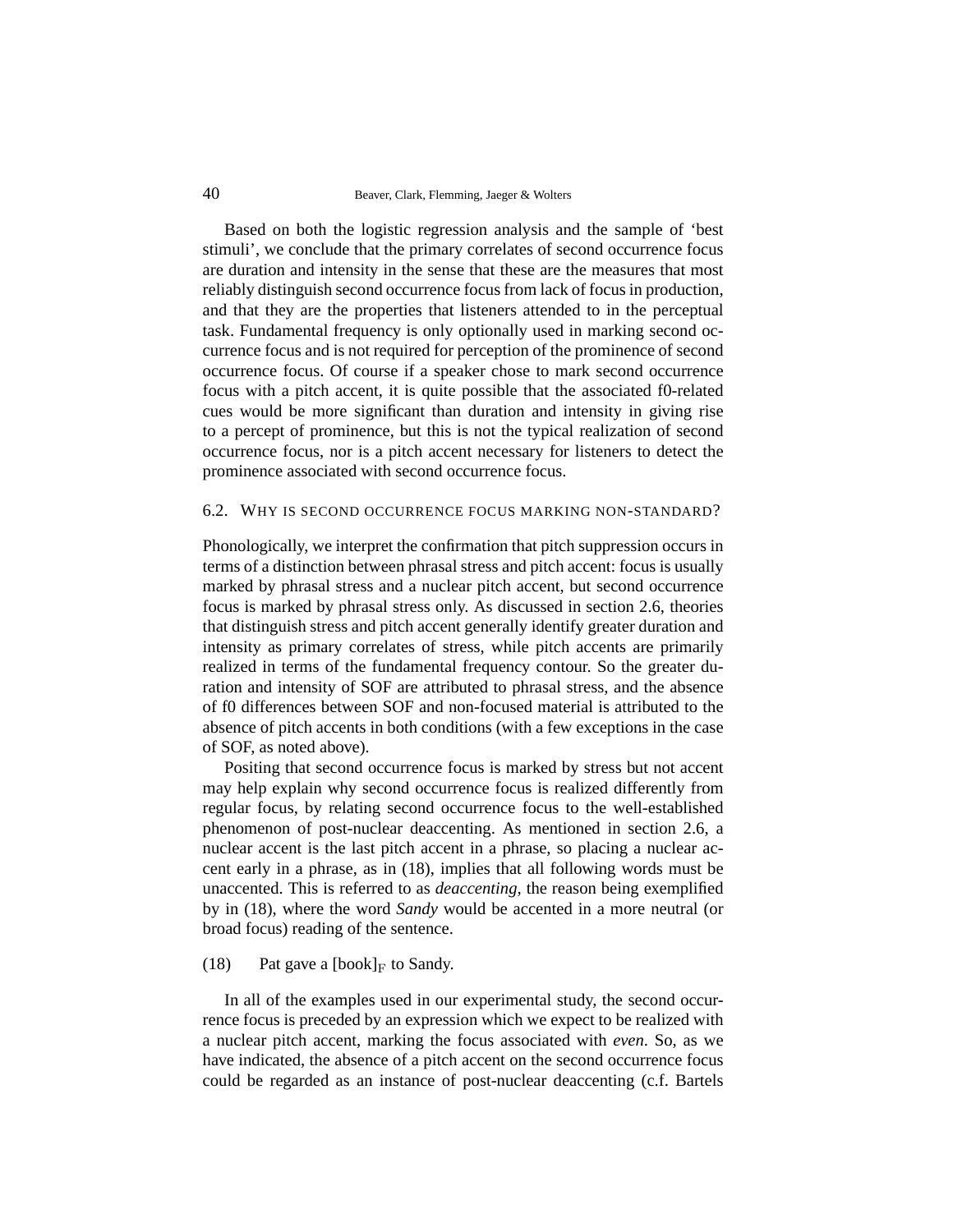Based on both the logistic regression analysis and the sample of 'best stimuli', we conclude that the primary correlates of second occurrence focus are duration and intensity in the sense that these are the measures that most reliably distinguish second occurrence focus from lack of focus in production, and that they are the properties that listeners attended to in the perceptual task. Fundamental frequency is only optionally used in marking second occurrence focus and is not required for perception of the prominence of second occurrence focus. Of course if a speaker chose to mark second occurrence focus with a pitch accent, it is quite possible that the associated f0-related cues would be more significant than duration and intensity in giving rise to a percept of prominence, but this is not the typical realization of second occurrence focus, nor is a pitch accent necessary for listeners to detect the prominence associated with second occurrence focus.

### 6.2. Why is second occurrence focus marking non-standard?

Phonologically, we interpret the confirmation that pitch suppression occurs in terms of a distinction between phrasal stress and pitch accent: focus is usually marked by phrasal stress and a nuclear pitch accent, but second occurrence focus is marked by phrasal stress only. As discussed in section 2.6, theories that distinguish stress and pitch accent generally identify greater duration and intensity as primary correlates of stress, while pitch accents are primarily realized in terms of the fundamental frequency contour. So the greater duration and intensity of SOF are attributed to phrasal stress, and the absence of f0 differences between SOF and non-focused material is attributed to the absence of pitch accents in both conditions (with a few exceptions in the case of SOF, as noted above).

Positing that second occurrence focus is marked by stress but not accent may help explain why second occurrence focus is realized differently from regular focus, by relating second occurrence focus to the well-established phenomenon of post-nuclear deaccenting. As mentioned in section 2.6, a nuclear accent is the last pitch accent in a phrase, so placing a nuclear accent early in a phrase, as in (18), implies that all following words must be unaccented. This is referred to as *deaccenting*, the reason being exemplified by in (18), where the word *Sandy* would be accented in a more neutral (or broad focus) reading of the sentence.

(18) Pat gave a [book]$_{\mathrm{F}}$ to Sandy.

In all of the examples used in our experimental study, the second occurrence focus is preceded by an expression which we expect to be realized with a nuclear pitch accent, marking the focus associated with *even*. So, as we have indicated, the absence of a pitch accent on the second occurrence focus could be regarded as an instance of post-nuclear deaccenting (c.f. Bartels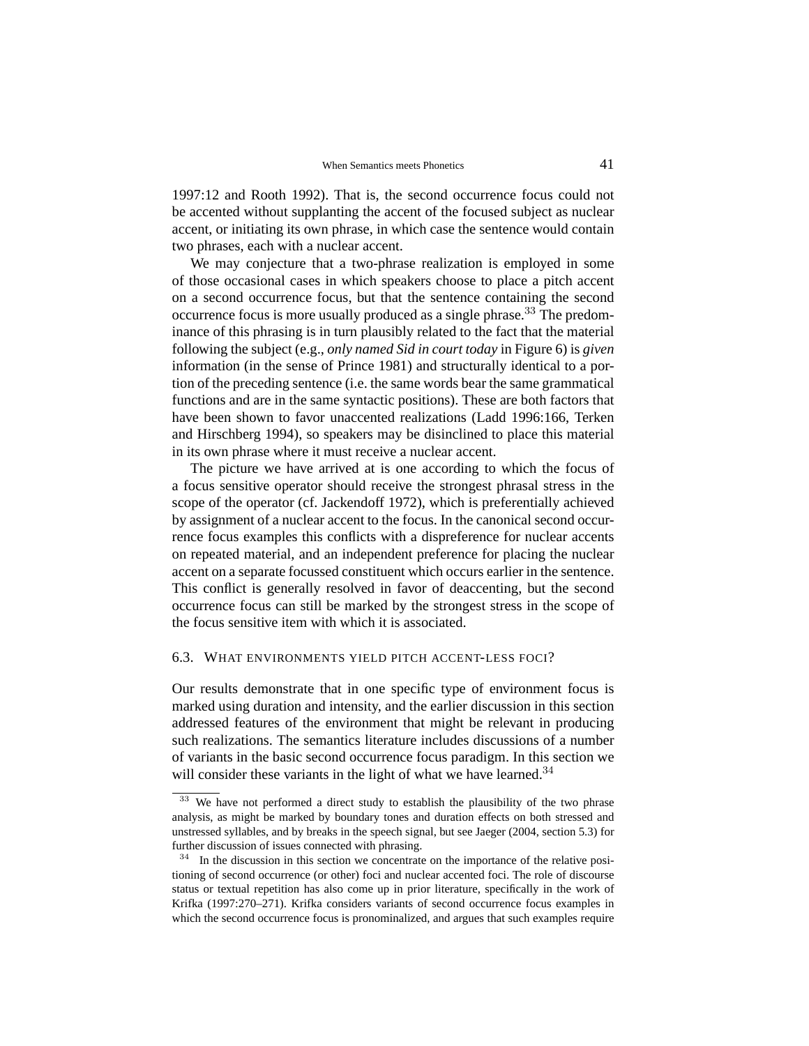1997:12 and Rooth 1992). That is, the second occurrence focus could not be accented without supplanting the accent of the focused subject as nuclear accent, or initiating its own phrase, in which case the sentence would contain two phrases, each with a nuclear accent.

We may conjecture that a two-phrase realization is employed in some of those occasional cases in which speakers choose to place a pitch accent on a second occurrence focus, but that the sentence containing the second occurrence focus is more usually produced as a single phrase.[33] The predominance of this phrasing is in turn plausibly related to the fact that the material following the subject (e.g., *only named Sid in court today* in Figure 6) is *given* information (in the sense of Prince 1981) and structurally identical to a portion of the preceding sentence (i.e. the same words bear the same grammatical functions and are in the same syntactic positions). These are both factors that have been shown to favor unaccented realizations (Ladd 1996:166, Terken and Hirschberg 1994), so speakers may be disinclined to place this material in its own phrase where it must receive a nuclear accent.

The picture we have arrived at is one according to which the focus of a focus sensitive operator should receive the strongest phrasal stress in the scope of the operator (cf. Jackendoff 1972), which is preferentially achieved by assignment of a nuclear accent to the focus. In the canonical second occurrence focus examples this conflicts with a dispreference for nuclear accents on repeated material, and an independent preference for placing the nuclear accent on a separate focussed constituent which occurs earlier in the sentence. This conflict is generally resolved in favor of deaccenting, but the second occurrence focus can still be marked by the strongest stress in the scope of the focus sensitive item with which it is associated.

### 6.3. What environments yield pitch accent-less foci?

Our results demonstrate that in one specific type of environment focus is marked using duration and intensity, and the earlier discussion in this section addressed features of the environment that might be relevant in producing such realizations. The semantics literature includes discussions of a number of variants in the basic second occurrence focus paradigm. In this section we will consider these variants in the light of what we have learned.[34]

---

[33] We have not performed a direct study to establish the plausibility of the two phrase analysis, as might be marked by boundary tones and duration effects on both stressed and unstressed syllables, and by breaks in the speech signal, but see Jaeger (2004, section 5.3) for further discussion of issues connected with phrasing.

[34] In the discussion in this section we concentrate on the importance of the relative positioning of second occurrence (or other) foci and nuclear accented foci. The role of discourse status or textual repetition has also come up in prior literature, specifically in the work of Krifka (1997:270–271). Krifka considers variants of second occurrence focus examples in which the second occurrence focus is pronominalized, and argues that such examples require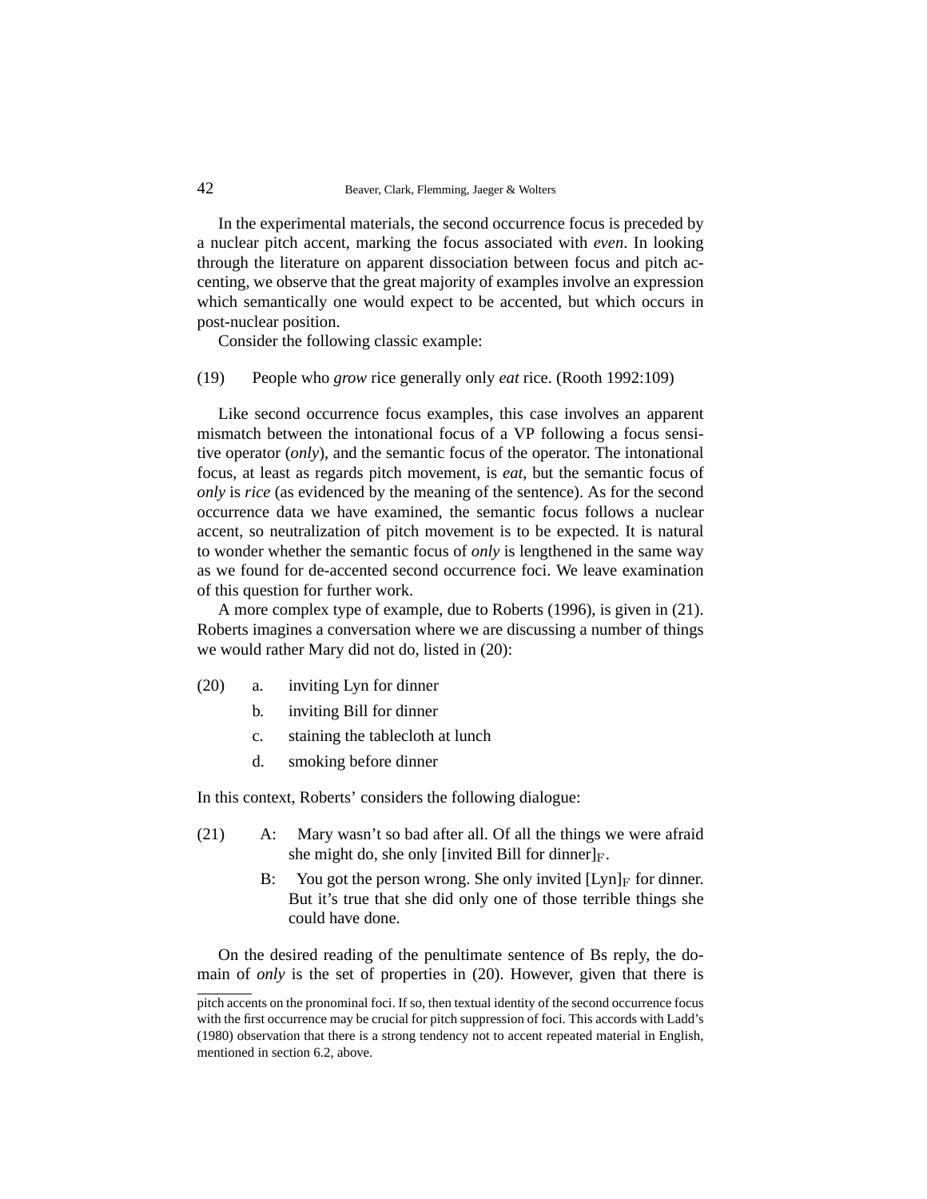In the experimental materials, the second occurrence focus is preceded by a nuclear pitch accent, marking the focus associated with *even*. In looking through the literature on apparent dissociation between focus and pitch accenting, we observe that the great majority of examples involve an expression which semantically one would expect to be accented, but which occurs in post-nuclear position.

Consider the following classic example:

(19) People who *grow* rice generally only *eat* rice. (Rooth 1992:109)

Like second occurrence focus examples, this case involves an apparent mismatch between the intonational focus of a VP following a focus sensitive operator (*only*), and the semantic focus of the operator. The intonational focus, at least as regards pitch movement, is *eat*, but the semantic focus of *only* is *rice* (as evidenced by the meaning of the sentence). As for the second occurrence data we have examined, the semantic focus follows a nuclear accent, so neutralization of pitch movement is to be expected. It is natural to wonder whether the semantic focus of *only* is lengthened in the same way as we found for de-accented second occurrence foci. We leave examination of this question for further work.

A more complex type of example, due to Roberts (1996), is given in (21). Roberts imagines a conversation where we are discussing a number of things we would rather Mary did not do, listed in (20):

(20) a. inviting Lyn for dinner
  b. inviting Bill for dinner
  c. staining the tablecloth at lunch
  d. smoking before dinner

In this context, Roberts' considers the following dialogue:

(21) A: Mary wasn't so bad after all. Of all the things we were afraid she might do, she only [invited Bill for dinner]$_{\mathrm{F}}$.
  B: You got the person wrong. She only invited [Lyn]$_{\mathrm{F}}$ for dinner. But it's true that she did only one of those terrible things she could have done.

On the desired reading of the penultimate sentence of Bs reply, the domain of *only* is the set of properties in (20). However, given that there is

pitch accents on the pronominal foci. If so, then textual identity of the second occurrence focus with the first occurrence may be crucial for pitch suppression of foci. This accords with Ladd's (1980) observation that there is a strong tendency not to accent repeated material in English, mentioned in section 6.2, above.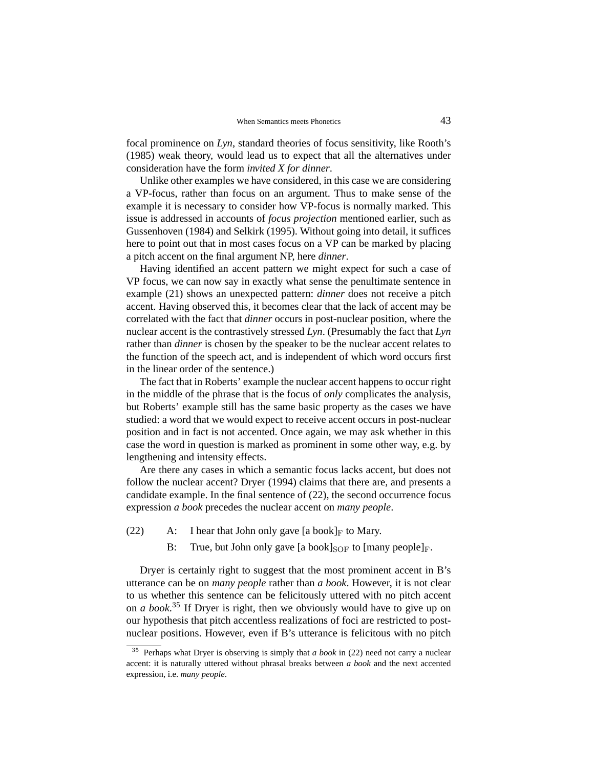focal prominence on *Lyn*, standard theories of focus sensitivity, like Rooth's (1985) weak theory, would lead us to expect that all the alternatives under consideration have the form *invited X for dinner*.

Unlike other examples we have considered, in this case we are considering a VP-focus, rather than focus on an argument. Thus to make sense of the example it is necessary to consider how VP-focus is normally marked. This issue is addressed in accounts of *focus projection* mentioned earlier, such as Gussenhoven (1984) and Selkirk (1995). Without going into detail, it suffices here to point out that in most cases focus on a VP can be marked by placing a pitch accent on the final argument NP, here *dinner*.

Having identified an accent pattern we might expect for such a case of VP focus, we can now say in exactly what sense the penultimate sentence in example (21) shows an unexpected pattern: *dinner* does not receive a pitch accent. Having observed this, it becomes clear that the lack of accent may be correlated with the fact that *dinner* occurs in post-nuclear position, where the nuclear accent is the contrastively stressed *Lyn*. (Presumably the fact that *Lyn* rather than *dinner* is chosen by the speaker to be the nuclear accent relates to the function of the speech act, and is independent of which word occurs first in the linear order of the sentence.)

The fact that in Roberts' example the nuclear accent happens to occur right in the middle of the phrase that is the focus of *only* complicates the analysis, but Roberts' example still has the same basic property as the cases we have studied: a word that we would expect to receive accent occurs in post-nuclear position and in fact is not accented. Once again, we may ask whether in this case the word in question is marked as prominent in some other way, e.g. by lengthening and intensity effects.

Are there any cases in which a semantic focus lacks accent, but does not follow the nuclear accent? Dryer (1994) claims that there are, and presents a candidate example. In the final sentence of (22), the second occurrence focus expression *a book* precedes the nuclear accent on *many people*.

(22) A: I hear that John only gave [a book]$_{\mathrm{F}}$ to Mary.

B: True, but John only gave [a book]$_{\mathrm{SOF}}$ to [many people]$_{\mathrm{F}}$.

Dryer is certainly right to suggest that the most prominent accent in B's utterance can be on *many people* rather than *a book*. However, it is not clear to us whether this sentence can be felicitously uttered with no pitch accent on *a book*.[35] If Dryer is right, then we obviously would have to give up on our hypothesis that pitch accentless realizations of foci are restricted to post-nuclear positions. However, even if B's utterance is felicitous with no pitch

[35] Perhaps what Dryer is observing is simply that *a book* in (22) need not carry a nuclear accent: it is naturally uttered without phrasal breaks between *a book* and the next accented expression, i.e. *many people*.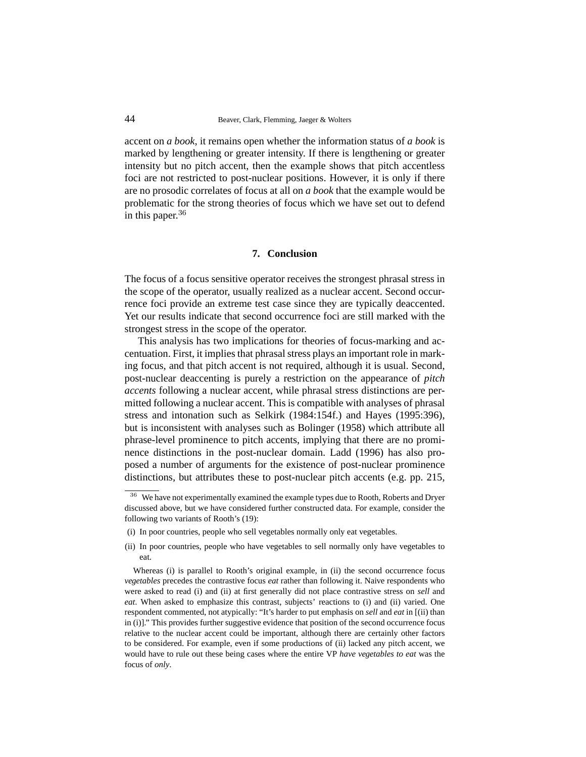accent on *a book*, it remains open whether the information status of *a book* is marked by lengthening or greater intensity. If there is lengthening or greater intensity but no pitch accent, then the example shows that pitch accentless foci are not restricted to post-nuclear positions. However, it is only if there are no prosodic correlates of focus at all on *a book* that the example would be problematic for the strong theories of focus which we have set out to defend in this paper.[36]

## 7. Conclusion

The focus of a focus sensitive operator receives the strongest phrasal stress in the scope of the operator, usually realized as a nuclear accent. Second occurrence foci provide an extreme test case since they are typically deaccented. Yet our results indicate that second occurrence foci are still marked with the strongest stress in the scope of the operator.

This analysis has two implications for theories of focus-marking and accentuation. First, it implies that phrasal stress plays an important role in marking focus, and that pitch accent is not required, although it is usual. Second, post-nuclear deaccenting is purely a restriction on the appearance of *pitch accents* following a nuclear accent, while phrasal stress distinctions are permitted following a nuclear accent. This is compatible with analyses of phrasal stress and intonation such as Selkirk (1984:154f.) and Hayes (1995:396), but is inconsistent with analyses such as Bolinger (1958) which attribute all phrase-level prominence to pitch accents, implying that there are no prominence distinctions in the post-nuclear domain. Ladd (1996) has also proposed a number of arguments for the existence of post-nuclear prominence distinctions, but attributes these to post-nuclear pitch accents (e.g. pp. 215,

---

[36] We have not experimentally examined the example types due to Rooth, Roberts and Dryer discussed above, but we have considered further constructed data. For example, consider the following two variants of Rooth's (19):

(i) In poor countries, people who sell vegetables normally only eat vegetables.

(ii) In poor countries, people who have vegetables to sell normally only have vegetables to eat.

Whereas (i) is parallel to Rooth's original example, in (ii) the second occurrence focus *vegetables* precedes the contrastive focus *eat* rather than following it. Naive respondents who were asked to read (i) and (ii) at first generally did not place contrastive stress on *sell* and *eat*. When asked to emphasize this contrast, subjects' reactions to (i) and (ii) varied. One respondent commented, not atypically: "It's harder to put emphasis on *sell* and *eat* in [(ii) than in (i)]." This provides further suggestive evidence that position of the second occurrence focus relative to the nuclear accent could be important, although there are certainly other factors to be considered. For example, even if some productions of (ii) lacked any pitch accent, we would have to rule out these being cases where the entire VP *have vegetables to eat* was the focus of *only*.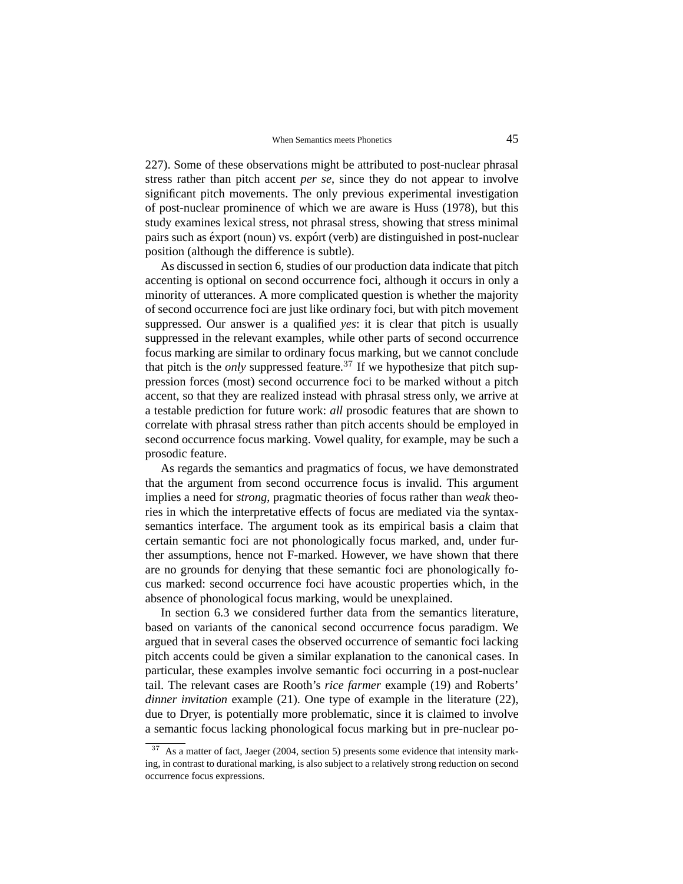227). Some of these observations might be attributed to post-nuclear phrasal stress rather than pitch accent *per se*, since they do not appear to involve significant pitch movements. The only previous experimental investigation of post-nuclear prominence of which we are aware is Huss (1978), but this study examines lexical stress, not phrasal stress, showing that stress minimal pairs such as éxport (noun) vs. expórt (verb) are distinguished in post-nuclear position (although the difference is subtle).

As discussed in section 6, studies of our production data indicate that pitch accenting is optional on second occurrence foci, although it occurs in only a minority of utterances. A more complicated question is whether the majority of second occurrence foci are just like ordinary foci, but with pitch movement suppressed. Our answer is a qualified *yes*: it is clear that pitch is usually suppressed in the relevant examples, while other parts of second occurrence focus marking are similar to ordinary focus marking, but we cannot conclude that pitch is the *only* suppressed feature.[37] If we hypothesize that pitch suppression forces (most) second occurrence foci to be marked without a pitch accent, so that they are realized instead with phrasal stress only, we arrive at a testable prediction for future work: *all* prosodic features that are shown to correlate with phrasal stress rather than pitch accents should be employed in second occurrence focus marking. Vowel quality, for example, may be such a prosodic feature.

As regards the semantics and pragmatics of focus, we have demonstrated that the argument from second occurrence focus is invalid. This argument implies a need for *strong*, pragmatic theories of focus rather than *weak* theories in which the interpretative effects of focus are mediated via the syntax-semantics interface. The argument took as its empirical basis a claim that certain semantic foci are not phonologically focus marked, and, under further assumptions, hence not F-marked. However, we have shown that there are no grounds for denying that these semantic foci are phonologically focus marked: second occurrence foci have acoustic properties which, in the absence of phonological focus marking, would be unexplained.

In section 6.3 we considered further data from the semantics literature, based on variants of the canonical second occurrence focus paradigm. We argued that in several cases the observed occurrence of semantic foci lacking pitch accents could be given a similar explanation to the canonical cases. In particular, these examples involve semantic foci occurring in a post-nuclear tail. The relevant cases are Rooth's *rice farmer* example (19) and Roberts' *dinner invitation* example (21). One type of example in the literature (22), due to Dryer, is potentially more problematic, since it is claimed to involve a semantic focus lacking phonological focus marking but in pre-nuclear po-

[37] As a matter of fact, Jaeger (2004, section 5) presents some evidence that intensity marking, in contrast to durational marking, is also subject to a relatively strong reduction on second occurrence focus expressions.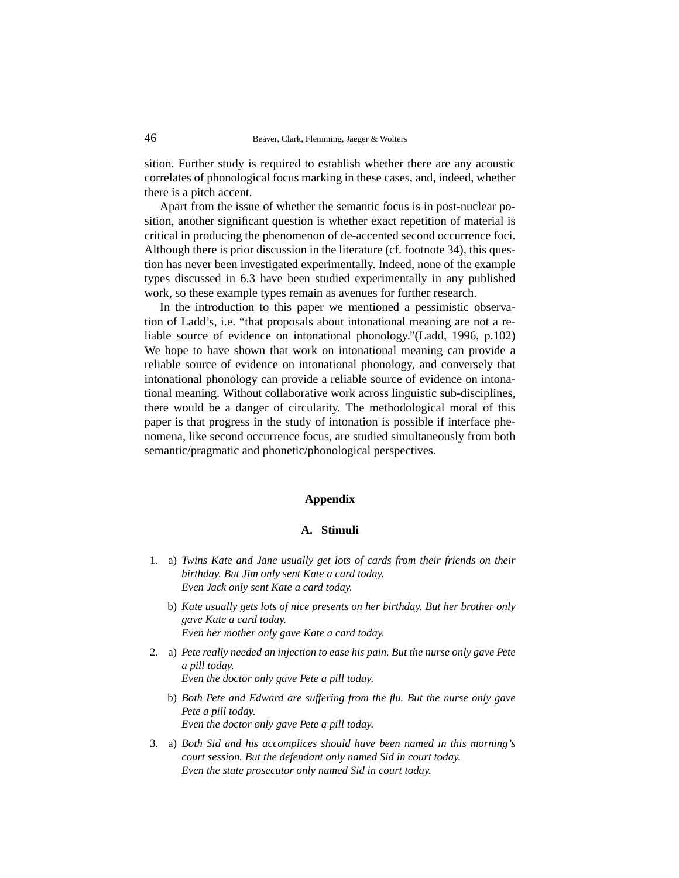sition. Further study is required to establish whether there are any acoustic correlates of phonological focus marking in these cases, and, indeed, whether there is a pitch accent.

Apart from the issue of whether the semantic focus is in post-nuclear position, another significant question is whether exact repetition of material is critical in producing the phenomenon of de-accented second occurrence foci. Although there is prior discussion in the literature (cf. footnote 34), this question has never been investigated experimentally. Indeed, none of the example types discussed in 6.3 have been studied experimentally in any published work, so these example types remain as avenues for further research.

In the introduction to this paper we mentioned a pessimistic observation of Ladd's, i.e. "that proposals about intonational meaning are not a reliable source of evidence on intonational phonology."(Ladd, 1996, p.102) We hope to have shown that work on intonational meaning can provide a reliable source of evidence on intonational phonology, and conversely that intonational phonology can provide a reliable source of evidence on intonational meaning. Without collaborative work across linguistic sub-disciplines, there would be a danger of circularity. The methodological moral of this paper is that progress in the study of intonation is possible if interface phenomena, like second occurrence focus, are studied simultaneously from both semantic/pragmatic and phonetic/phonological perspectives.

## Appendix

### A. Stimuli

1. a) *Twins Kate and Jane usually get lots of cards from their friends on their birthday. But Jim only sent Kate a card today.*
   *Even Jack only sent Kate a card today.*

   b) *Kate usually gets lots of nice presents on her birthday. But her brother only gave Kate a card today.*
   *Even her mother only gave Kate a card today.*

2. a) *Pete really needed an injection to ease his pain. But the nurse only gave Pete a pill today.*
   *Even the doctor only gave Pete a pill today.*

   b) *Both Pete and Edward are suffering from the flu. But the nurse only gave Pete a pill today.*
   *Even the doctor only gave Pete a pill today.*

3. a) *Both Sid and his accomplices should have been named in this morning's court session. But the defendant only named Sid in court today.*
   *Even the state prosecutor only named Sid in court today.*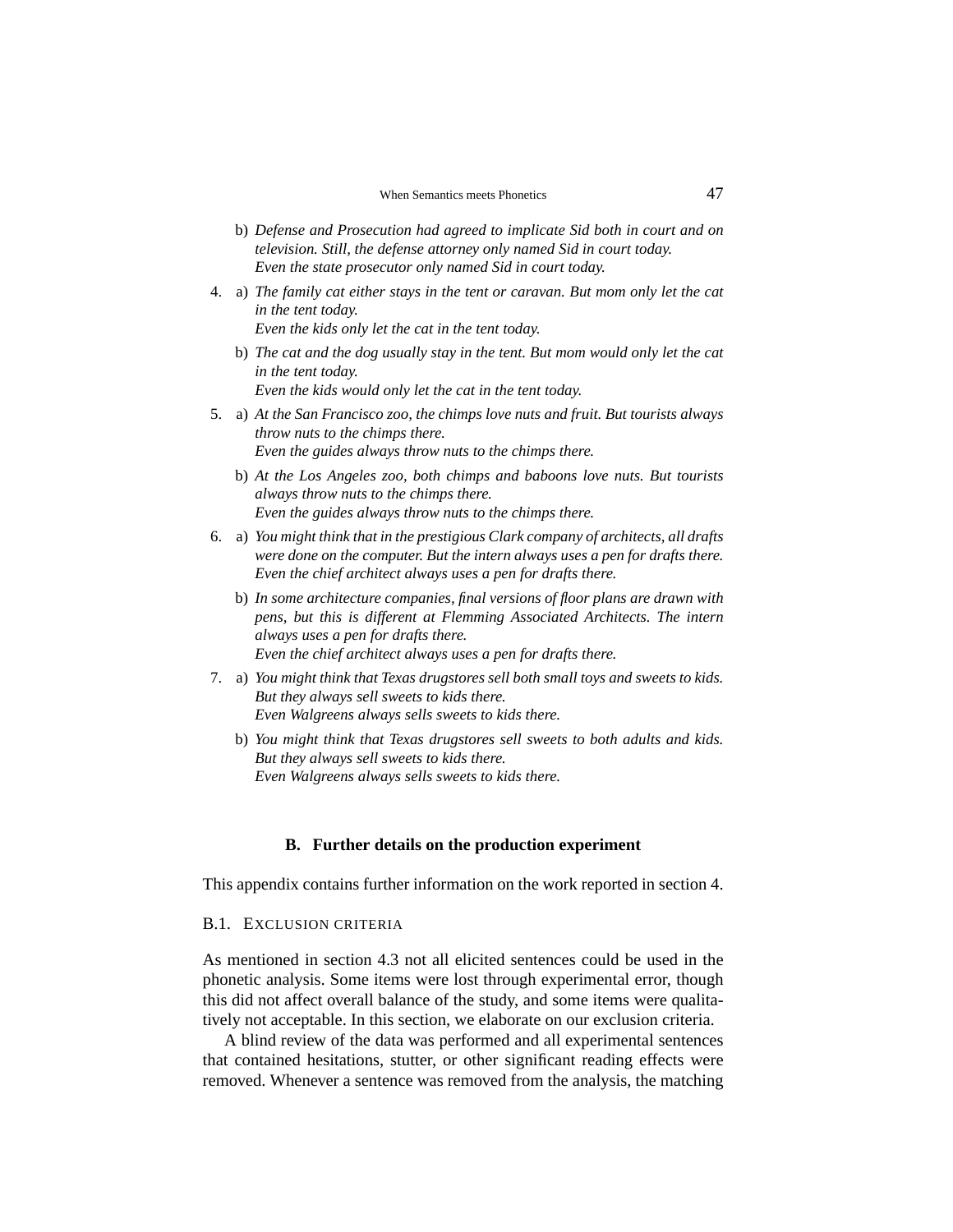b) *Defense and Prosecution had agreed to implicate Sid both in court and on television. Still, the defense attorney only named Sid in court today.*
   *Even the state prosecutor only named Sid in court today.*

4. a) *The family cat either stays in the tent or caravan. But mom only let the cat in the tent today.*
   *Even the kids only let the cat in the tent today.*

   b) *The cat and the dog usually stay in the tent. But mom would only let the cat in the tent today.*
   *Even the kids would only let the cat in the tent today.*

5. a) *At the San Francisco zoo, the chimps love nuts and fruit. But tourists always throw nuts to the chimps there.*
   *Even the guides always throw nuts to the chimps there.*

   b) *At the Los Angeles zoo, both chimps and baboons love nuts. But tourists always throw nuts to the chimps there.*
   *Even the guides always throw nuts to the chimps there.*

6. a) *You might think that in the prestigious Clark company of architects, all drafts were done on the computer. But the intern always uses a pen for drafts there.*
   *Even the chief architect always uses a pen for drafts there.*

   b) *In some architecture companies, final versions of floor plans are drawn with pens, but this is different at Flemming Associated Architects. The intern always uses a pen for drafts there.*
   *Even the chief architect always uses a pen for drafts there.*

7. a) *You might think that Texas drugstores sell both small toys and sweets to kids. But they always sell sweets to kids there.*
   *Even Walgreens always sells sweets to kids there.*

   b) *You might think that Texas drugstores sell sweets to both adults and kids. But they always sell sweets to kids there.*
   *Even Walgreens always sells sweets to kids there.*

## B. Further details on the production experiment

This appendix contains further information on the work reported in section 4.

### B.1. Exclusion criteria

As mentioned in section 4.3 not all elicited sentences could be used in the phonetic analysis. Some items were lost through experimental error, though this did not affect overall balance of the study, and some items were qualitatively not acceptable. In this section, we elaborate on our exclusion criteria.

A blind review of the data was performed and all experimental sentences that contained hesitations, stutter, or other significant reading effects were removed. Whenever a sentence was removed from the analysis, the matching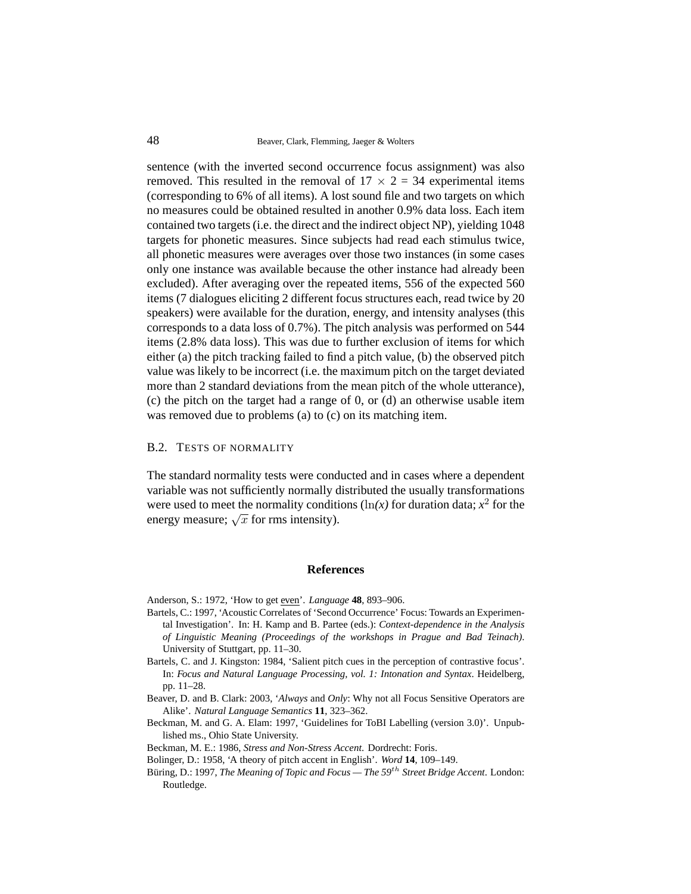sentence (with the inverted second occurrence focus assignment) was also removed. This resulted in the removal of $17 \times 2 = 34$ experimental items (corresponding to 6% of all items). A lost sound file and two targets on which no measures could be obtained resulted in another 0.9% data loss. Each item contained two targets (i.e. the direct and the indirect object NP), yielding 1048 targets for phonetic measures. Since subjects had read each stimulus twice, all phonetic measures were averages over those two instances (in some cases only one instance was available because the other instance had already been excluded). After averaging over the repeated items, 556 of the expected 560 items (7 dialogues eliciting 2 different focus structures each, read twice by 20 speakers) were available for the duration, energy, and intensity analyses (this corresponds to a data loss of 0.7%). The pitch analysis was performed on 544 items (2.8% data loss). This was due to further exclusion of items for which either (a) the pitch tracking failed to find a pitch value, (b) the observed pitch value was likely to be incorrect (i.e. the maximum pitch on the target deviated more than 2 standard deviations from the mean pitch of the whole utterance), (c) the pitch on the target had a range of 0, or (d) an otherwise usable item was removed due to problems (a) to (c) on its matching item.

## B.2. Tests of normality

The standard normality tests were conducted and in cases where a dependent variable was not sufficiently normally distributed the usually transformations were used to meet the normality conditions ($\ln(x)$ for duration data; $x^2$ for the energy measure; $\sqrt{x}$ for rms intensity).

## References

Anderson, S.: 1972, 'How to get even'. *Language* **48**, 893–906.

Bartels, C.: 1997, 'Acoustic Correlates of 'Second Occurrence' Focus: Towards an Experimental Investigation'. In: H. Kamp and B. Partee (eds.): *Context-dependence in the Analysis of Linguistic Meaning (Proceedings of the workshops in Prague and Bad Teinach)*. University of Stuttgart, pp. 11–30.

Bartels, C. and J. Kingston: 1984, 'Salient pitch cues in the perception of contrastive focus'. In: *Focus and Natural Language Processing, vol. 1: Intonation and Syntax*. Heidelberg, pp. 11–28.

Beaver, D. and B. Clark: 2003, '*Always* and *Only*: Why not all Focus Sensitive Operators are Alike'. *Natural Language Semantics* **11**, 323–362.

Beckman, M. and G. A. Elam: 1997, 'Guidelines for ToBI Labelling (version 3.0)'. Unpublished ms., Ohio State University.

Beckman, M. E.: 1986, *Stress and Non-Stress Accent*. Dordrecht: Foris.

Bolinger, D.: 1958, 'A theory of pitch accent in English'. *Word* **14**, 109–149.

Büring, D.: 1997, *The Meaning of Topic and Focus — The 59$^{th}$ Street Bridge Accent*. London: Routledge.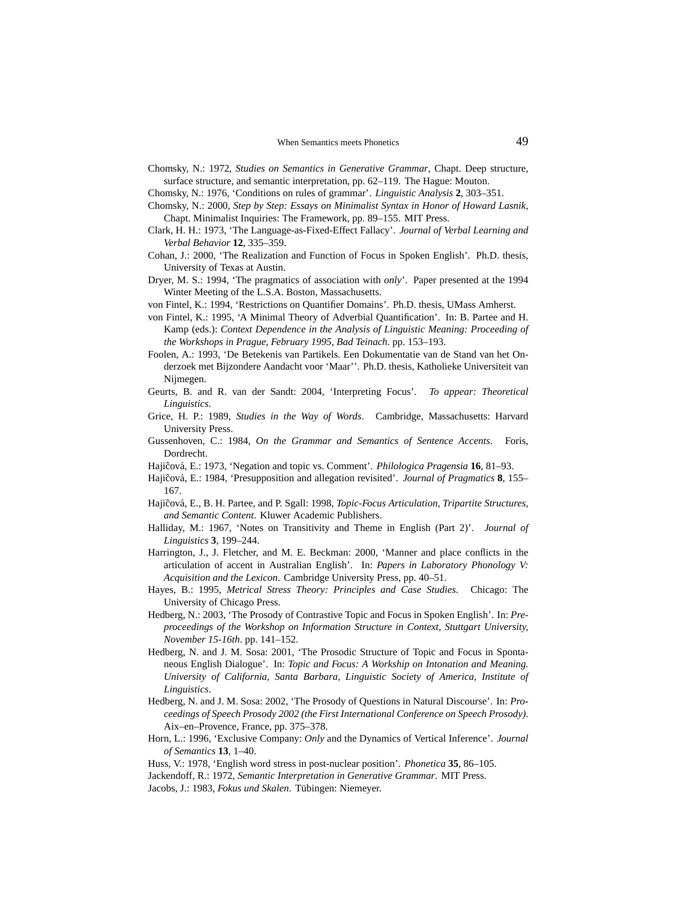Chomsky, N.: 1972, *Studies on Semantics in Generative Grammar*, Chapt. Deep structure, surface structure, and semantic interpretation, pp. 62–119. The Hague: Mouton.

Chomsky, N.: 1976, 'Conditions on rules of grammar'. *Linguistic Analysis* **2**, 303–351.

Chomsky, N.: 2000, *Step by Step: Essays on Minimalist Syntax in Honor of Howard Lasnik*, Chapt. Minimalist Inquiries: The Framework, pp. 89–155. MIT Press.

Clark, H. H.: 1973, 'The Language-as-Fixed-Effect Fallacy'. *Journal of Verbal Learning and Verbal Behavior* **12**, 335–359.

Cohan, J.: 2000, 'The Realization and Function of Focus in Spoken English'. Ph.D. thesis, University of Texas at Austin.

Dryer, M. S.: 1994, 'The pragmatics of association with *only*'. Paper presented at the 1994 Winter Meeting of the L.S.A. Boston, Massachusetts.

von Fintel, K.: 1994, 'Restrictions on Quantifier Domains'. Ph.D. thesis, UMass Amherst.

von Fintel, K.: 1995, 'A Minimal Theory of Adverbial Quantification'. In: B. Partee and H. Kamp (eds.): *Context Dependence in the Analysis of Linguistic Meaning: Proceeding of the Workshops in Prague, February 1995, Bad Teinach*. pp. 153–193.

Foolen, A.: 1993, 'De Betekenis van Partikels. Een Dokumentatie van de Stand van het Onderzoek met Bijzondere Aandacht voor 'Maar''. Ph.D. thesis, Katholieke Universiteit van Nijmegen.

Geurts, B. and R. van der Sandt: 2004, 'Interpreting Focus'. *To appear: Theoretical Linguistics*.

Grice, H. P.: 1989, *Studies in the Way of Words*. Cambridge, Massachusetts: Harvard University Press.

Gussenhoven, C.: 1984, *On the Grammar and Semantics of Sentence Accents*. Foris, Dordrecht.

Hajiĉová, E.: 1973, 'Negation and topic vs. Comment'. *Philologica Pragensia* **16**, 81–93.

Hajiĉová, E.: 1984, 'Presupposition and allegation revisited'. *Journal of Pragmatics* **8**, 155–167.

Hajiĉová, E., B. H. Partee, and P. Sgall: 1998, *Topic-Focus Articulation, Tripartite Structures, and Semantic Content*. Kluwer Academic Publishers.

Halliday, M.: 1967, 'Notes on Transitivity and Theme in English (Part 2)'. *Journal of Linguistics* **3**, 199–244.

Harrington, J., J. Fletcher, and M. E. Beckman: 2000, 'Manner and place conflicts in the articulation of accent in Australian English'. In: *Papers in Laboratory Phonology V: Acquisition and the Lexicon*. Cambridge University Press, pp. 40–51.

Hayes, B.: 1995, *Metrical Stress Theory: Principles and Case Studies*. Chicago: The University of Chicago Press.

Hedberg, N.: 2003, 'The Prosody of Contrastive Topic and Focus in Spoken English'. In: *Preproceedings of the Workshop on Information Structure in Context, Stuttgart University, November 15-16th*. pp. 141–152.

Hedberg, N. and J. M. Sosa: 2001, 'The Prosodic Structure of Topic and Focus in Spontaneous English Dialogue'. In: *Topic and Focus: A Workship on Intonation and Meaning. University of California, Santa Barbara, Linguistic Society of America, Institute of Linguistics*.

Hedberg, N. and J. M. Sosa: 2002, 'The Prosody of Questions in Natural Discourse'. In: *Proceedings of Speech Prosody 2002 (the First International Conference on Speech Prosody)*. Aix–en–Provence, France, pp. 375–378.

Horn, L.: 1996, 'Exclusive Company: *Only* and the Dynamics of Vertical Inference'. *Journal of Semantics* **13**, 1–40.

Huss, V.: 1978, 'English word stress in post-nuclear position'. *Phonetica* **35**, 86–105.

Jackendoff, R.: 1972, *Semantic Interpretation in Generative Grammar*. MIT Press.

Jacobs, J.: 1983, *Fokus und Skalen*. Tübingen: Niemeyer.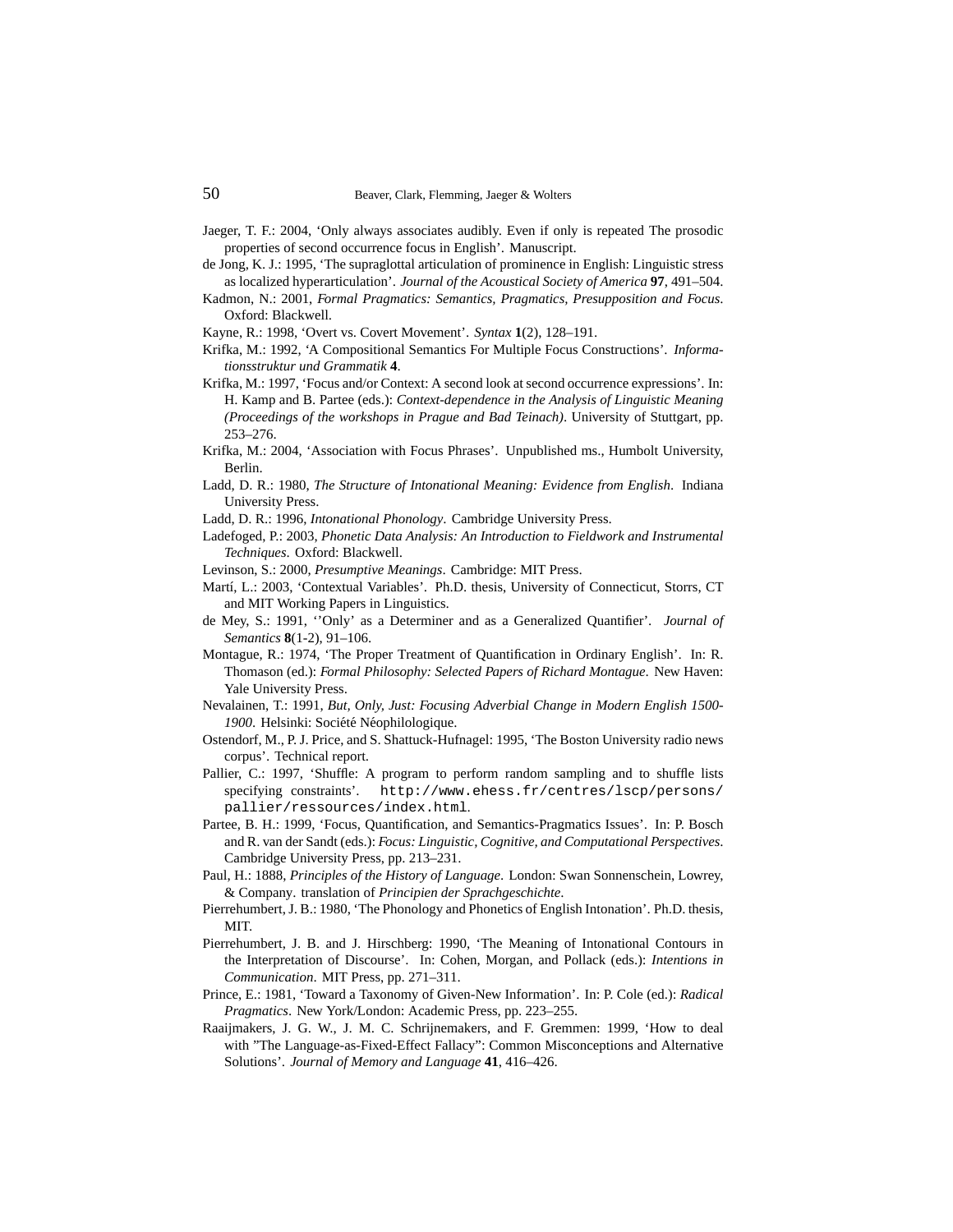Jaeger, T. F.: 2004, 'Only always associates audibly. Even if only is repeated The prosodic properties of second occurrence focus in English'. Manuscript.

de Jong, K. J.: 1995, 'The supraglottal articulation of prominence in English: Linguistic stress as localized hyperarticulation'. *Journal of the Acoustical Society of America* **97**, 491–504.

Kadmon, N.: 2001, *Formal Pragmatics: Semantics, Pragmatics, Presupposition and Focus*. Oxford: Blackwell.

Kayne, R.: 1998, 'Overt vs. Covert Movement'. *Syntax* **1**(2), 128–191.

Krifka, M.: 1992, 'A Compositional Semantics For Multiple Focus Constructions'. *Informationsstruktur und Grammatik* **4**.

Krifka, M.: 1997, 'Focus and/or Context: A second look at second occurrence expressions'. In: H. Kamp and B. Partee (eds.): *Context-dependence in the Analysis of Linguistic Meaning (Proceedings of the workshops in Prague and Bad Teinach)*. University of Stuttgart, pp. 253–276.

Krifka, M.: 2004, 'Association with Focus Phrases'. Unpublished ms., Humbolt University, Berlin.

Ladd, D. R.: 1980, *The Structure of Intonational Meaning: Evidence from English*. Indiana University Press.

Ladd, D. R.: 1996, *Intonational Phonology*. Cambridge University Press.

Ladefoged, P.: 2003, *Phonetic Data Analysis: An Introduction to Fieldwork and Instrumental Techniques*. Oxford: Blackwell.

Levinson, S.: 2000, *Presumptive Meanings*. Cambridge: MIT Press.

Martí, L.: 2003, 'Contextual Variables'. Ph.D. thesis, University of Connecticut, Storrs, CT and MIT Working Papers in Linguistics.

de Mey, S.: 1991, ''Only' as a Determiner and as a Generalized Quantifier'. *Journal of Semantics* **8**(1-2), 91–106.

Montague, R.: 1974, 'The Proper Treatment of Quantification in Ordinary English'. In: R. Thomason (ed.): *Formal Philosophy: Selected Papers of Richard Montague*. New Haven: Yale University Press.

Nevalainen, T.: 1991, *But, Only, Just: Focusing Adverbial Change in Modern English 1500-1900*. Helsinki: Société Néophilologique.

Ostendorf, M., P. J. Price, and S. Shattuck-Hufnagel: 1995, 'The Boston University radio news corpus'. Technical report.

Pallier, C.: 1997, 'Shuffle: A program to perform random sampling and to shuffle lists specifying constraints'. `http://www.ehess.fr/centres/lscp/persons/pallier/ressources/index.html`.

Partee, B. H.: 1999, 'Focus, Quantification, and Semantics-Pragmatics Issues'. In: P. Bosch and R. van der Sandt (eds.): *Focus: Linguistic, Cognitive, and Computational Perspectives*. Cambridge University Press, pp. 213–231.

Paul, H.: 1888, *Principles of the History of Language*. London: Swan Sonnenschein, Lowrey, & Company. translation of *Principien der Sprachgeschichte*.

Pierrehumbert, J. B.: 1980, 'The Phonology and Phonetics of English Intonation'. Ph.D. thesis, MIT.

Pierrehumbert, J. B. and J. Hirschberg: 1990, 'The Meaning of Intonational Contours in the Interpretation of Discourse'. In: Cohen, Morgan, and Pollack (eds.): *Intentions in Communication*. MIT Press, pp. 271–311.

Prince, E.: 1981, 'Toward a Taxonomy of Given-New Information'. In: P. Cole (ed.): *Radical Pragmatics*. New York/London: Academic Press, pp. 223–255.

Raaijmakers, J. G. W., J. M. C. Schrijnemakers, and F. Gremmen: 1999, 'How to deal with "The Language-as-Fixed-Effect Fallacy": Common Misconceptions and Alternative Solutions'. *Journal of Memory and Language* **41**, 416–426.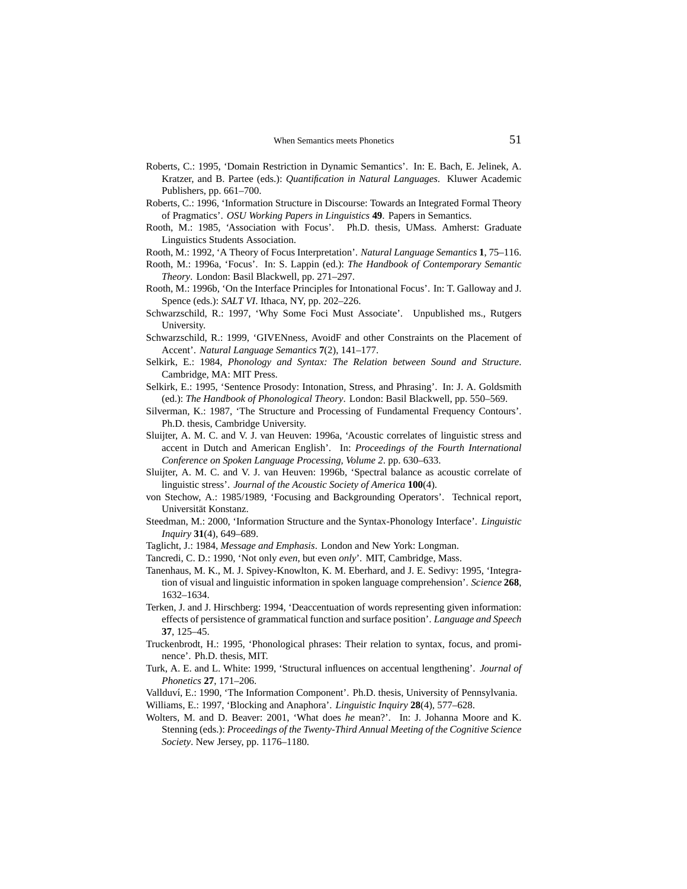Roberts, C.: 1995, 'Domain Restriction in Dynamic Semantics'. In: E. Bach, E. Jelinek, A. Kratzer, and B. Partee (eds.): *Quantification in Natural Languages*. Kluwer Academic Publishers, pp. 661–700.

Roberts, C.: 1996, 'Information Structure in Discourse: Towards an Integrated Formal Theory of Pragmatics'. *OSU Working Papers in Linguistics* **49**. Papers in Semantics.

Rooth, M.: 1985, 'Association with Focus'. Ph.D. thesis, UMass. Amherst: Graduate Linguistics Students Association.

Rooth, M.: 1992, 'A Theory of Focus Interpretation'. *Natural Language Semantics* **1**, 75–116.

Rooth, M.: 1996a, 'Focus'. In: S. Lappin (ed.): *The Handbook of Contemporary Semantic Theory*. London: Basil Blackwell, pp. 271–297.

Rooth, M.: 1996b, 'On the Interface Principles for Intonational Focus'. In: T. Galloway and J. Spence (eds.): *SALT VI*. Ithaca, NY, pp. 202–226.

Schwarzschild, R.: 1997, 'Why Some Foci Must Associate'. Unpublished ms., Rutgers University.

Schwarzschild, R.: 1999, 'GIVENness, AvoidF and other Constraints on the Placement of Accent'. *Natural Language Semantics* **7**(2), 141–177.

Selkirk, E.: 1984, *Phonology and Syntax: The Relation between Sound and Structure*. Cambridge, MA: MIT Press.

Selkirk, E.: 1995, 'Sentence Prosody: Intonation, Stress, and Phrasing'. In: J. A. Goldsmith (ed.): *The Handbook of Phonological Theory*. London: Basil Blackwell, pp. 550–569.

Silverman, K.: 1987, 'The Structure and Processing of Fundamental Frequency Contours'. Ph.D. thesis, Cambridge University.

Sluijter, A. M. C. and V. J. van Heuven: 1996a, 'Acoustic correlates of linguistic stress and accent in Dutch and American English'. In: *Proceedings of the Fourth International Conference on Spoken Language Processing, Volume 2*. pp. 630–633.

Sluijter, A. M. C. and V. J. van Heuven: 1996b, 'Spectral balance as acoustic correlate of linguistic stress'. *Journal of the Acoustic Society of America* **100**(4).

von Stechow, A.: 1985/1989, 'Focusing and Backgrounding Operators'. Technical report, Universität Konstanz.

Steedman, M.: 2000, 'Information Structure and the Syntax-Phonology Interface'. *Linguistic Inquiry* **31**(4), 649–689.

Taglicht, J.: 1984, *Message and Emphasis*. London and New York: Longman.

Tancredi, C. D.: 1990, 'Not only *even*, but even *only*'. MIT, Cambridge, Mass.

Tanenhaus, M. K., M. J. Spivey-Knowlton, K. M. Eberhard, and J. E. Sedivy: 1995, 'Integration of visual and linguistic information in spoken language comprehension'. *Science* **268**, 1632–1634.

Terken, J. and J. Hirschberg: 1994, 'Deaccentuation of words representing given information: effects of persistence of grammatical function and surface position'. *Language and Speech* **37**, 125–45.

Truckenbrodt, H.: 1995, 'Phonological phrases: Their relation to syntax, focus, and prominence'. Ph.D. thesis, MIT.

Turk, A. E. and L. White: 1999, 'Structural influences on accentual lengthening'. *Journal of Phonetics* **27**, 171–206.

Vallduví, E.: 1990, 'The Information Component'. Ph.D. thesis, University of Pennsylvania.

Williams, E.: 1997, 'Blocking and Anaphora'. *Linguistic Inquiry* **28**(4), 577–628.

Wolters, M. and D. Beaver: 2001, 'What does *he* mean?'. In: J. Johanna Moore and K. Stenning (eds.): *Proceedings of the Twenty-Third Annual Meeting of the Cognitive Science Society*. New Jersey, pp. 1176–1180.